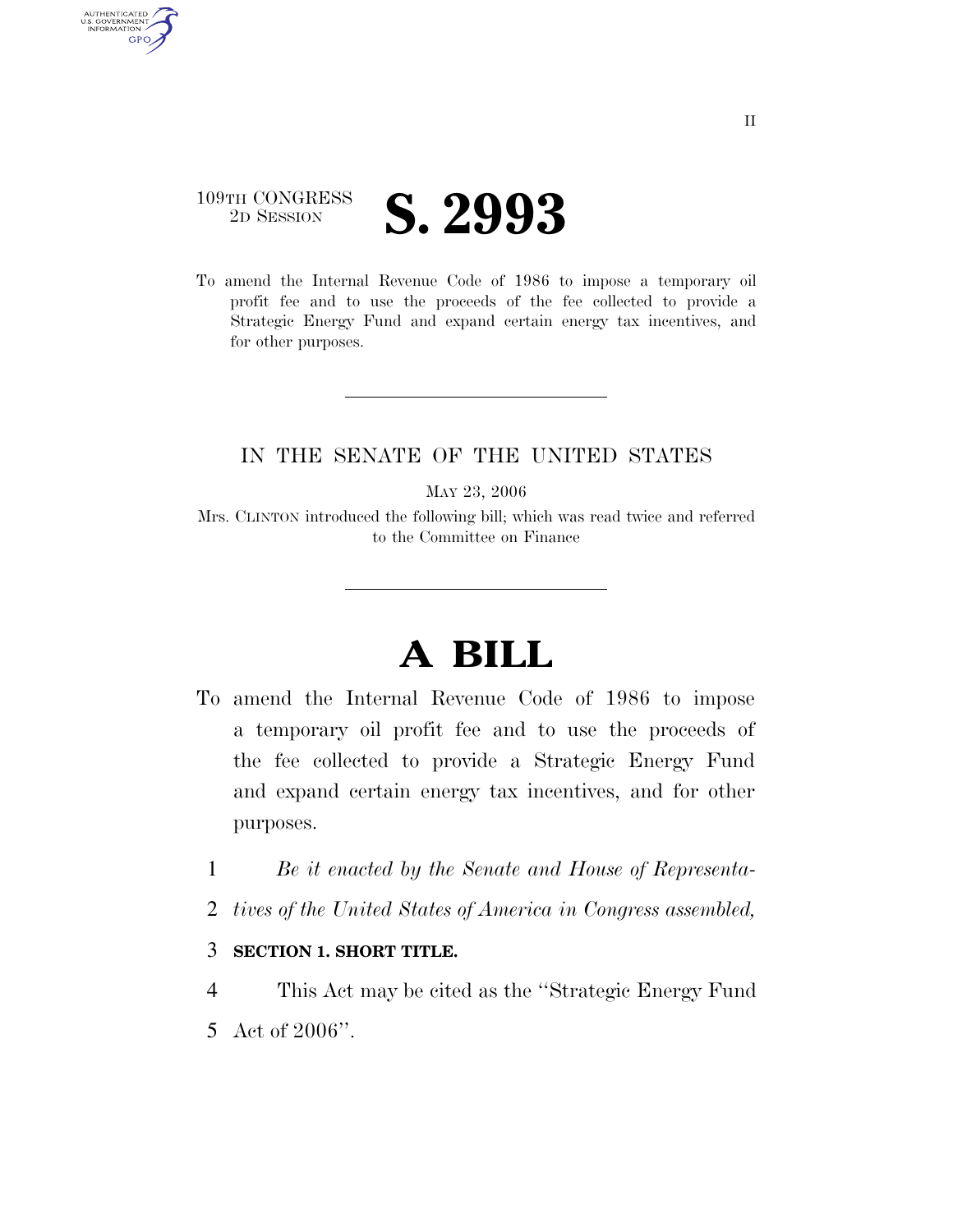109TH CONGRESS
2D SESSION

# S. 2993

To amend the Internal Revenue Code of 1986 to impose a temporary oil profit fee and to use the proceeds of the fee collected to provide a Strategic Energy Fund and expand certain energy tax incentives, and for other purposes.

---

IN THE SENATE OF THE UNITED STATES

MAY 23, 2006

Mrs. CLINTON introduced the following bill; which was read twice and referred to the Committee on Finance

---

# A BILL

To amend the Internal Revenue Code of 1986 to impose a temporary oil profit fee and to use the proceeds of the fee collected to provide a Strategic Energy Fund and expand certain energy tax incentives, and for other purposes.

1 *Be it enacted by the Senate and House of Representa-*
2 *tives of the United States of America in Congress assembled,*

3 **SECTION 1. SHORT TITLE.**

4 This Act may be cited as the ''Strategic Energy Fund
5 Act of 2006''.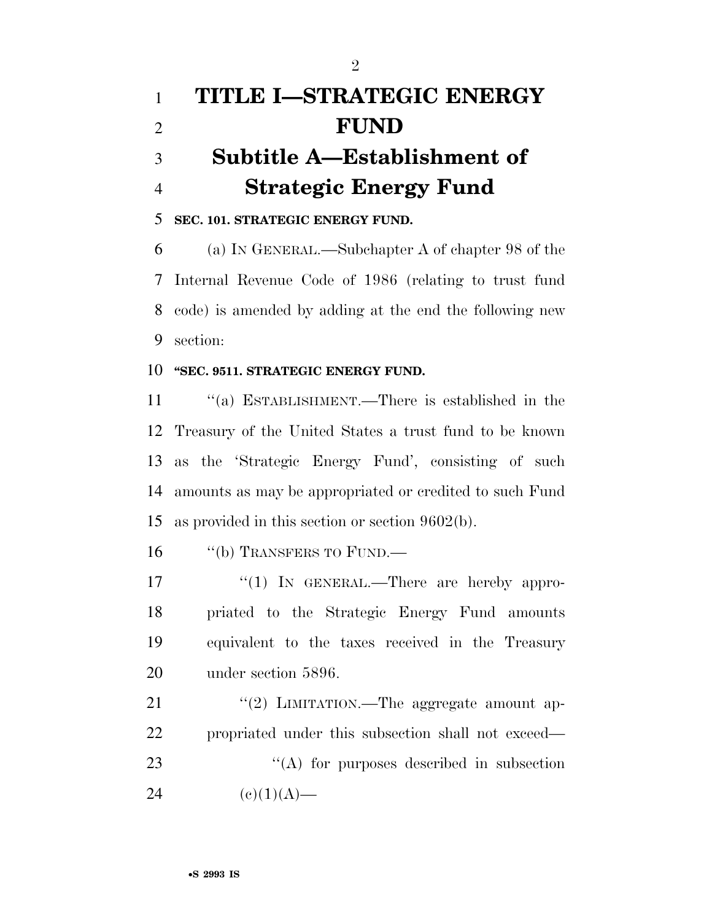# TITLE I—STRATEGIC ENERGY FUND

## Subtitle A—Establishment of Strategic Energy Fund

**SEC. 101. STRATEGIC ENERGY FUND.**

(a) IN GENERAL.—Subchapter A of chapter 98 of the Internal Revenue Code of 1986 (relating to trust fund code) is amended by adding at the end the following new section:

**"SEC. 9511. STRATEGIC ENERGY FUND.**

"(a) ESTABLISHMENT.—There is established in the Treasury of the United States a trust fund to be known as the 'Strategic Energy Fund', consisting of such amounts as may be appropriated or credited to such Fund as provided in this section or section 9602(b).

"(b) TRANSFERS TO FUND.—

"(1) IN GENERAL.—There are hereby appropriated to the Strategic Energy Fund amounts equivalent to the taxes received in the Treasury under section 5896.

"(2) LIMITATION.—The aggregate amount appropriated under this subsection shall not exceed—

"(A) for purposes described in subsection (c)(1)(A)—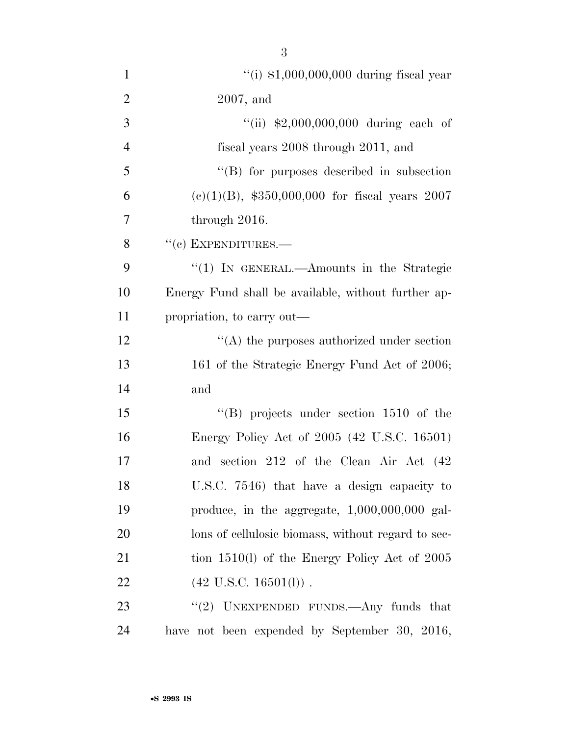''(i) $1,000,000,000 during fiscal year 2007, and

''(ii) $2,000,000,000 during each of fiscal years 2008 through 2011, and

''(B) for purposes described in subsection (c)(1)(B), $350,000,000 for fiscal years 2007 through 2016.

''(c) EXPENDITURES.—

''(1) IN GENERAL.—Amounts in the Strategic Energy Fund shall be available, without further appropriation, to carry out—

''(A) the purposes authorized under section 161 of the Strategic Energy Fund Act of 2006; and

''(B) projects under section 1510 of the Energy Policy Act of 2005 (42 U.S.C. 16501) and section 212 of the Clean Air Act (42 U.S.C. 7546) that have a design capacity to produce, in the aggregate, 1,000,000,000 gallons of cellulosic biomass, without regard to section 1510(l) of the Energy Policy Act of 2005 (42 U.S.C. 16501(l)) .

''(2) UNEXPENDED FUNDS.—Any funds that have not been expended by September 30, 2016,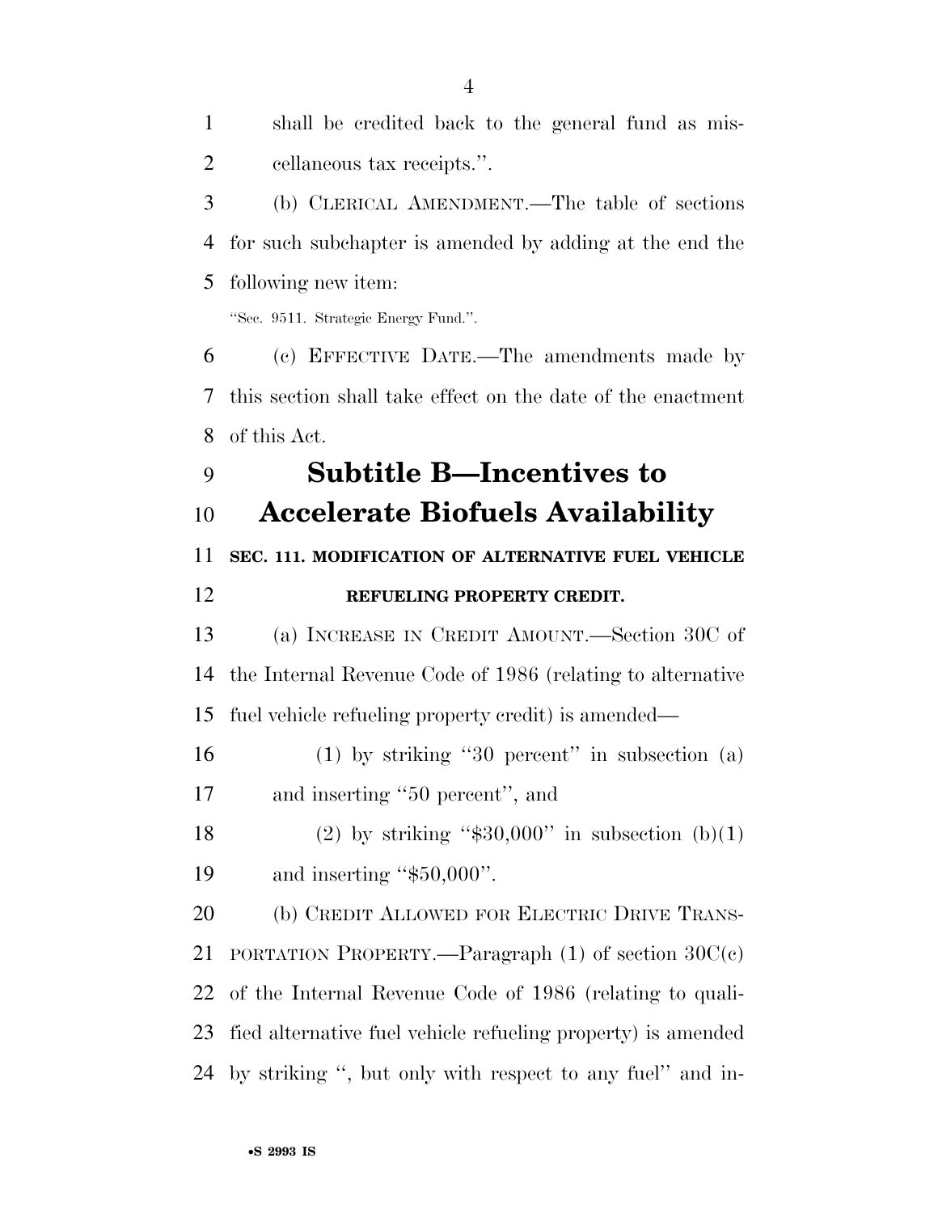shall be credited back to the general fund as miscellaneous tax receipts.''.

(b) CLERICAL AMENDMENT.—The table of sections for such subchapter is amended by adding at the end the following new item:

''Sec. 9511. Strategic Energy Fund.''.

(c) EFFECTIVE DATE.—The amendments made by this section shall take effect on the date of the enactment of this Act.

## Subtitle B—Incentives to Accelerate Biofuels Availability

**SEC. 111. MODIFICATION OF ALTERNATIVE FUEL VEHICLE REFUELING PROPERTY CREDIT.**

(a) INCREASE IN CREDIT AMOUNT.—Section 30C of the Internal Revenue Code of 1986 (relating to alternative fuel vehicle refueling property credit) is amended—

(1) by striking ''30 percent'' in subsection (a) and inserting ''50 percent'', and

(2) by striking ''$30,000'' in subsection (b)(1) and inserting ''$50,000''.

(b) CREDIT ALLOWED FOR ELECTRIC DRIVE TRANSPORTATION PROPERTY.—Paragraph (1) of section 30C(c) of the Internal Revenue Code of 1986 (relating to qualified alternative fuel vehicle refueling property) is amended by striking '', but only with respect to any fuel'' and in-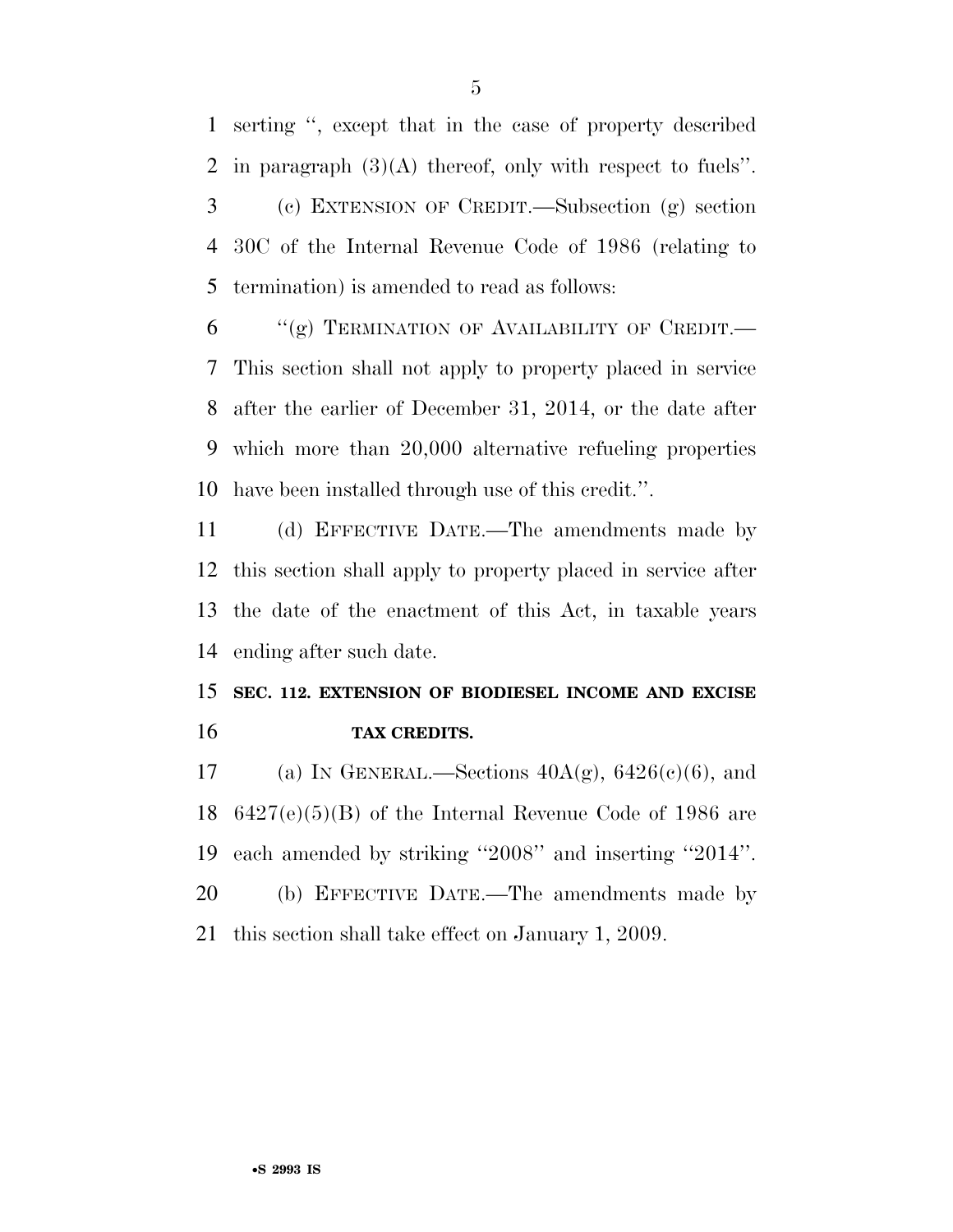serting ", except that in the case of property described in paragraph (3)(A) thereof, only with respect to fuels".

(c) EXTENSION OF CREDIT.—Subsection (g) section 30C of the Internal Revenue Code of 1986 (relating to termination) is amended to read as follows:

"(g) TERMINATION OF AVAILABILITY OF CREDIT.—This section shall not apply to property placed in service after the earlier of December 31, 2014, or the date after which more than 20,000 alternative refueling properties have been installed through use of this credit.".

(d) EFFECTIVE DATE.—The amendments made by this section shall apply to property placed in service after the date of the enactment of this Act, in taxable years ending after such date.

**SEC. 112. EXTENSION OF BIODIESEL INCOME AND EXCISE TAX CREDITS.**

(a) IN GENERAL.—Sections 40A(g), 6426(c)(6), and 6427(e)(5)(B) of the Internal Revenue Code of 1986 are each amended by striking "2008" and inserting "2014".

(b) EFFECTIVE DATE.—The amendments made by this section shall take effect on January 1, 2009.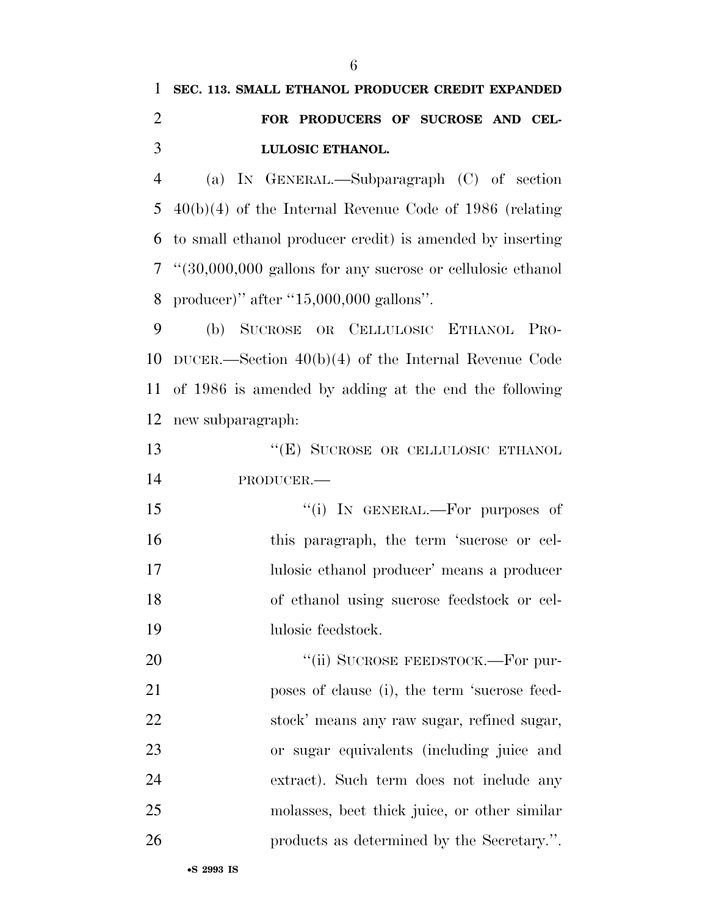**SEC. 113. SMALL ETHANOL PRODUCER CREDIT EXPANDED FOR PRODUCERS OF SUCROSE AND CELLULOSIC ETHANOL.**

(a) IN GENERAL.—Subparagraph (C) of section 40(b)(4) of the Internal Revenue Code of 1986 (relating to small ethanol producer credit) is amended by inserting ''(30,000,000 gallons for any sucrose or cellulosic ethanol producer)'' after ''15,000,000 gallons''.

(b) SUCROSE OR CELLULOSIC ETHANOL PRODUCER.—Section 40(b)(4) of the Internal Revenue Code of 1986 is amended by adding at the end the following new subparagraph:

''(E) SUCROSE OR CELLULOSIC ETHANOL PRODUCER.—

''(i) IN GENERAL.—For purposes of this paragraph, the term 'sucrose or cellulosic ethanol producer' means a producer of ethanol using sucrose feedstock or cellulosic feedstock.

''(ii) SUCROSE FEEDSTOCK.—For purposes of clause (i), the term 'sucrose feedstock' means any raw sugar, refined sugar, or sugar equivalents (including juice and extract). Such term does not include any molasses, beet thick juice, or other similar products as determined by the Secretary.''.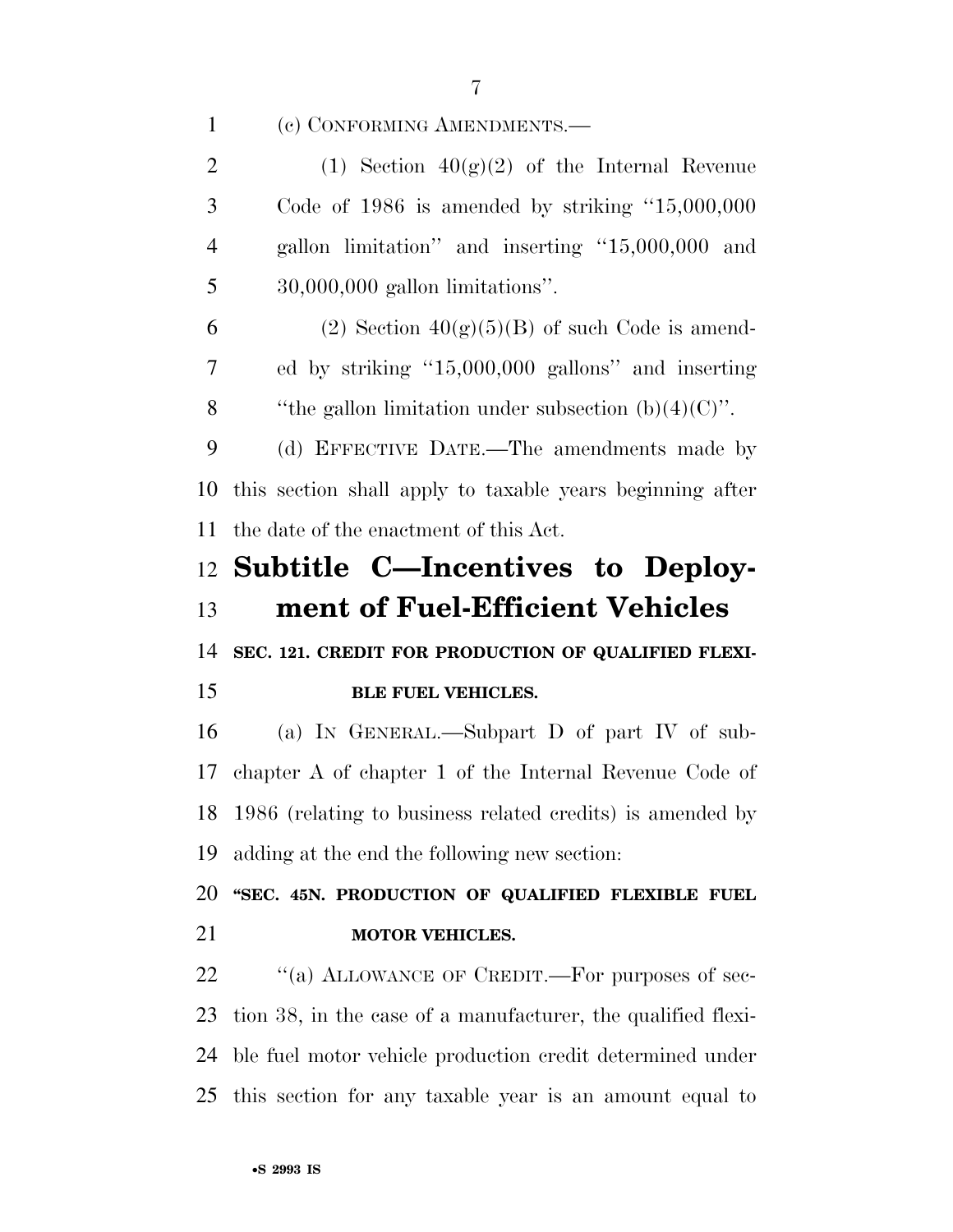(c) CONFORMING AMENDMENTS.—

(1) Section 40(g)(2) of the Internal Revenue Code of 1986 is amended by striking ''15,000,000 gallon limitation'' and inserting ''15,000,000 and 30,000,000 gallon limitations''.

(2) Section 40(g)(5)(B) of such Code is amended by striking ''15,000,000 gallons'' and inserting ''the gallon limitation under subsection (b)(4)(C)''.

(d) EFFECTIVE DATE.—The amendments made by this section shall apply to taxable years beginning after the date of the enactment of this Act.

## Subtitle C—Incentives to Deployment of Fuel-Efficient Vehicles

**SEC. 121. CREDIT FOR PRODUCTION OF QUALIFIED FLEXIBLE FUEL VEHICLES.**

(a) IN GENERAL.—Subpart D of part IV of subchapter A of chapter 1 of the Internal Revenue Code of 1986 (relating to business related credits) is amended by adding at the end the following new section:

**''SEC. 45N. PRODUCTION OF QUALIFIED FLEXIBLE FUEL MOTOR VEHICLES.**

''(a) ALLOWANCE OF CREDIT.—For purposes of section 38, in the case of a manufacturer, the qualified flexible fuel motor vehicle production credit determined under this section for any taxable year is an amount equal to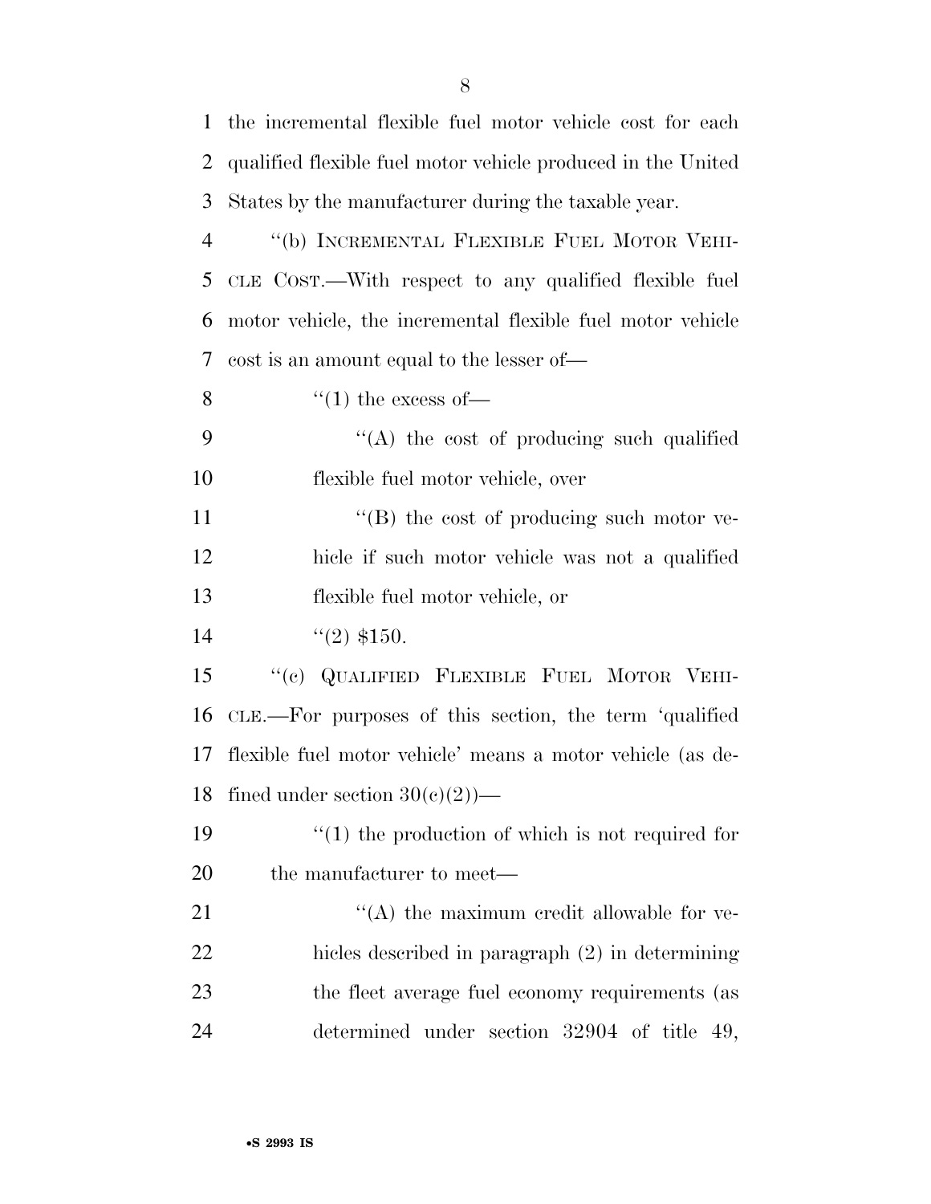the incremental flexible fuel motor vehicle cost for each qualified flexible fuel motor vehicle produced in the United States by the manufacturer during the taxable year.

"(b) INCREMENTAL FLEXIBLE FUEL MOTOR VEHICLE COST.—With respect to any qualified flexible fuel motor vehicle, the incremental flexible fuel motor vehicle cost is an amount equal to the lesser of—

"(1) the excess of—

"(A) the cost of producing such qualified flexible fuel motor vehicle, over

"(B) the cost of producing such motor vehicle if such motor vehicle was not a qualified flexible fuel motor vehicle, or

"(2) $150.

"(c) QUALIFIED FLEXIBLE FUEL MOTOR VEHICLE.—For purposes of this section, the term 'qualified flexible fuel motor vehicle' means a motor vehicle (as defined under section 30(c)(2))—

"(1) the production of which is not required for the manufacturer to meet—

"(A) the maximum credit allowable for vehicles described in paragraph (2) in determining the fleet average fuel economy requirements (as determined under section 32904 of title 49,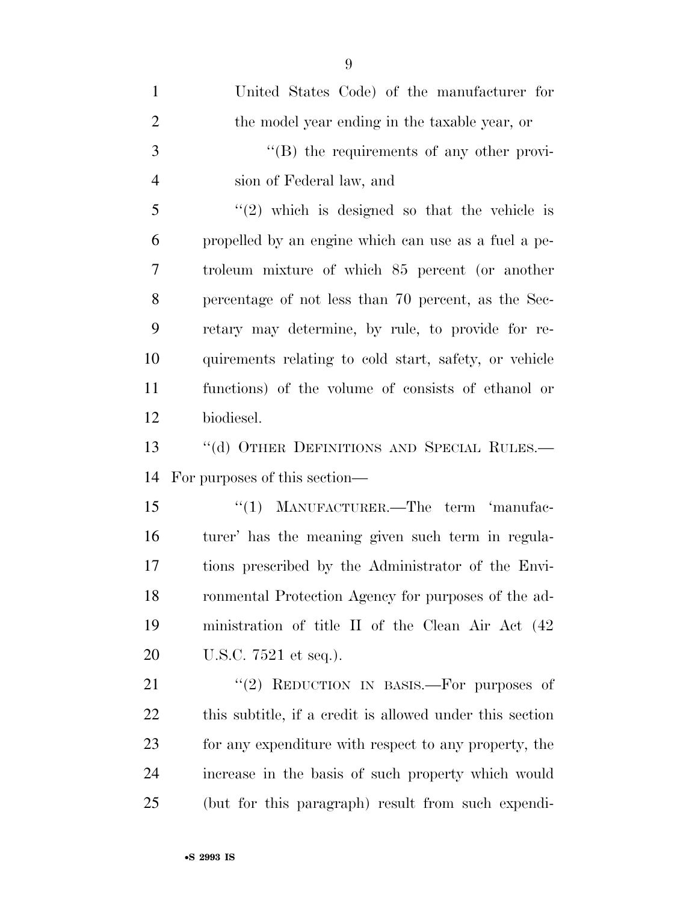United States Code) of the manufacturer for the model year ending in the taxable year, or

"(B) the requirements of any other provision of Federal law, and

"(2) which is designed so that the vehicle is propelled by an engine which can use as a fuel a petroleum mixture of which 85 percent (or another percentage of not less than 70 percent, as the Secretary may determine, by rule, to provide for requirements relating to cold start, safety, or vehicle functions) of the volume of consists of ethanol or biodiesel.

"(d) OTHER DEFINITIONS AND SPECIAL RULES.—For purposes of this section—

"(1) MANUFACTURER.—The term 'manufacturer' has the meaning given such term in regulations prescribed by the Administrator of the Environmental Protection Agency for purposes of the administration of title II of the Clean Air Act (42 U.S.C. 7521 et seq.).

"(2) REDUCTION IN BASIS.—For purposes of this subtitle, if a credit is allowed under this section for any expenditure with respect to any property, the increase in the basis of such property which would (but for this paragraph) result from such expendi-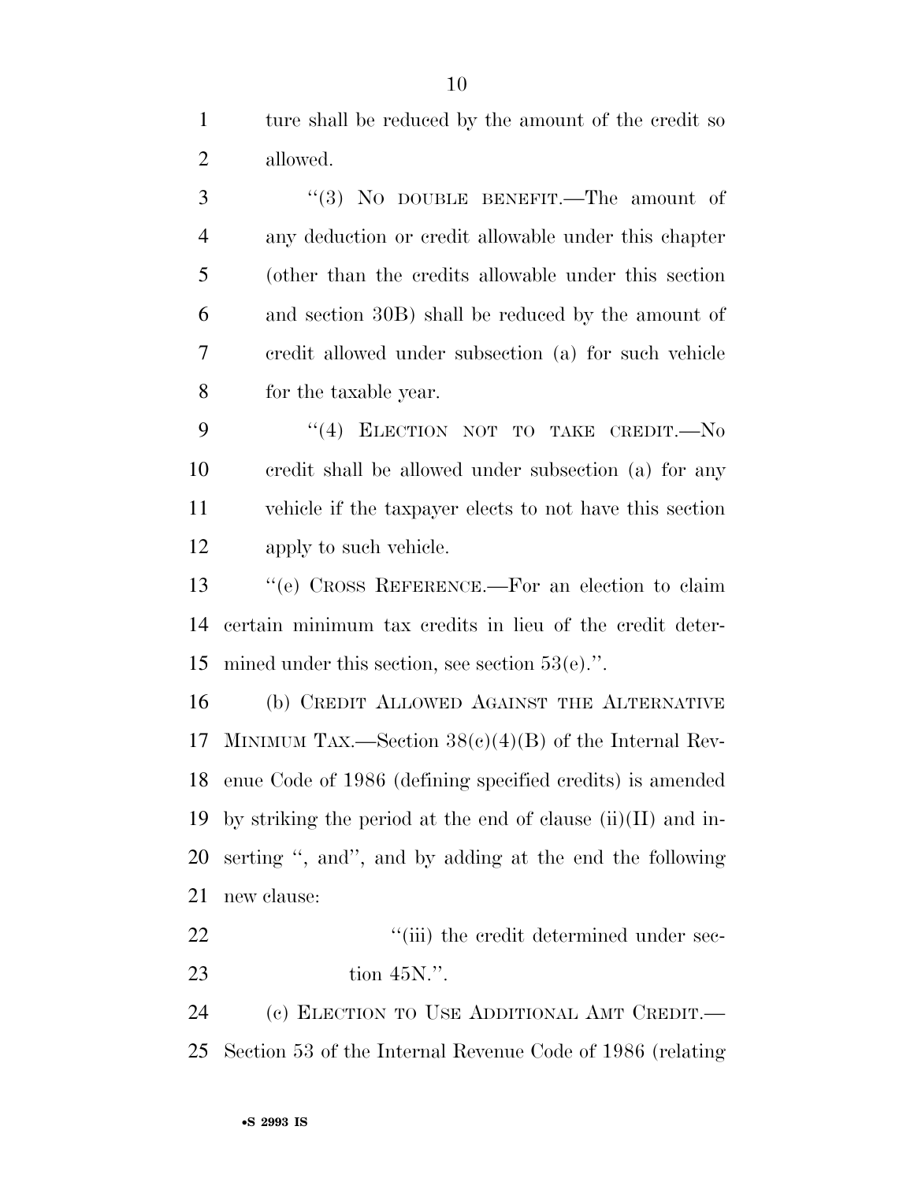ture shall be reduced by the amount of the credit so allowed.

"(3) NO DOUBLE BENEFIT.—The amount of any deduction or credit allowable under this chapter (other than the credits allowable under this section and section 30B) shall be reduced by the amount of credit allowed under subsection (a) for such vehicle for the taxable year.

"(4) ELECTION NOT TO TAKE CREDIT.—No credit shall be allowed under subsection (a) for any vehicle if the taxpayer elects to not have this section apply to such vehicle.

"(e) CROSS REFERENCE.—For an election to claim certain minimum tax credits in lieu of the credit determined under this section, see section 53(e).".

(b) CREDIT ALLOWED AGAINST THE ALTERNATIVE MINIMUM TAX.—Section 38(c)(4)(B) of the Internal Revenue Code of 1986 (defining specified credits) is amended by striking the period at the end of clause (ii)(II) and inserting ", and", and by adding at the end the following new clause:

"(iii) the credit determined under section 45N.".

(c) ELECTION TO USE ADDITIONAL AMT CREDIT.—Section 53 of the Internal Revenue Code of 1986 (relating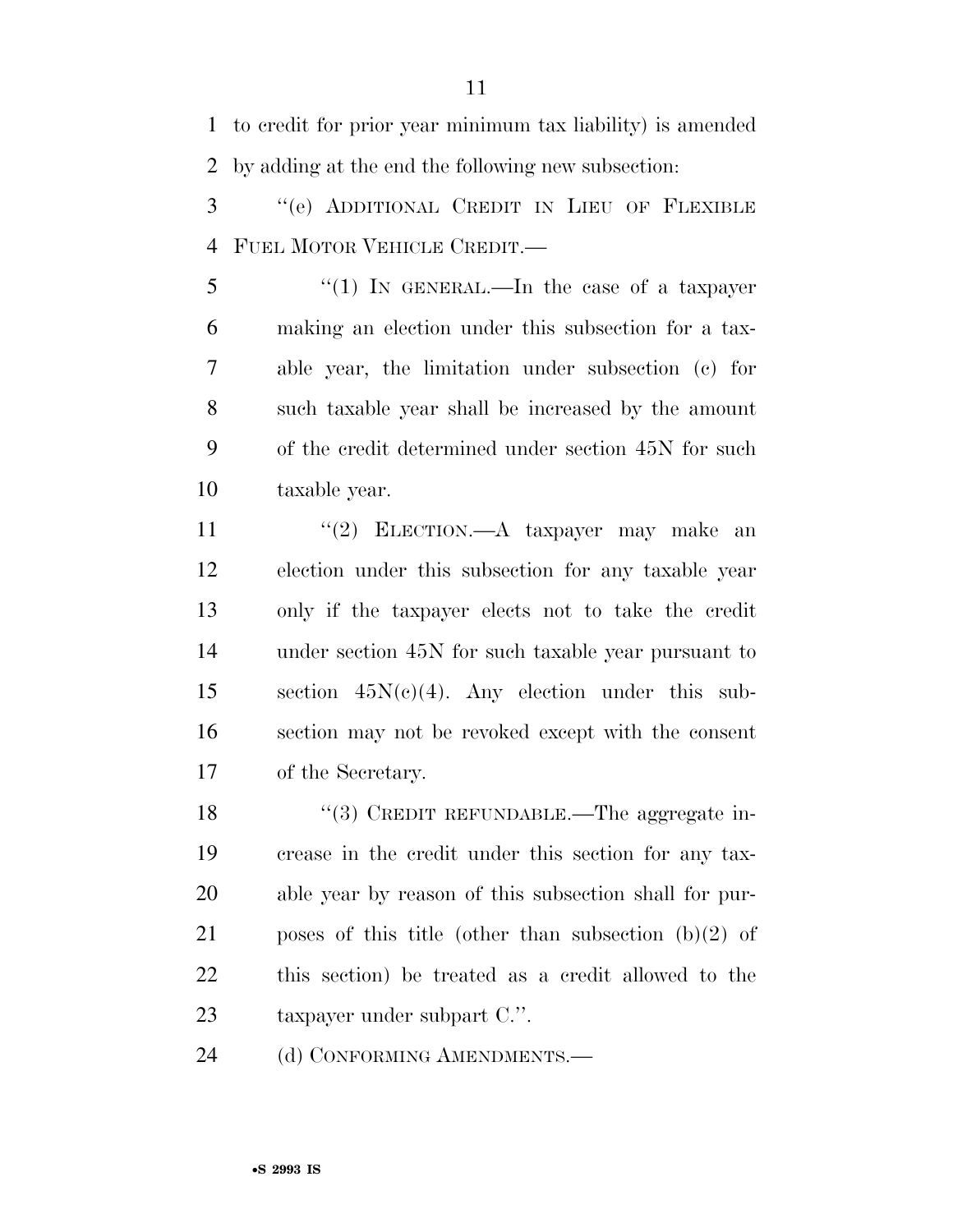to credit for prior year minimum tax liability) is amended by adding at the end the following new subsection:

"(e) ADDITIONAL CREDIT IN LIEU OF FLEXIBLE FUEL MOTOR VEHICLE CREDIT.—

"(1) IN GENERAL.—In the case of a taxpayer making an election under this subsection for a taxable year, the limitation under subsection (c) for such taxable year shall be increased by the amount of the credit determined under section 45N for such taxable year.

"(2) ELECTION.—A taxpayer may make an election under this subsection for any taxable year only if the taxpayer elects not to take the credit under section 45N for such taxable year pursuant to section 45N(c)(4). Any election under this subsection may not be revoked except with the consent of the Secretary.

"(3) CREDIT REFUNDABLE.—The aggregate increase in the credit under this section for any taxable year by reason of this subsection shall for purposes of this title (other than subsection (b)(2) of this section) be treated as a credit allowed to the taxpayer under subpart C.".

(d) CONFORMING AMENDMENTS.—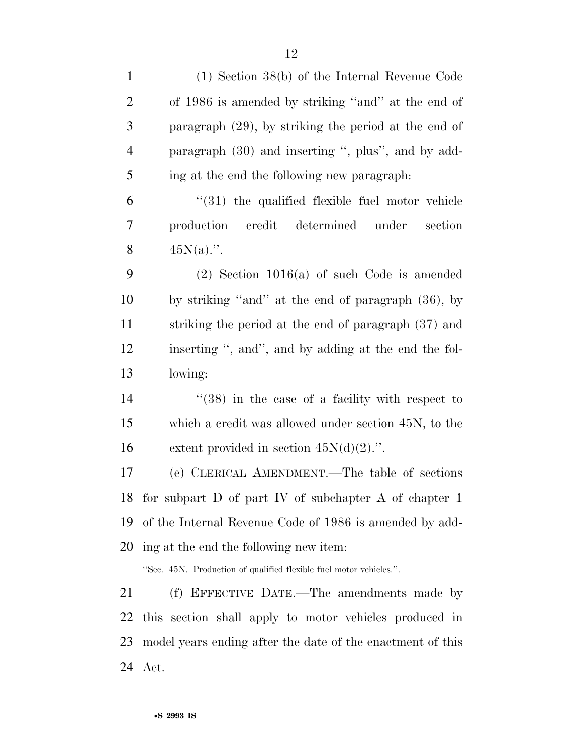(1) Section 38(b) of the Internal Revenue Code of 1986 is amended by striking "and" at the end of paragraph (29), by striking the period at the end of paragraph (30) and inserting ", plus", and by adding at the end the following new paragraph:

"(31) the qualified flexible fuel motor vehicle production credit determined under section 45N(a).".

(2) Section 1016(a) of such Code is amended by striking "and" at the end of paragraph (36), by striking the period at the end of paragraph (37) and inserting ", and", and by adding at the end the following:

"(38) in the case of a facility with respect to which a credit was allowed under section 45N, to the extent provided in section 45N(d)(2).".

(e) CLERICAL AMENDMENT.—The table of sections for subpart D of part IV of subchapter A of chapter 1 of the Internal Revenue Code of 1986 is amended by adding at the end the following new item:

"Sec. 45N. Production of qualified flexible fuel motor vehicles.".

(f) EFFECTIVE DATE.—The amendments made by this section shall apply to motor vehicles produced in model years ending after the date of the enactment of this Act.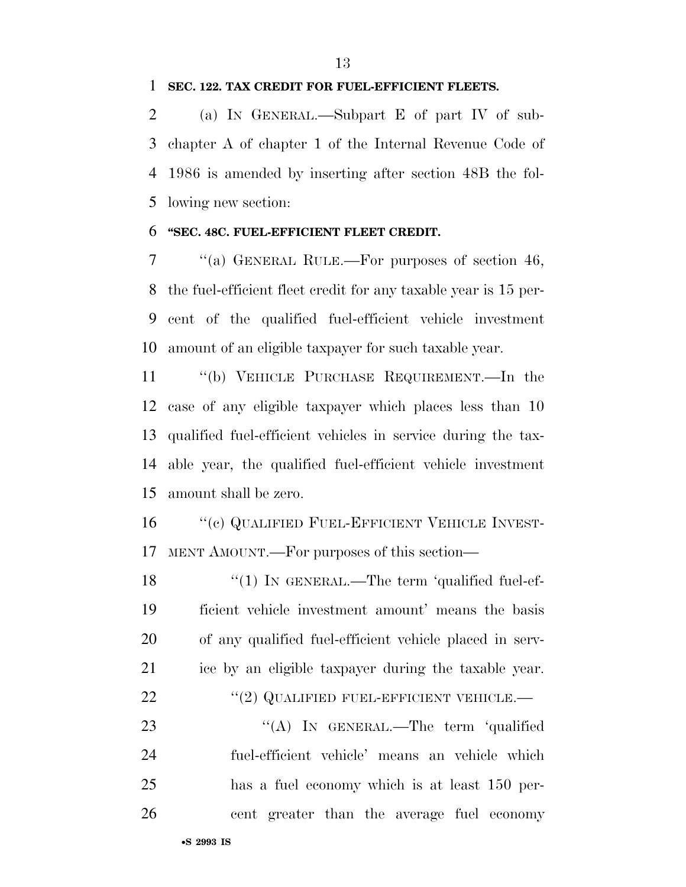**SEC. 122. TAX CREDIT FOR FUEL-EFFICIENT FLEETS.**

(a) IN GENERAL.—Subpart E of part IV of subchapter A of chapter 1 of the Internal Revenue Code of 1986 is amended by inserting after section 48B the following new section:

**"SEC. 48C. FUEL-EFFICIENT FLEET CREDIT.**

"(a) GENERAL RULE.—For purposes of section 46, the fuel-efficient fleet credit for any taxable year is 15 percent of the qualified fuel-efficient vehicle investment amount of an eligible taxpayer for such taxable year.

"(b) VEHICLE PURCHASE REQUIREMENT.—In the case of any eligible taxpayer which places less than 10 qualified fuel-efficient vehicles in service during the taxable year, the qualified fuel-efficient vehicle investment amount shall be zero.

"(c) QUALIFIED FUEL-EFFICIENT VEHICLE INVESTMENT AMOUNT.—For purposes of this section—

"(1) IN GENERAL.—The term 'qualified fuel-efficient vehicle investment amount' means the basis of any qualified fuel-efficient vehicle placed in service by an eligible taxpayer during the taxable year.

"(2) QUALIFIED FUEL-EFFICIENT VEHICLE.—

"(A) IN GENERAL.—The term 'qualified fuel-efficient vehicle' means an vehicle which has a fuel economy which is at least 150 percent greater than the average fuel economy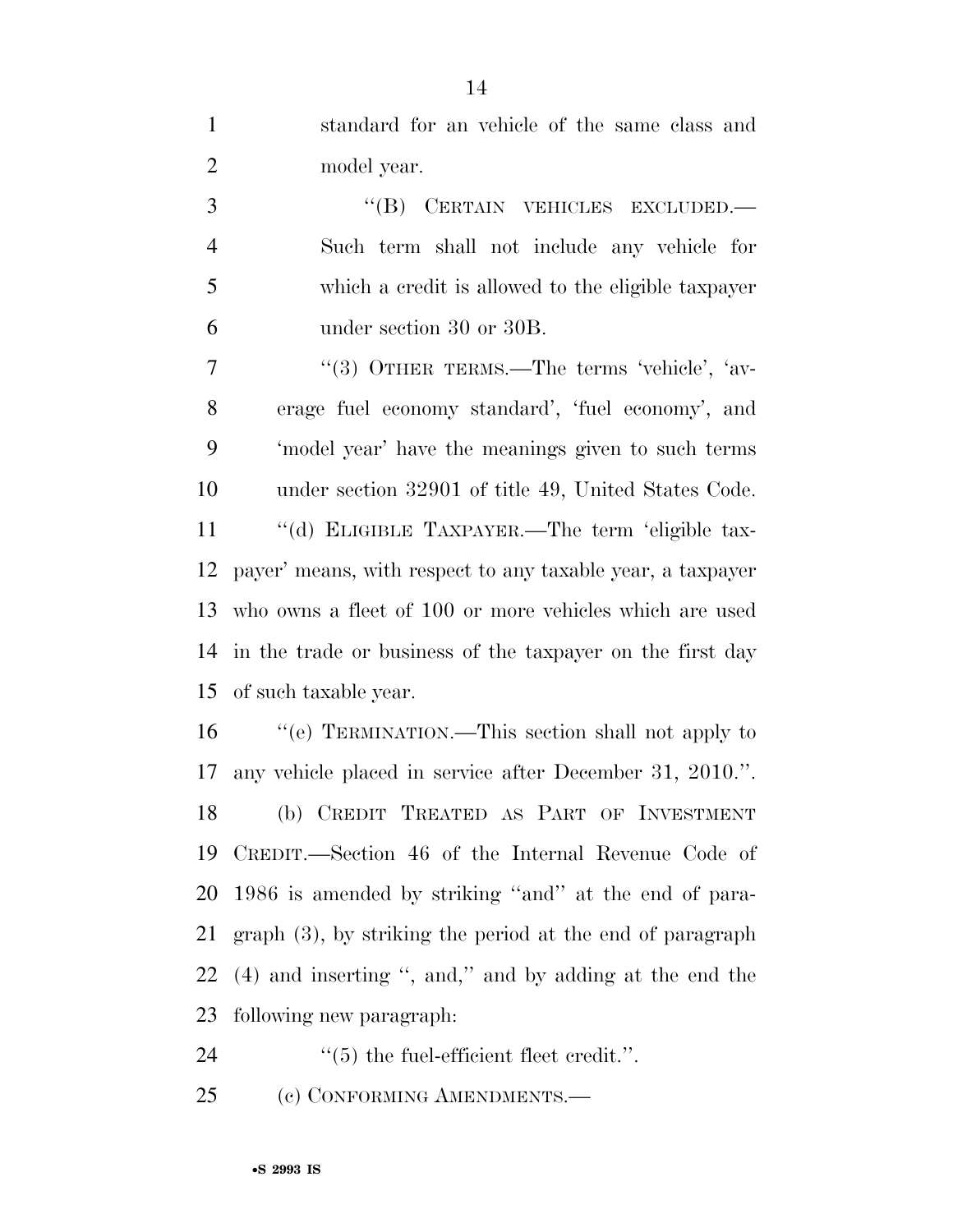standard for an vehicle of the same class and model year.

"(B) CERTAIN VEHICLES EXCLUDED.—Such term shall not include any vehicle for which a credit is allowed to the eligible taxpayer under section 30 or 30B.

"(3) OTHER TERMS.—The terms 'vehicle', 'average fuel economy standard', 'fuel economy', and 'model year' have the meanings given to such terms under section 32901 of title 49, United States Code.

"(d) ELIGIBLE TAXPAYER.—The term 'eligible taxpayer' means, with respect to any taxable year, a taxpayer who owns a fleet of 100 or more vehicles which are used in the trade or business of the taxpayer on the first day of such taxable year.

"(e) TERMINATION.—This section shall not apply to any vehicle placed in service after December 31, 2010.".

(b) CREDIT TREATED AS PART OF INVESTMENT CREDIT.—Section 46 of the Internal Revenue Code of 1986 is amended by striking "and" at the end of paragraph (3), by striking the period at the end of paragraph (4) and inserting ", and," and by adding at the end the following new paragraph:

"(5) the fuel-efficient fleet credit.".

(c) CONFORMING AMENDMENTS.—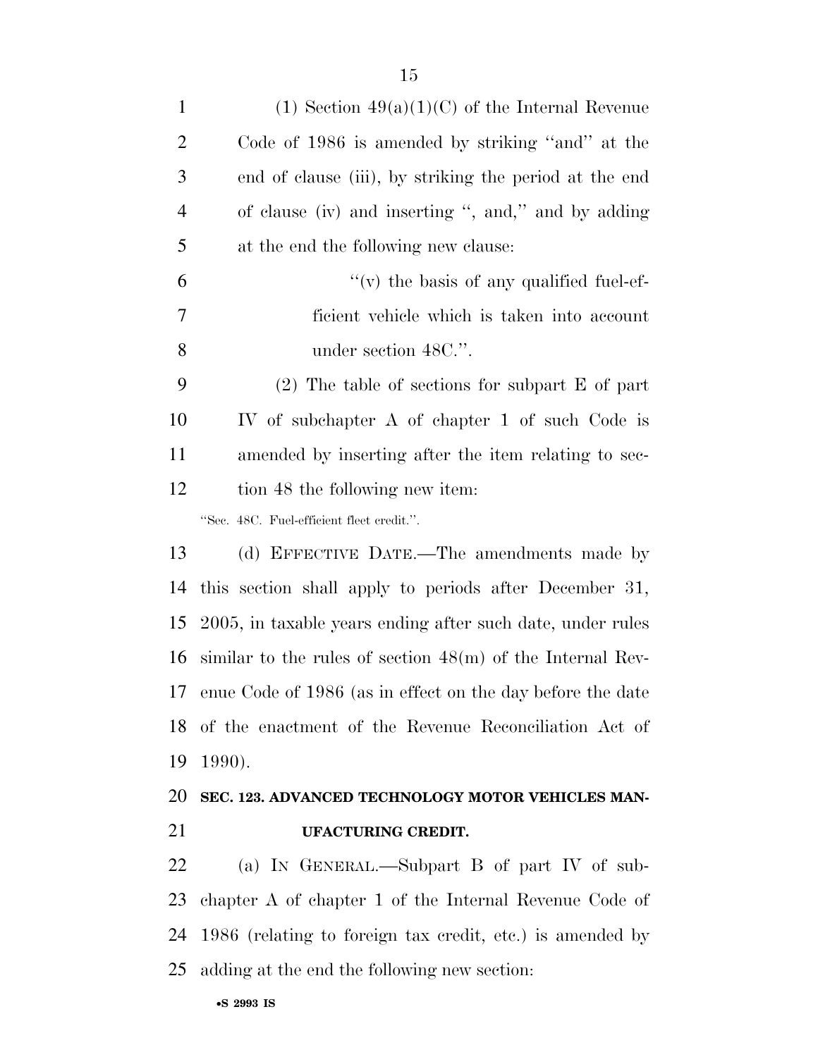(1) Section 49(a)(1)(C) of the Internal Revenue Code of 1986 is amended by striking ''and'' at the end of clause (iii), by striking the period at the end of clause (iv) and inserting '', and,'' and by adding at the end the following new clause:

''(v) the basis of any qualified fuel-efficient vehicle which is taken into account under section 48C.''.

(2) The table of sections for subpart E of part IV of subchapter A of chapter 1 of such Code is amended by inserting after the item relating to section 48 the following new item:

''Sec. 48C. Fuel-efficient fleet credit.''.

(d) EFFECTIVE DATE.—The amendments made by this section shall apply to periods after December 31, 2005, in taxable years ending after such date, under rules similar to the rules of section 48(m) of the Internal Revenue Code of 1986 (as in effect on the day before the date of the enactment of the Revenue Reconciliation Act of 1990).

**SEC. 123. ADVANCED TECHNOLOGY MOTOR VEHICLES MANUFACTURING CREDIT.**

(a) IN GENERAL.—Subpart B of part IV of subchapter A of chapter 1 of the Internal Revenue Code of 1986 (relating to foreign tax credit, etc.) is amended by adding at the end the following new section: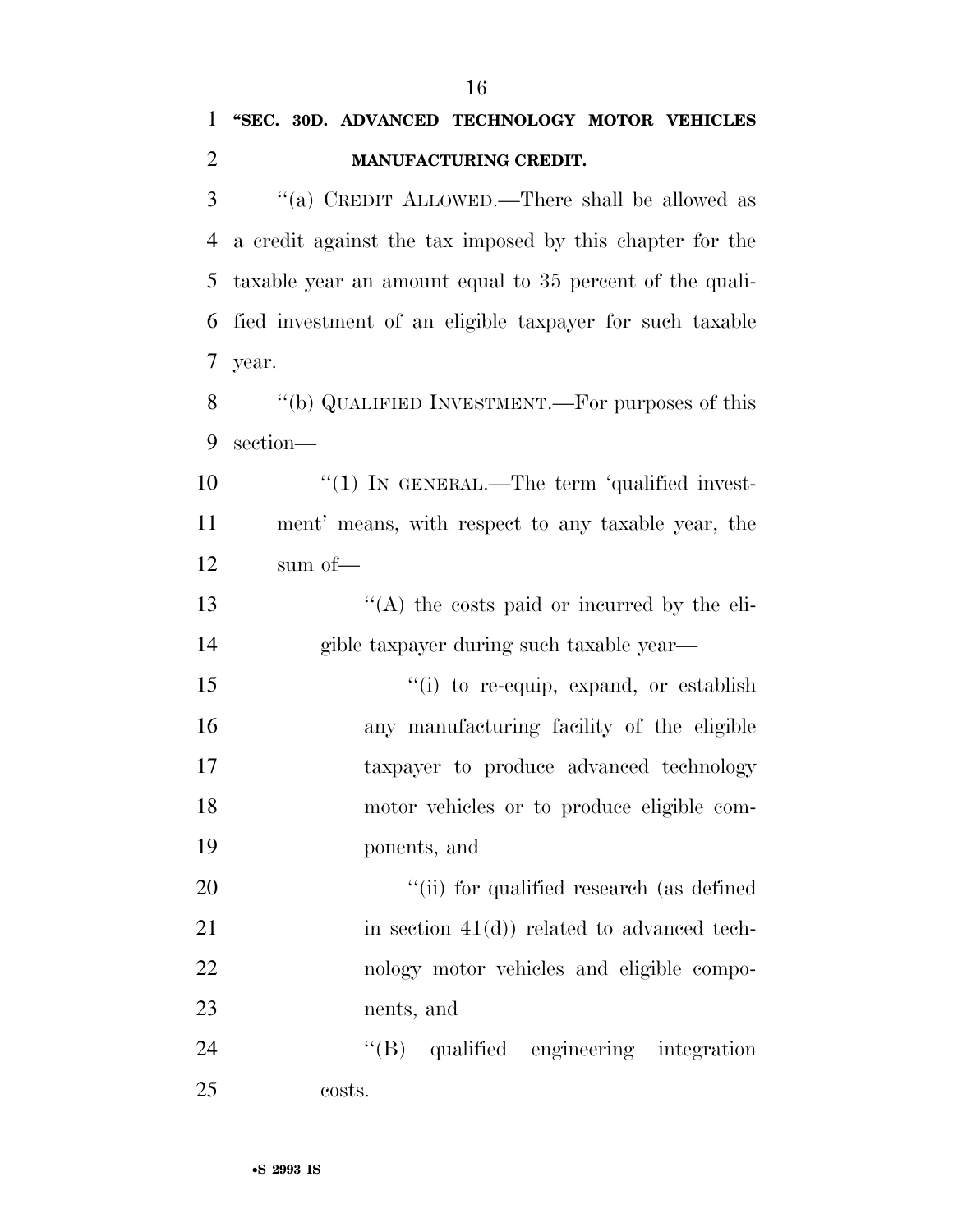**"SEC. 30D. ADVANCED TECHNOLOGY MOTOR VEHICLES MANUFACTURING CREDIT.**

"(a) CREDIT ALLOWED.—There shall be allowed as a credit against the tax imposed by this chapter for the taxable year an amount equal to 35 percent of the qualified investment of an eligible taxpayer for such taxable year.

"(b) QUALIFIED INVESTMENT.—For purposes of this section—

"(1) IN GENERAL.—The term 'qualified investment' means, with respect to any taxable year, the sum of—

"(A) the costs paid or incurred by the eligible taxpayer during such taxable year—

"(i) to re-equip, expand, or establish any manufacturing facility of the eligible taxpayer to produce advanced technology motor vehicles or to produce eligible components, and

"(ii) for qualified research (as defined in section 41(d)) related to advanced technology motor vehicles and eligible components, and

"(B) qualified engineering integration costs.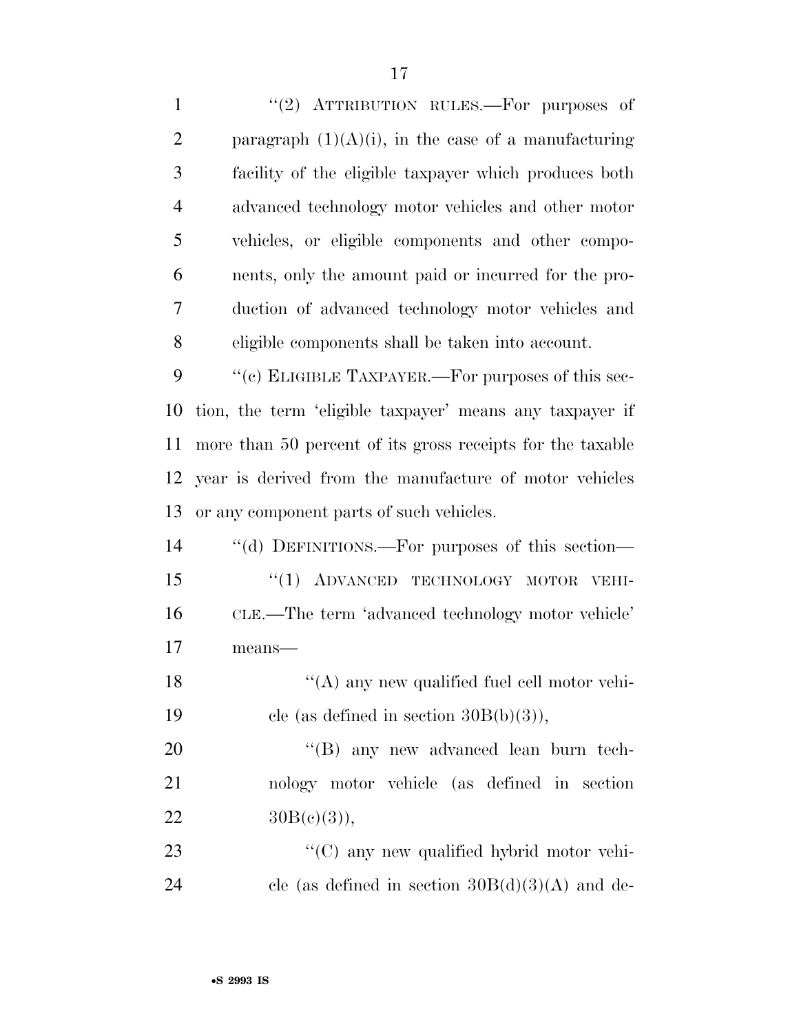"(2) ATTRIBUTION RULES.—For purposes of paragraph (1)(A)(i), in the case of a manufacturing facility of the eligible taxpayer which produces both advanced technology motor vehicles and other motor vehicles, or eligible components and other components, only the amount paid or incurred for the production of advanced technology motor vehicles and eligible components shall be taken into account.

"(c) ELIGIBLE TAXPAYER.—For purposes of this section, the term 'eligible taxpayer' means any taxpayer if more than 50 percent of its gross receipts for the taxable year is derived from the manufacture of motor vehicles or any component parts of such vehicles.

"(d) DEFINITIONS.—For purposes of this section—

"(1) ADVANCED TECHNOLOGY MOTOR VEHICLE.—The term 'advanced technology motor vehicle' means—

"(A) any new qualified fuel cell motor vehicle (as defined in section 30B(b)(3)),

"(B) any new advanced lean burn technology motor vehicle (as defined in section 30B(c)(3)),

"(C) any new qualified hybrid motor vehicle (as defined in section 30B(d)(3)(A) and de-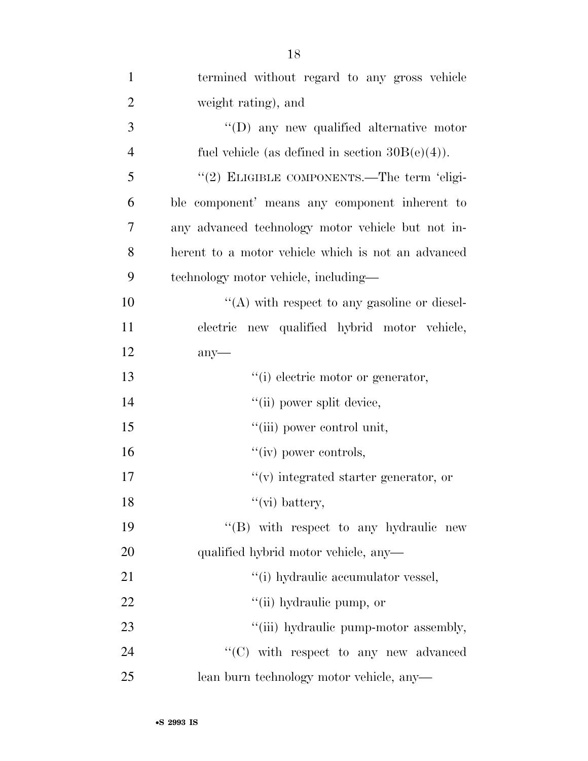termined without regard to any gross vehicle weight rating), and

''(D) any new qualified alternative motor fuel vehicle (as defined in section 30B(e)(4)).

''(2) ELIGIBLE COMPONENTS.—The term 'eligible component' means any component inherent to any advanced technology motor vehicle but not inherent to a motor vehicle which is not an advanced technology motor vehicle, including—

''(A) with respect to any gasoline or diesel-electric new qualified hybrid motor vehicle, any—

''(i) electric motor or generator,

''(ii) power split device,

''(iii) power control unit,

''(iv) power controls,

''(v) integrated starter generator, or

''(vi) battery,

''(B) with respect to any hydraulic new qualified hybrid motor vehicle, any—

''(i) hydraulic accumulator vessel,

''(ii) hydraulic pump, or

''(iii) hydraulic pump-motor assembly,

''(C) with respect to any new advanced lean burn technology motor vehicle, any—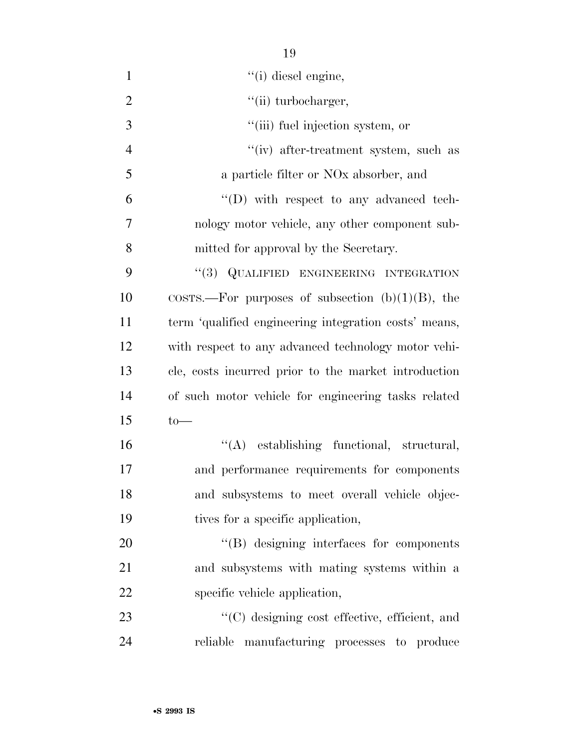"(i) diesel engine,

"(ii) turbocharger,

"(iii) fuel injection system, or

"(iv) after-treatment system, such as a particle filter or NOx absorber, and

"(D) with respect to any advanced technology motor vehicle, any other component submitted for approval by the Secretary.

"(3) QUALIFIED ENGINEERING INTEGRATION COSTS.—For purposes of subsection (b)(1)(B), the term 'qualified engineering integration costs' means, with respect to any advanced technology motor vehicle, costs incurred prior to the market introduction of such motor vehicle for engineering tasks related to—

"(A) establishing functional, structural, and performance requirements for components and subsystems to meet overall vehicle objectives for a specific application,

"(B) designing interfaces for components and subsystems with mating systems within a specific vehicle application,

"(C) designing cost effective, efficient, and reliable manufacturing processes to produce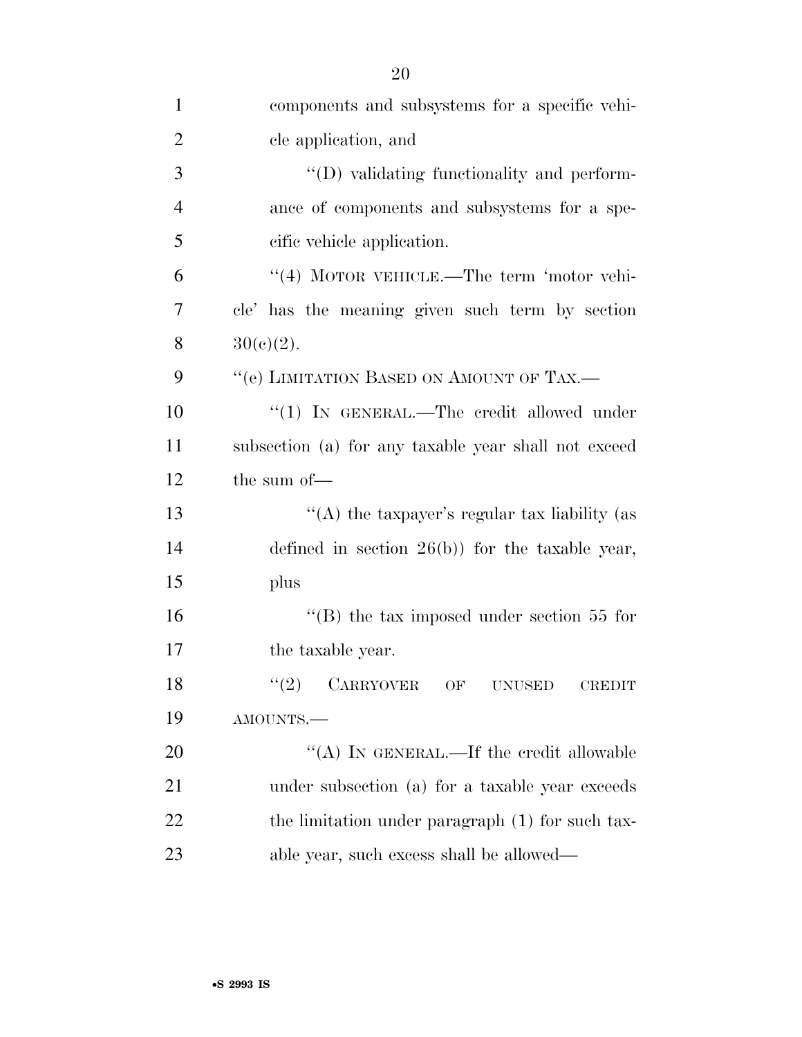components and subsystems for a specific vehicle application, and

"(D) validating functionality and performance of components and subsystems for a specific vehicle application.

"(4) MOTOR VEHICLE.—The term 'motor vehicle' has the meaning given such term by section 30(c)(2).

"(e) LIMITATION BASED ON AMOUNT OF TAX.—

"(1) IN GENERAL.—The credit allowed under subsection (a) for any taxable year shall not exceed the sum of—

"(A) the taxpayer's regular tax liability (as defined in section 26(b)) for the taxable year, plus

"(B) the tax imposed under section 55 for the taxable year.

"(2) CARRYOVER OF UNUSED CREDIT AMOUNTS.—

"(A) IN GENERAL.—If the credit allowable under subsection (a) for a taxable year exceeds the limitation under paragraph (1) for such taxable year, such excess shall be allowed—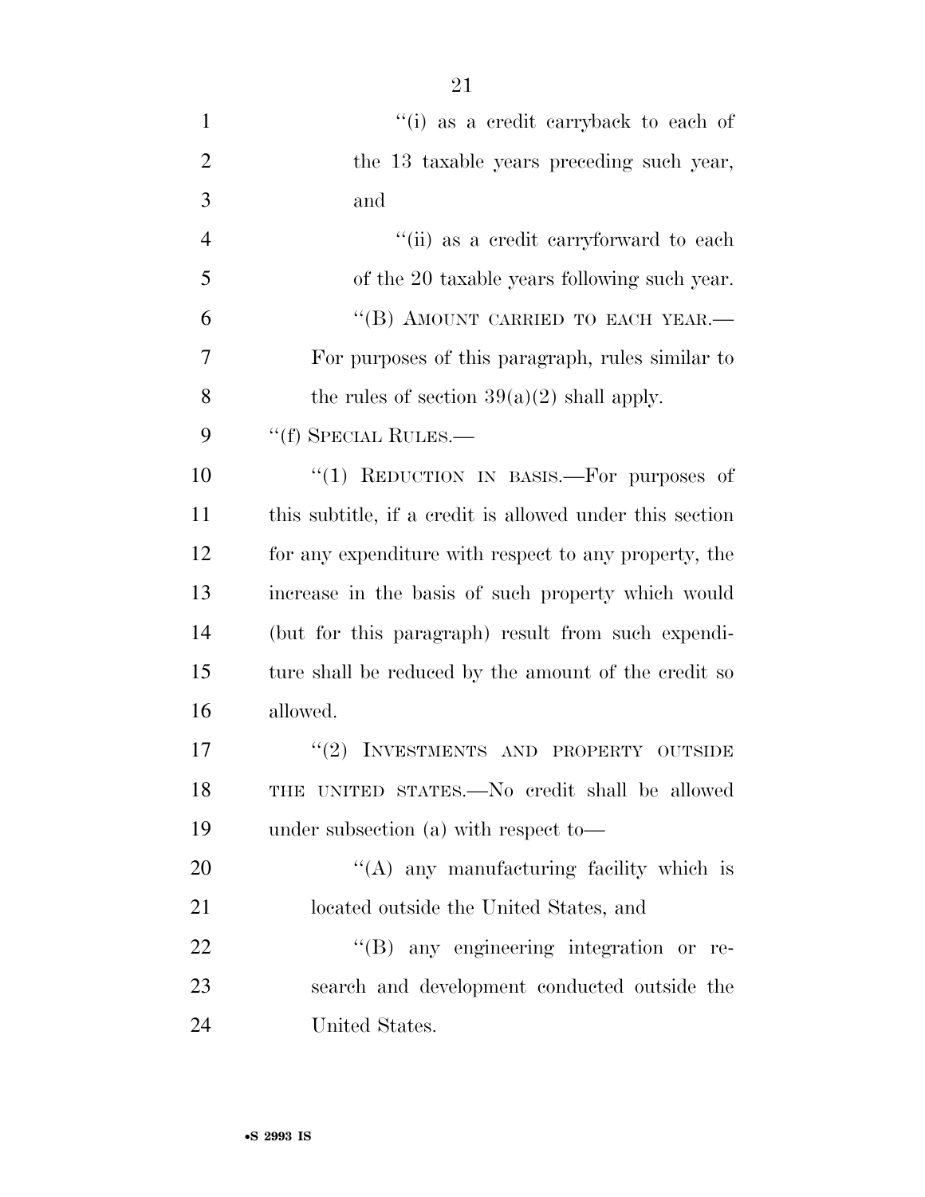"(i) as a credit carryback to each of the 13 taxable years preceding such year, and

"(ii) as a credit carryforward to each of the 20 taxable years following such year.

"(B) AMOUNT CARRIED TO EACH YEAR.— For purposes of this paragraph, rules similar to the rules of section 39(a)(2) shall apply.

"(f) SPECIAL RULES.—

"(1) REDUCTION IN BASIS.—For purposes of this subtitle, if a credit is allowed under this section for any expenditure with respect to any property, the increase in the basis of such property which would (but for this paragraph) result from such expenditure shall be reduced by the amount of the credit so allowed.

"(2) INVESTMENTS AND PROPERTY OUTSIDE THE UNITED STATES.—No credit shall be allowed under subsection (a) with respect to—

"(A) any manufacturing facility which is located outside the United States, and

"(B) any engineering integration or research and development conducted outside the United States.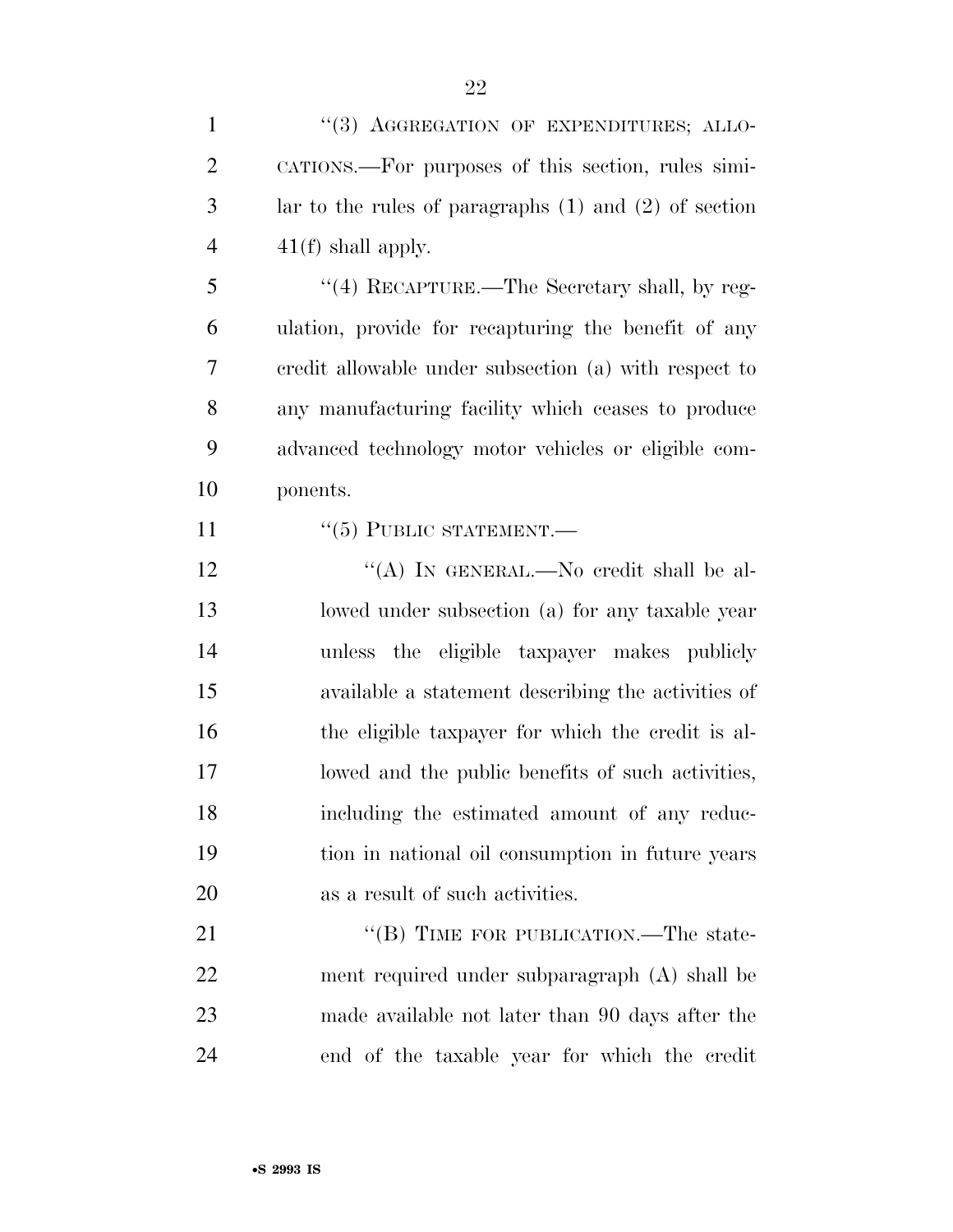''(3) AGGREGATION OF EXPENDITURES; ALLOCATIONS.—For purposes of this section, rules similar to the rules of paragraphs (1) and (2) of section 41(f) shall apply.

''(4) RECAPTURE.—The Secretary shall, by regulation, provide for recapturing the benefit of any credit allowable under subsection (a) with respect to any manufacturing facility which ceases to produce advanced technology motor vehicles or eligible components.

''(5) PUBLIC STATEMENT.—

''(A) IN GENERAL.—No credit shall be allowed under subsection (a) for any taxable year unless the eligible taxpayer makes publicly available a statement describing the activities of the eligible taxpayer for which the credit is allowed and the public benefits of such activities, including the estimated amount of any reduction in national oil consumption in future years as a result of such activities.

''(B) TIME FOR PUBLICATION.—The statement required under subparagraph (A) shall be made available not later than 90 days after the end of the taxable year for which the credit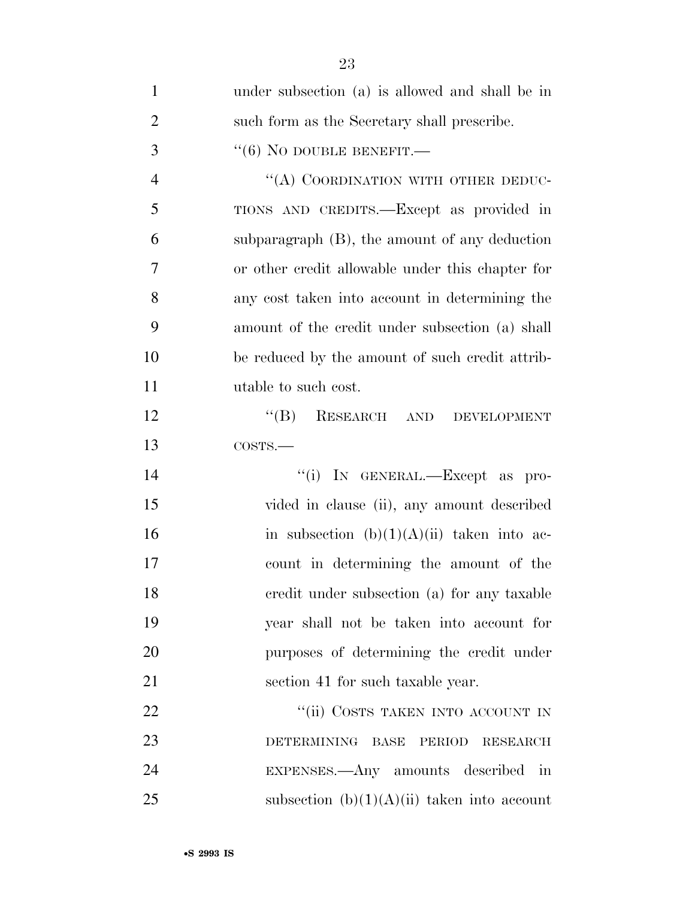under subsection (a) is allowed and shall be in such form as the Secretary shall prescribe.

"(6) NO DOUBLE BENEFIT.—

"(A) COORDINATION WITH OTHER DEDUCTIONS AND CREDITS.—Except as provided in subparagraph (B), the amount of any deduction or other credit allowable under this chapter for any cost taken into account in determining the amount of the credit under subsection (a) shall be reduced by the amount of such credit attributable to such cost.

"(B) RESEARCH AND DEVELOPMENT COSTS.—

"(i) IN GENERAL.—Except as provided in clause (ii), any amount described in subsection (b)(1)(A)(ii) taken into account in determining the amount of the credit under subsection (a) for any taxable year shall not be taken into account for purposes of determining the credit under section 41 for such taxable year.

"(ii) COSTS TAKEN INTO ACCOUNT IN DETERMINING BASE PERIOD RESEARCH EXPENSES.—Any amounts described in subsection (b)(1)(A)(ii) taken into account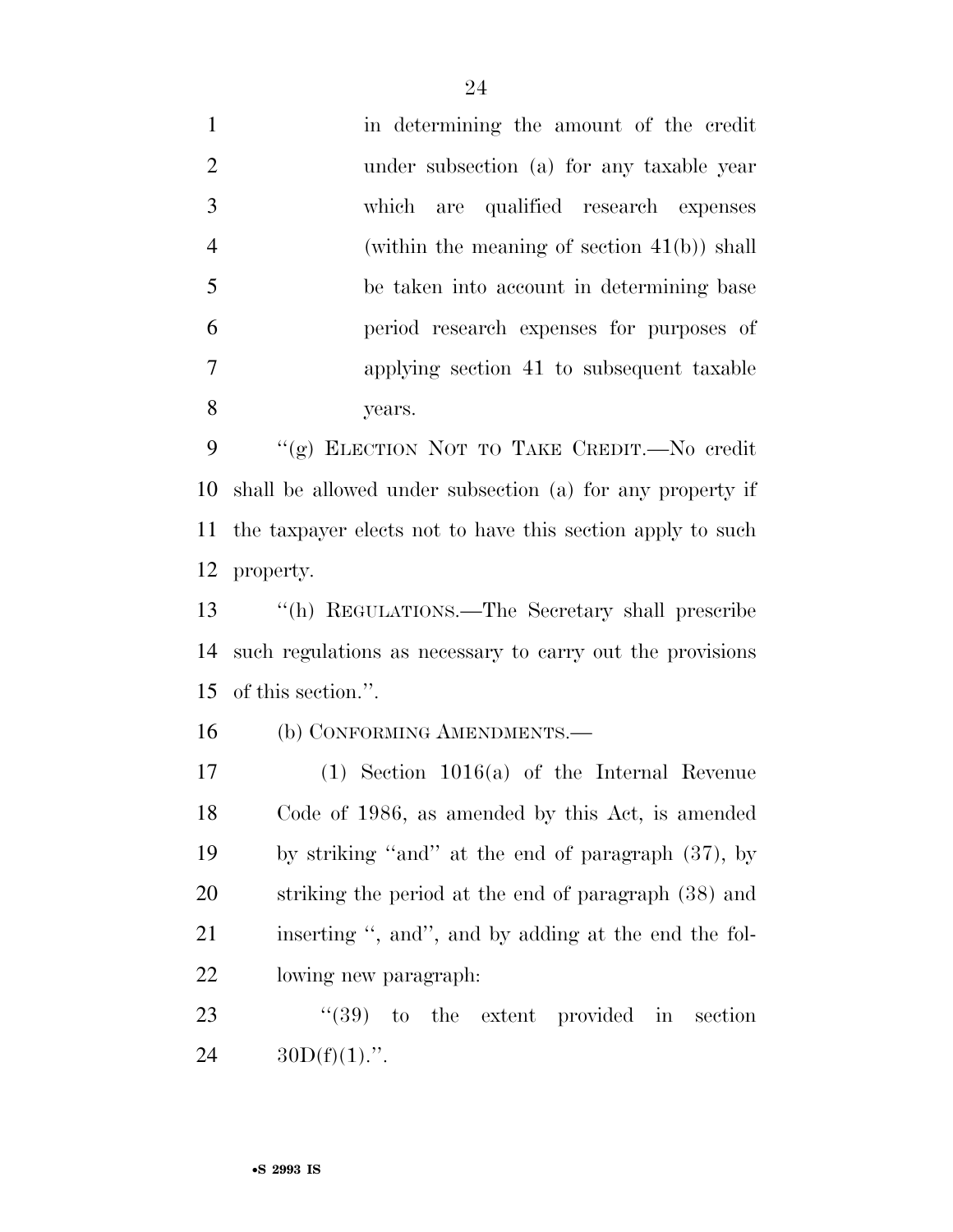in determining the amount of the credit under subsection (a) for any taxable year which are qualified research expenses (within the meaning of section 41(b)) shall be taken into account in determining base period research expenses for purposes of applying section 41 to subsequent taxable years.

''(g) ELECTION NOT TO TAKE CREDIT.—No credit shall be allowed under subsection (a) for any property if the taxpayer elects not to have this section apply to such property.

''(h) REGULATIONS.—The Secretary shall prescribe such regulations as necessary to carry out the provisions of this section.''.

(b) CONFORMING AMENDMENTS.—

(1) Section 1016(a) of the Internal Revenue Code of 1986, as amended by this Act, is amended by striking ''and'' at the end of paragraph (37), by striking the period at the end of paragraph (38) and inserting '', and'', and by adding at the end the following new paragraph:

''(39) to the extent provided in section 30D(f)(1).''.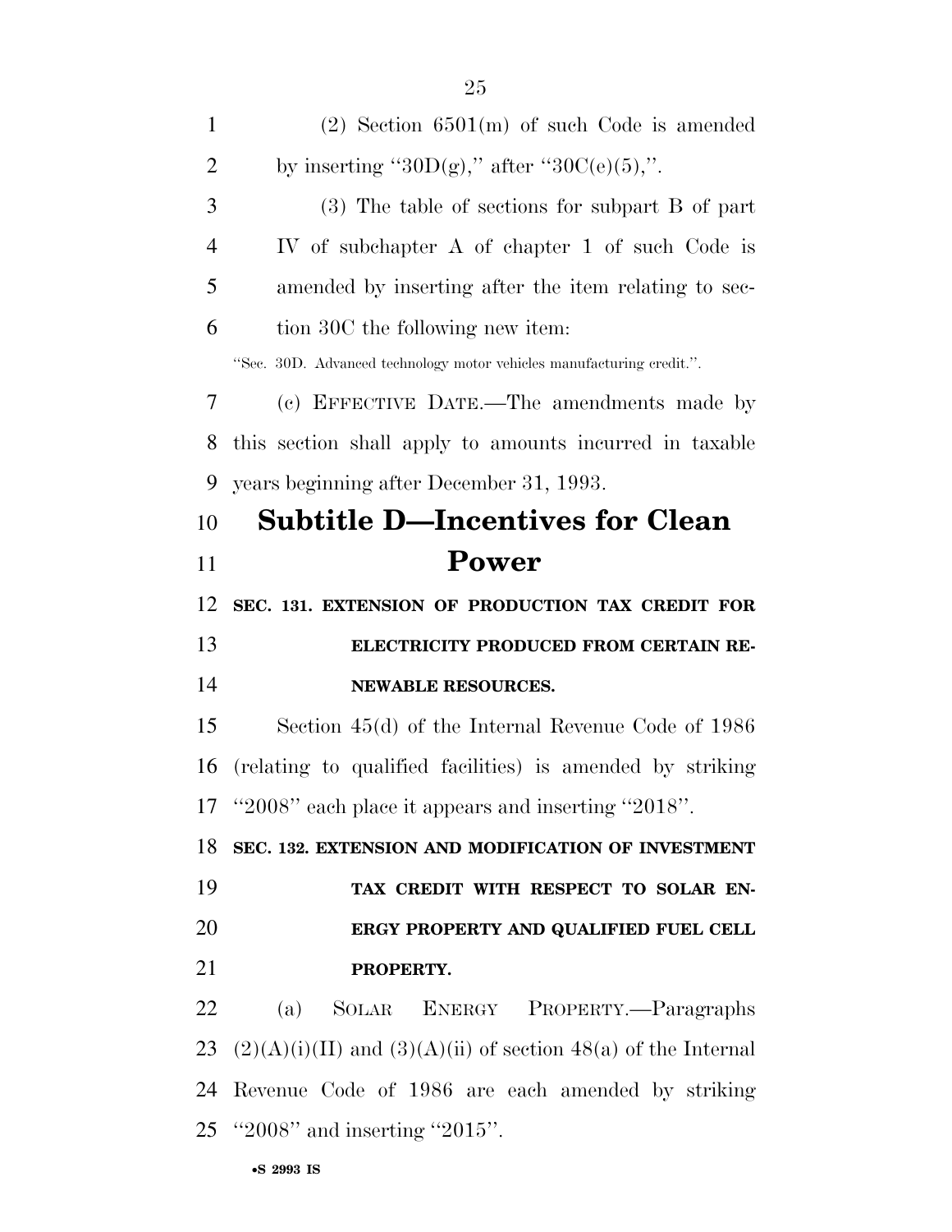(2) Section 6501(m) of such Code is amended by inserting ''30D(g),'' after ''30C(e)(5),''.

(3) The table of sections for subpart B of part IV of subchapter A of chapter 1 of such Code is amended by inserting after the item relating to section 30C the following new item:

''Sec. 30D. Advanced technology motor vehicles manufacturing credit.''.

(c) EFFECTIVE DATE.—The amendments made by this section shall apply to amounts incurred in taxable years beginning after December 31, 1993.

# Subtitle D—Incentives for Clean Power

**SEC. 131. EXTENSION OF PRODUCTION TAX CREDIT FOR ELECTRICITY PRODUCED FROM CERTAIN RENEWABLE RESOURCES.**

Section 45(d) of the Internal Revenue Code of 1986 (relating to qualified facilities) is amended by striking ''2008'' each place it appears and inserting ''2018''.

**SEC. 132. EXTENSION AND MODIFICATION OF INVESTMENT TAX CREDIT WITH RESPECT TO SOLAR ENERGY PROPERTY AND QUALIFIED FUEL CELL PROPERTY.**

(a) SOLAR ENERGY PROPERTY.—Paragraphs (2)(A)(i)(II) and (3)(A)(ii) of section 48(a) of the Internal Revenue Code of 1986 are each amended by striking ''2008'' and inserting ''2015''.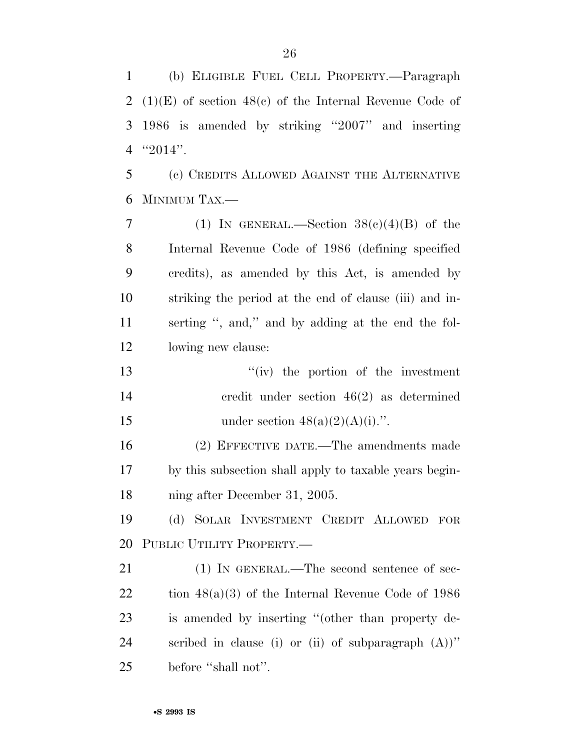(b) ELIGIBLE FUEL CELL PROPERTY.—Paragraph (1)(E) of section 48(c) of the Internal Revenue Code of 1986 is amended by striking ''2007'' and inserting ''2014''.

(c) CREDITS ALLOWED AGAINST THE ALTERNATIVE MINIMUM TAX.—

(1) IN GENERAL.—Section 38(c)(4)(B) of the Internal Revenue Code of 1986 (defining specified credits), as amended by this Act, is amended by striking the period at the end of clause (iii) and inserting '', and,'' and by adding at the end the following new clause:

''(iv) the portion of the investment credit under section 46(2) as determined under section 48(a)(2)(A)(i).''.

(2) EFFECTIVE DATE.—The amendments made by this subsection shall apply to taxable years beginning after December 31, 2005.

(d) SOLAR INVESTMENT CREDIT ALLOWED FOR PUBLIC UTILITY PROPERTY.—

(1) IN GENERAL.—The second sentence of section 48(a)(3) of the Internal Revenue Code of 1986 is amended by inserting ''(other than property described in clause (i) or (ii) of subparagraph (A))'' before ''shall not''.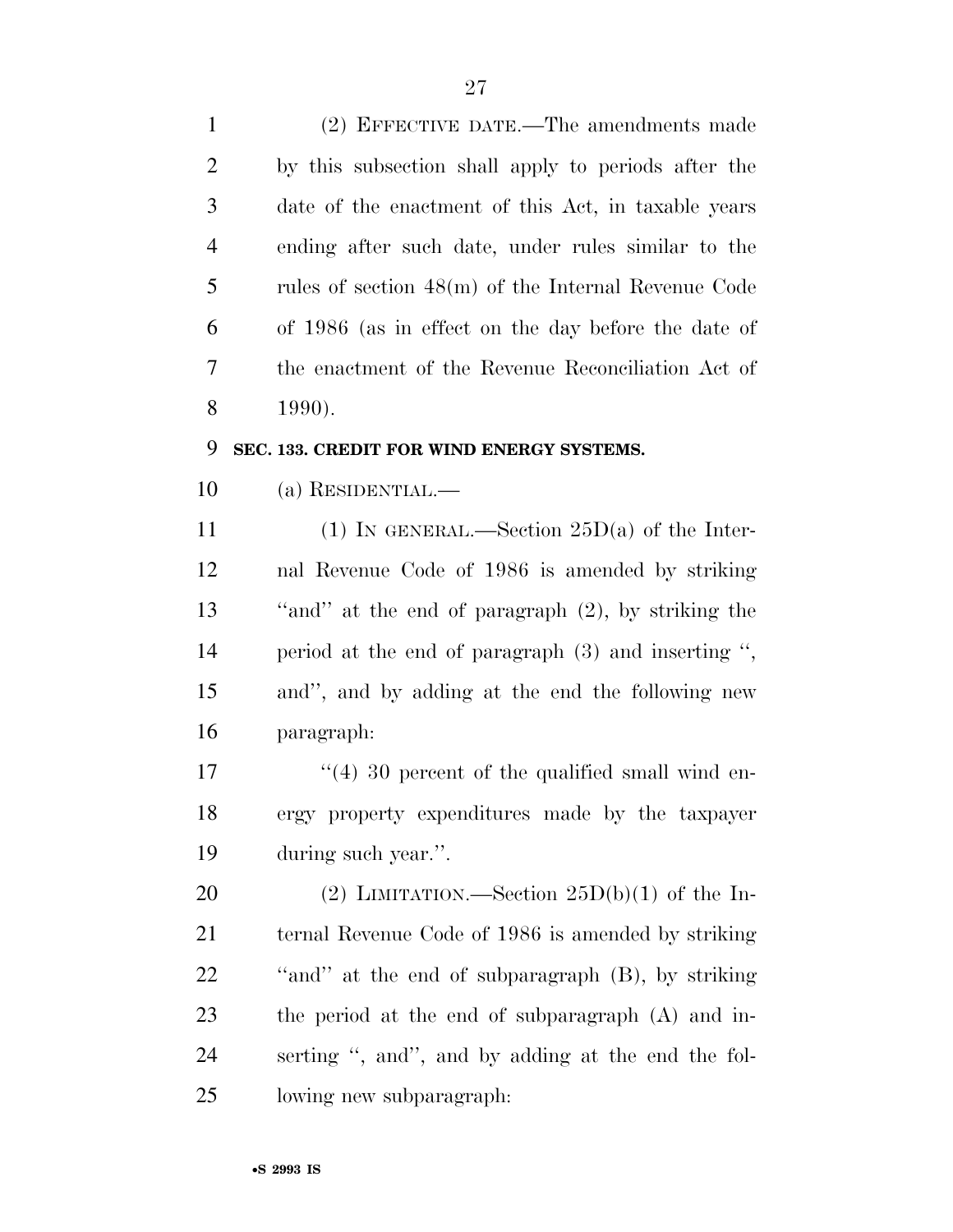(2) EFFECTIVE DATE.—The amendments made by this subsection shall apply to periods after the date of the enactment of this Act, in taxable years ending after such date, under rules similar to the rules of section 48(m) of the Internal Revenue Code of 1986 (as in effect on the day before the date of the enactment of the Revenue Reconciliation Act of 1990).

**SEC. 133. CREDIT FOR WIND ENERGY SYSTEMS.**

(a) RESIDENTIAL.—

(1) IN GENERAL.—Section 25D(a) of the Internal Revenue Code of 1986 is amended by striking ''and'' at the end of paragraph (2), by striking the period at the end of paragraph (3) and inserting '', and'', and by adding at the end the following new paragraph:

''(4) 30 percent of the qualified small wind energy property expenditures made by the taxpayer during such year.''.

(2) LIMITATION.—Section 25D(b)(1) of the Internal Revenue Code of 1986 is amended by striking ''and'' at the end of subparagraph (B), by striking the period at the end of subparagraph (A) and inserting '', and'', and by adding at the end the following new subparagraph: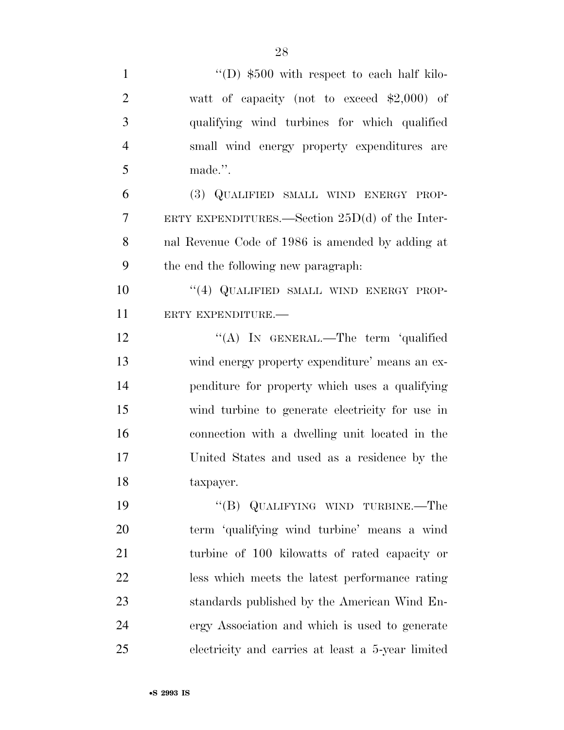"(D) $500 with respect to each half kilowatt of capacity (not to exceed $2,000) of qualifying wind turbines for which qualified small wind energy property expenditures are made.".

(3) QUALIFIED SMALL WIND ENERGY PROPERTY EXPENDITURES.—Section 25D(d) of the Internal Revenue Code of 1986 is amended by adding at the end the following new paragraph:

"(4) QUALIFIED SMALL WIND ENERGY PROPERTY EXPENDITURE.—

"(A) IN GENERAL.—The term 'qualified wind energy property expenditure' means an expenditure for property which uses a qualifying wind turbine to generate electricity for use in connection with a dwelling unit located in the United States and used as a residence by the taxpayer.

"(B) QUALIFYING WIND TURBINE.—The term 'qualifying wind turbine' means a wind turbine of 100 kilowatts of rated capacity or less which meets the latest performance rating standards published by the American Wind Energy Association and which is used to generate electricity and carries at least a 5-year limited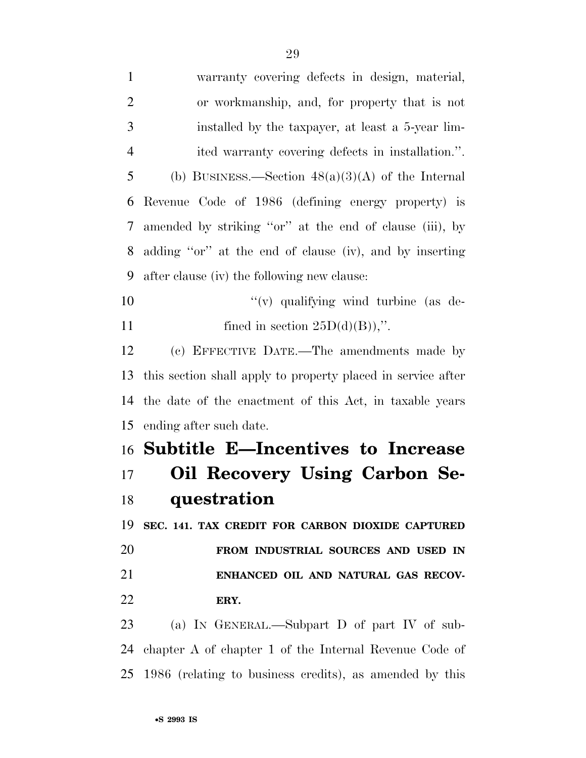warranty covering defects in design, material, or workmanship, and, for property that is not installed by the taxpayer, at least a 5-year limited warranty covering defects in installation.''.

(b) BUSINESS.—Section 48(a)(3)(A) of the Internal Revenue Code of 1986 (defining energy property) is amended by striking ''or'' at the end of clause (iii), by adding ''or'' at the end of clause (iv), and by inserting after clause (iv) the following new clause:

''(v) qualifying wind turbine (as defined in section 25D(d)(B)),''.

(c) EFFECTIVE DATE.—The amendments made by this section shall apply to property placed in service after the date of the enactment of this Act, in taxable years ending after such date.

## Subtitle E—Incentives to Increase Oil Recovery Using Carbon Sequestration

**SEC. 141. TAX CREDIT FOR CARBON DIOXIDE CAPTURED FROM INDUSTRIAL SOURCES AND USED IN ENHANCED OIL AND NATURAL GAS RECOVERY.**

(a) IN GENERAL.—Subpart D of part IV of subchapter A of chapter 1 of the Internal Revenue Code of 1986 (relating to business credits), as amended by this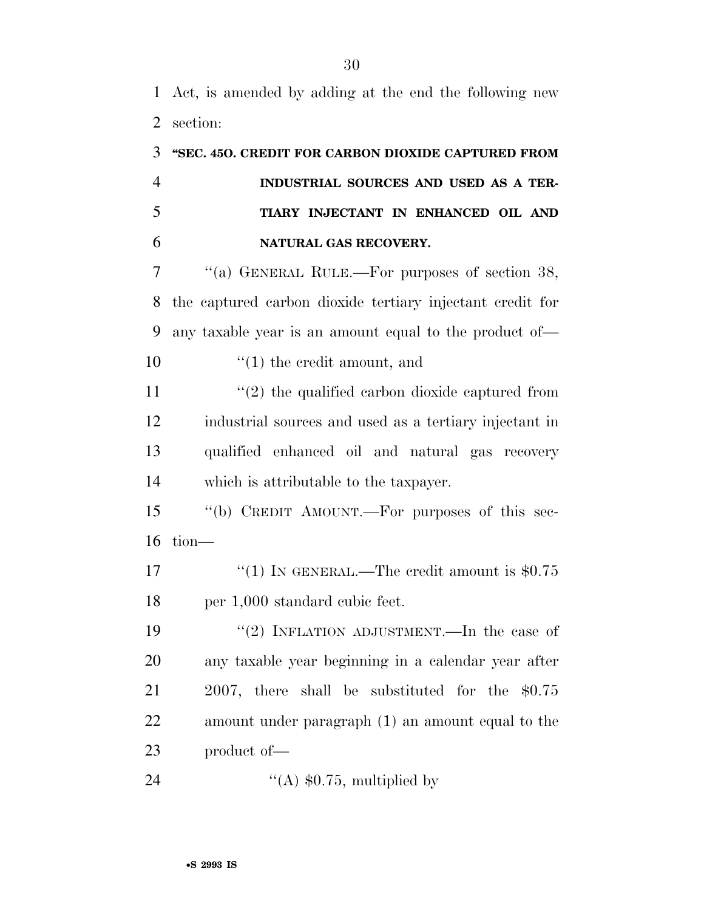Act, is amended by adding at the end the following new section:

**"SEC. 45O. CREDIT FOR CARBON DIOXIDE CAPTURED FROM INDUSTRIAL SOURCES AND USED AS A TERTIARY INJECTANT IN ENHANCED OIL AND NATURAL GAS RECOVERY.**

"(a) GENERAL RULE.—For purposes of section 38, the captured carbon dioxide tertiary injectant credit for any taxable year is an amount equal to the product of—

"(1) the credit amount, and

"(2) the qualified carbon dioxide captured from industrial sources and used as a tertiary injectant in qualified enhanced oil and natural gas recovery which is attributable to the taxpayer.

"(b) CREDIT AMOUNT.—For purposes of this section—

"(1) IN GENERAL.—The credit amount is $0.75 per 1,000 standard cubic feet.

"(2) INFLATION ADJUSTMENT.—In the case of any taxable year beginning in a calendar year after 2007, there shall be substituted for the $0.75 amount under paragraph (1) an amount equal to the product of—

"(A) $0.75, multiplied by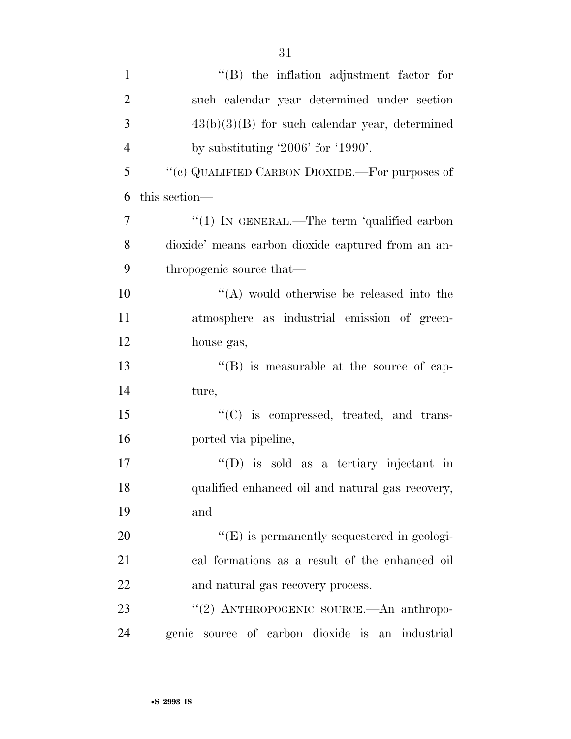''(B) the inflation adjustment factor for such calendar year determined under section 43(b)(3)(B) for such calendar year, determined by substituting '2006' for '1990'.

''(c) QUALIFIED CARBON DIOXIDE.—For purposes of this section—

''(1) IN GENERAL.—The term 'qualified carbon dioxide' means carbon dioxide captured from an anthropogenic source that—

''(A) would otherwise be released into the atmosphere as industrial emission of greenhouse gas,

''(B) is measurable at the source of capture,

''(C) is compressed, treated, and transported via pipeline,

''(D) is sold as a tertiary injectant in qualified enhanced oil and natural gas recovery, and

''(E) is permanently sequestered in geological formations as a result of the enhanced oil and natural gas recovery process.

''(2) ANTHROPOGENIC SOURCE.—An anthropogenic source of carbon dioxide is an industrial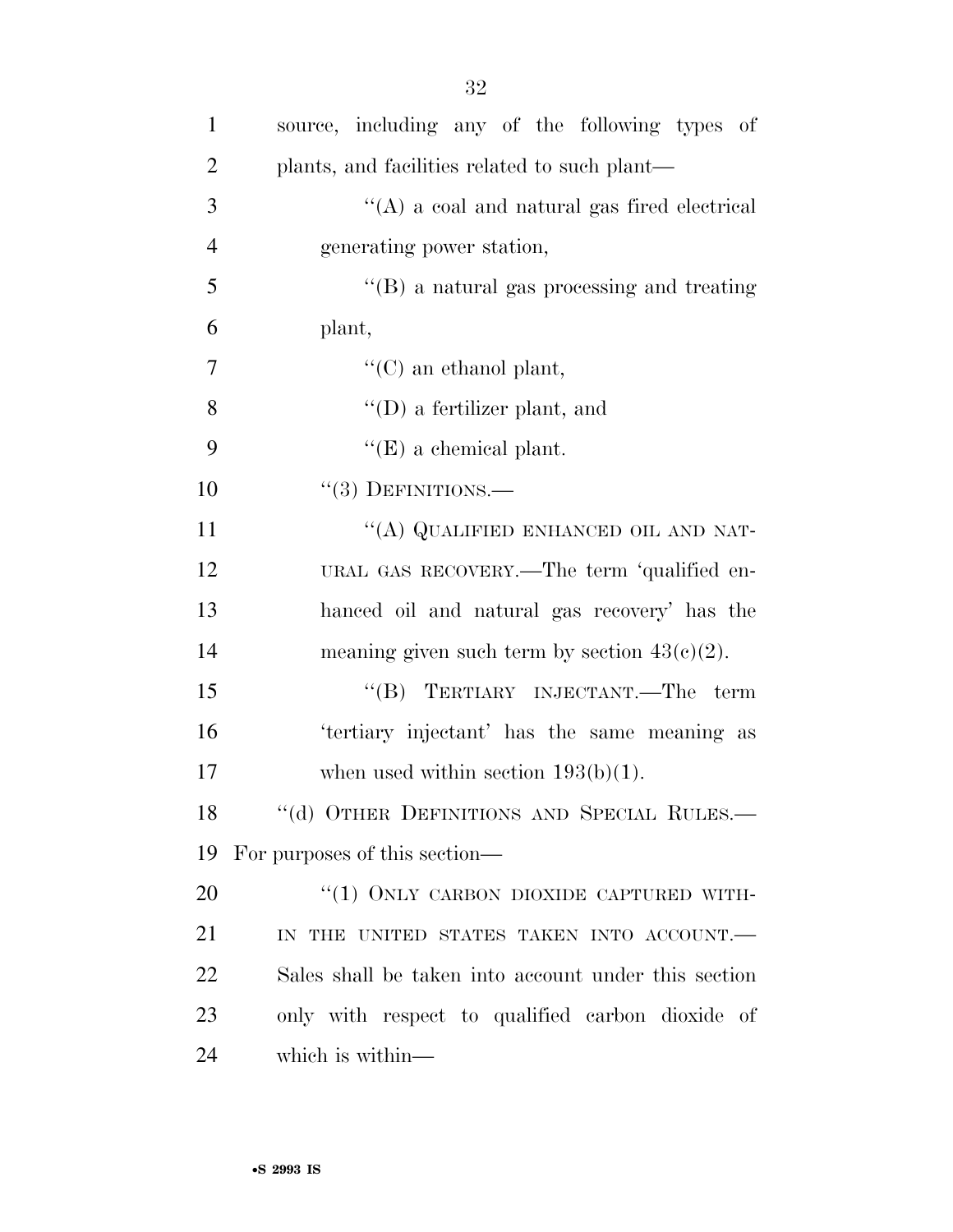source, including any of the following types of plants, and facilities related to such plant—

"(A) a coal and natural gas fired electrical generating power station,

"(B) a natural gas processing and treating plant,

"(C) an ethanol plant,

"(D) a fertilizer plant, and

"(E) a chemical plant.

"(3) DEFINITIONS.—

"(A) QUALIFIED ENHANCED OIL AND NATURAL GAS RECOVERY.—The term 'qualified enhanced oil and natural gas recovery' has the meaning given such term by section 43(c)(2).

"(B) TERTIARY INJECTANT.—The term 'tertiary injectant' has the same meaning as when used within section 193(b)(1).

"(d) OTHER DEFINITIONS AND SPECIAL RULES.—For purposes of this section—

"(1) ONLY CARBON DIOXIDE CAPTURED WITHIN THE UNITED STATES TAKEN INTO ACCOUNT.—Sales shall be taken into account under this section only with respect to qualified carbon dioxide of which is within—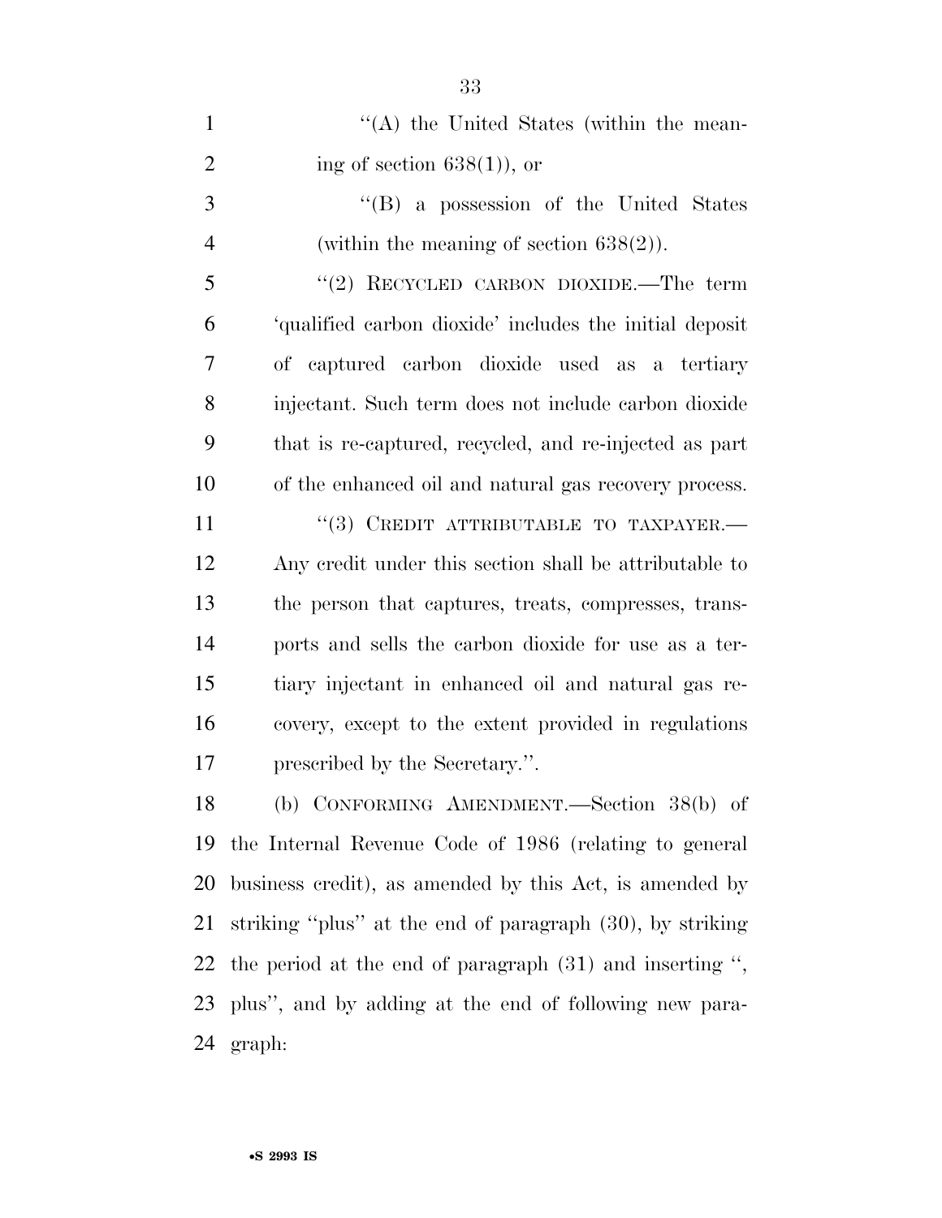''(A) the United States (within the meaning of section 638(1)), or

''(B) a possession of the United States (within the meaning of section 638(2)).

''(2) RECYCLED CARBON DIOXIDE.—The term 'qualified carbon dioxide' includes the initial deposit of captured carbon dioxide used as a tertiary injectant. Such term does not include carbon dioxide that is re-captured, recycled, and re-injected as part of the enhanced oil and natural gas recovery process.

''(3) CREDIT ATTRIBUTABLE TO TAXPAYER.—Any credit under this section shall be attributable to the person that captures, treats, compresses, transports and sells the carbon dioxide for use as a tertiary injectant in enhanced oil and natural gas recovery, except to the extent provided in regulations prescribed by the Secretary.''.

(b) CONFORMING AMENDMENT.—Section 38(b) of the Internal Revenue Code of 1986 (relating to general business credit), as amended by this Act, is amended by striking ''plus'' at the end of paragraph (30), by striking the period at the end of paragraph (31) and inserting '', plus'', and by adding at the end of following new paragraph: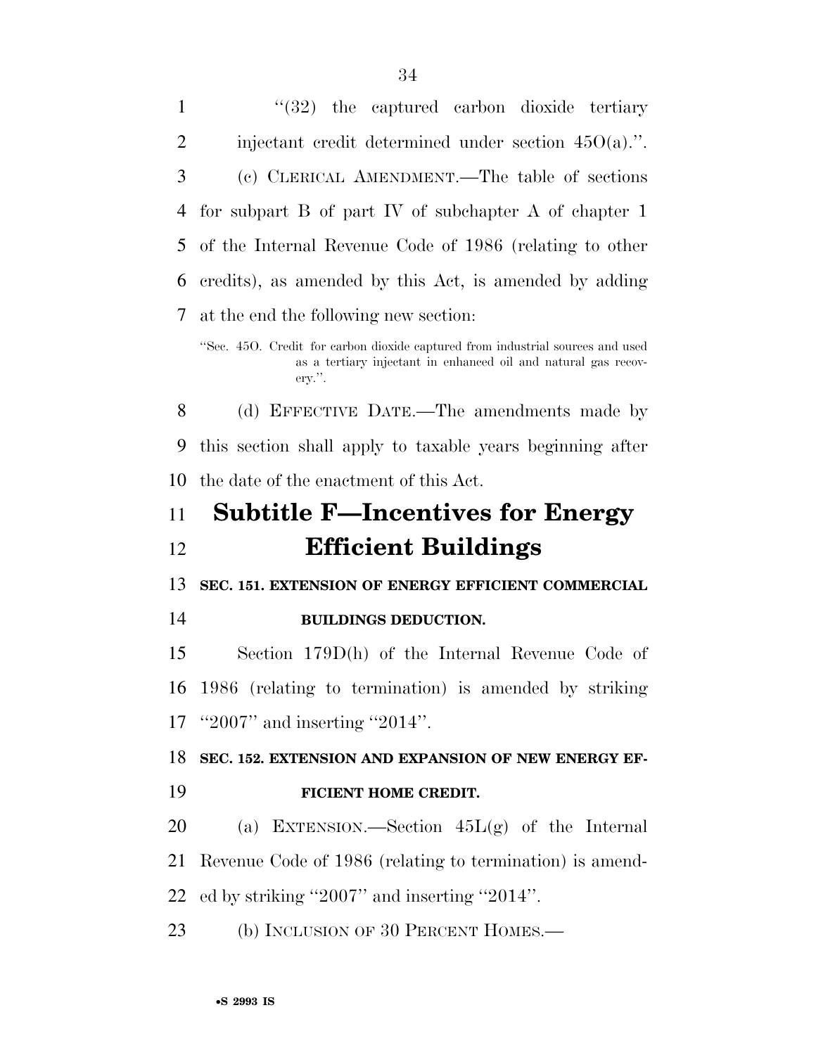"(32) the captured carbon dioxide tertiary injectant credit determined under section 45O(a).".

(c) CLERICAL AMENDMENT.—The table of sections for subpart B of part IV of subchapter A of chapter 1 of the Internal Revenue Code of 1986 (relating to other credits), as amended by this Act, is amended by adding at the end the following new section:

"Sec. 45O. Credit for carbon dioxide captured from industrial sources and used as a tertiary injectant in enhanced oil and natural gas recovery.".

(d) EFFECTIVE DATE.—The amendments made by this section shall apply to taxable years beginning after the date of the enactment of this Act.

# Subtitle F—Incentives for Energy Efficient Buildings

### SEC. 151. EXTENSION OF ENERGY EFFICIENT COMMERCIAL BUILDINGS DEDUCTION.

Section 179D(h) of the Internal Revenue Code of 1986 (relating to termination) is amended by striking "2007" and inserting "2014".

### SEC. 152. EXTENSION AND EXPANSION OF NEW ENERGY EFFICIENT HOME CREDIT.

(a) EXTENSION.—Section 45L(g) of the Internal Revenue Code of 1986 (relating to termination) is amended by striking "2007" and inserting "2014".

(b) INCLUSION OF 30 PERCENT HOMES.—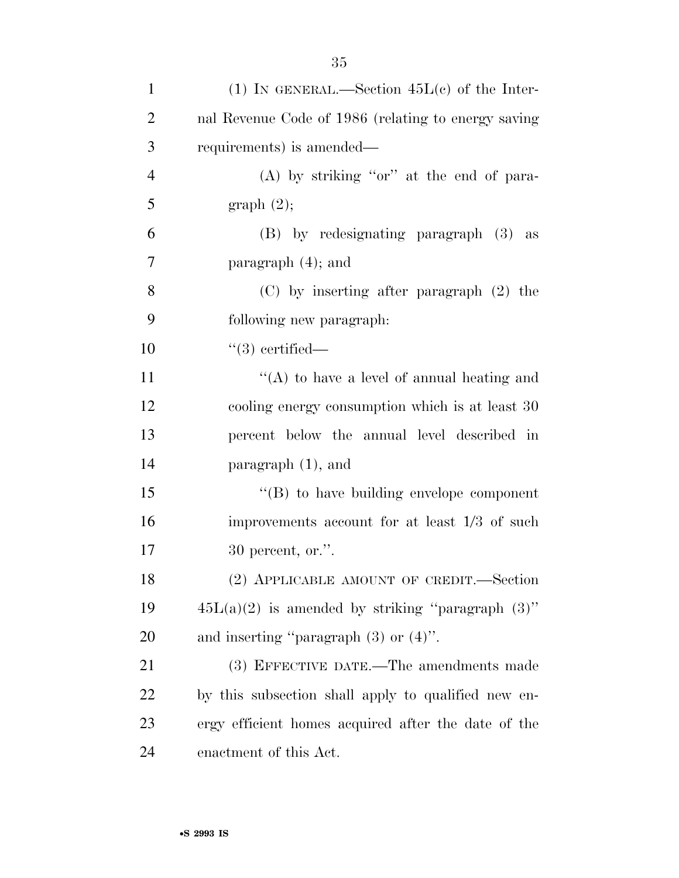(1) IN GENERAL.—Section 45L(c) of the Internal Revenue Code of 1986 (relating to energy saving requirements) is amended—

(A) by striking ''or'' at the end of paragraph (2);

(B) by redesignating paragraph (3) as paragraph (4); and

(C) by inserting after paragraph (2) the following new paragraph:

''(3) certified—

''(A) to have a level of annual heating and cooling energy consumption which is at least 30 percent below the annual level described in paragraph (1), and

''(B) to have building envelope component improvements account for at least 1/3 of such 30 percent, or.''.

(2) APPLICABLE AMOUNT OF CREDIT.—Section 45L(a)(2) is amended by striking ''paragraph (3)'' and inserting ''paragraph (3) or (4)''.

(3) EFFECTIVE DATE.—The amendments made by this subsection shall apply to qualified new energy efficient homes acquired after the date of the enactment of this Act.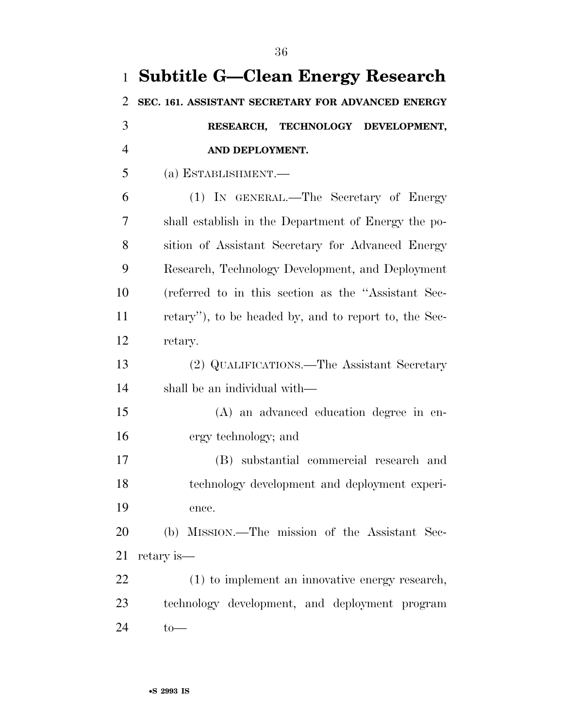## Subtitle G—Clean Energy Research

### SEC. 161. ASSISTANT SECRETARY FOR ADVANCED ENERGY RESEARCH, TECHNOLOGY DEVELOPMENT, AND DEPLOYMENT.

(a) ESTABLISHMENT.—

(1) IN GENERAL.—The Secretary of Energy shall establish in the Department of Energy the position of Assistant Secretary for Advanced Energy Research, Technology Development, and Deployment (referred to in this section as the ''Assistant Secretary''), to be headed by, and to report to, the Secretary.

(2) QUALIFICATIONS.—The Assistant Secretary shall be an individual with—

(A) an advanced education degree in energy technology; and

(B) substantial commercial research and technology development and deployment experience.

(b) MISSION.—The mission of the Assistant Secretary is—

(1) to implement an innovative energy research, technology development, and deployment program to—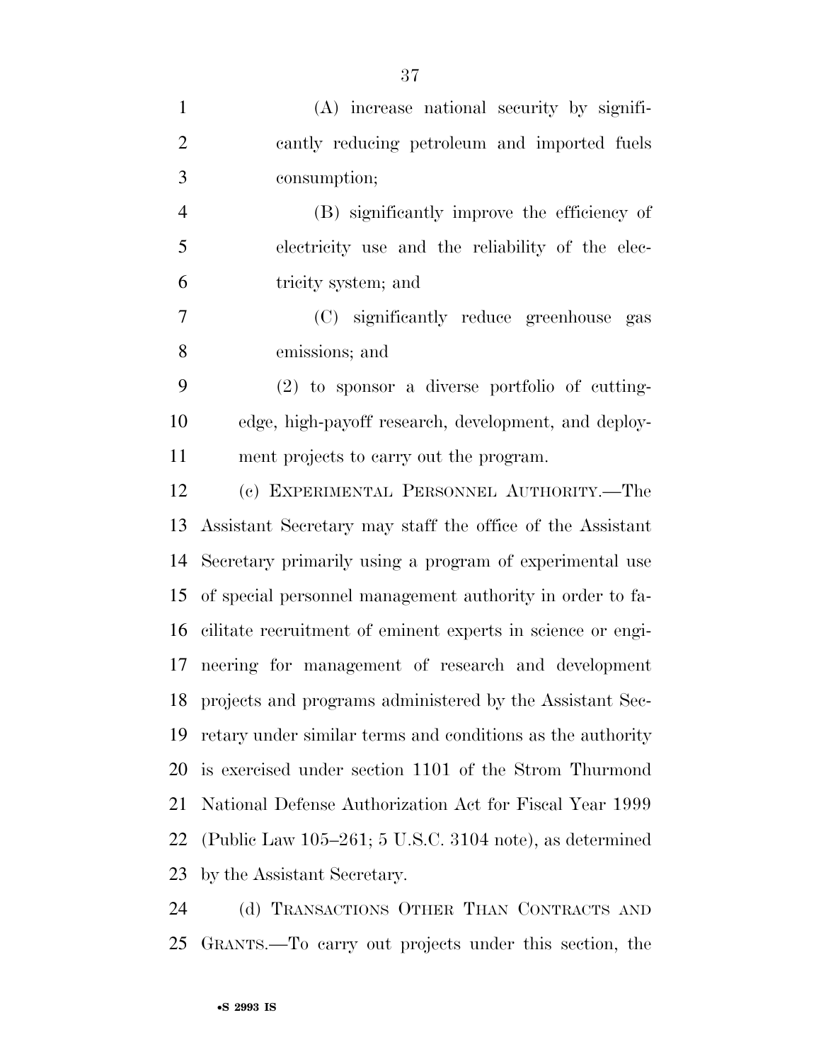(A) increase national security by significantly reducing petroleum and imported fuels consumption;

(B) significantly improve the efficiency of electricity use and the reliability of the electricity system; and

(C) significantly reduce greenhouse gas emissions; and

(2) to sponsor a diverse portfolio of cutting-edge, high-payoff research, development, and deployment projects to carry out the program.

(c) EXPERIMENTAL PERSONNEL AUTHORITY.—The Assistant Secretary may staff the office of the Assistant Secretary primarily using a program of experimental use of special personnel management authority in order to facilitate recruitment of eminent experts in science or engineering for management of research and development projects and programs administered by the Assistant Secretary under similar terms and conditions as the authority is exercised under section 1101 of the Strom Thurmond National Defense Authorization Act for Fiscal Year 1999 (Public Law 105–261; 5 U.S.C. 3104 note), as determined by the Assistant Secretary.

(d) TRANSACTIONS OTHER THAN CONTRACTS AND GRANTS.—To carry out projects under this section, the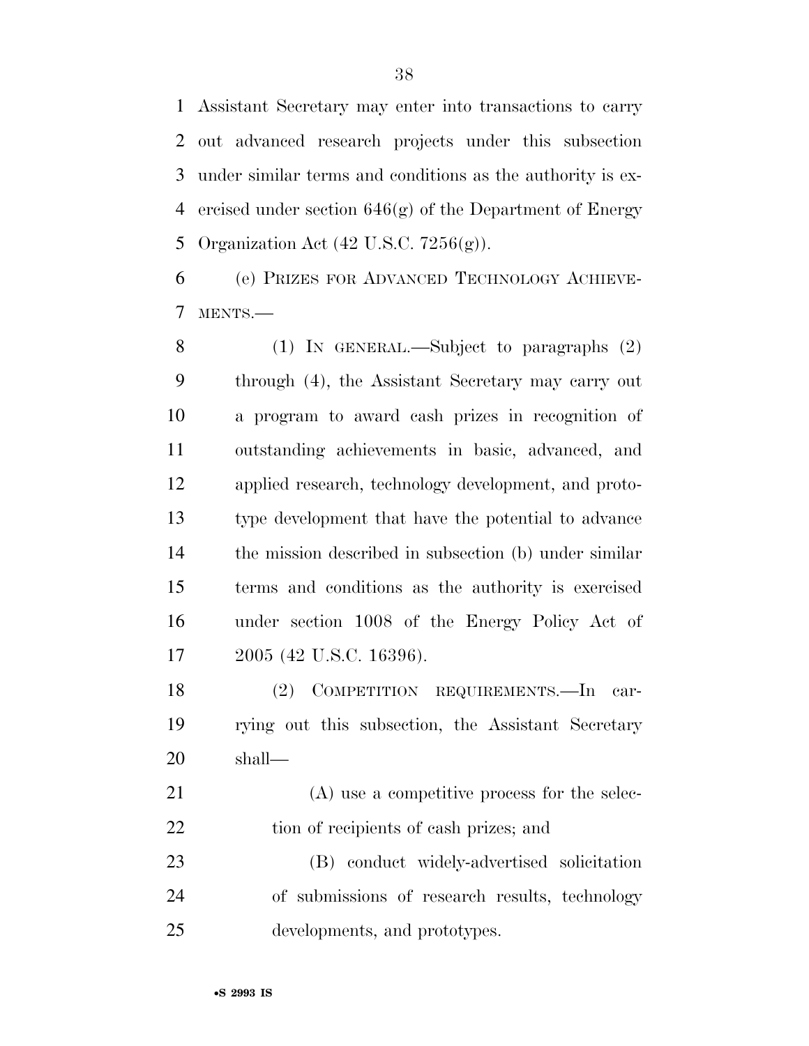Assistant Secretary may enter into transactions to carry out advanced research projects under this subsection under similar terms and conditions as the authority is exercised under section 646(g) of the Department of Energy Organization Act (42 U.S.C. 7256(g)).

(e) PRIZES FOR ADVANCED TECHNOLOGY ACHIEVEMENTS.—

(1) IN GENERAL.—Subject to paragraphs (2) through (4), the Assistant Secretary may carry out a program to award cash prizes in recognition of outstanding achievements in basic, advanced, and applied research, technology development, and prototype development that have the potential to advance the mission described in subsection (b) under similar terms and conditions as the authority is exercised under section 1008 of the Energy Policy Act of 2005 (42 U.S.C. 16396).

(2) COMPETITION REQUIREMENTS.—In carrying out this subsection, the Assistant Secretary shall—

(A) use a competitive process for the selection of recipients of cash prizes; and

(B) conduct widely-advertised solicitation of submissions of research results, technology developments, and prototypes.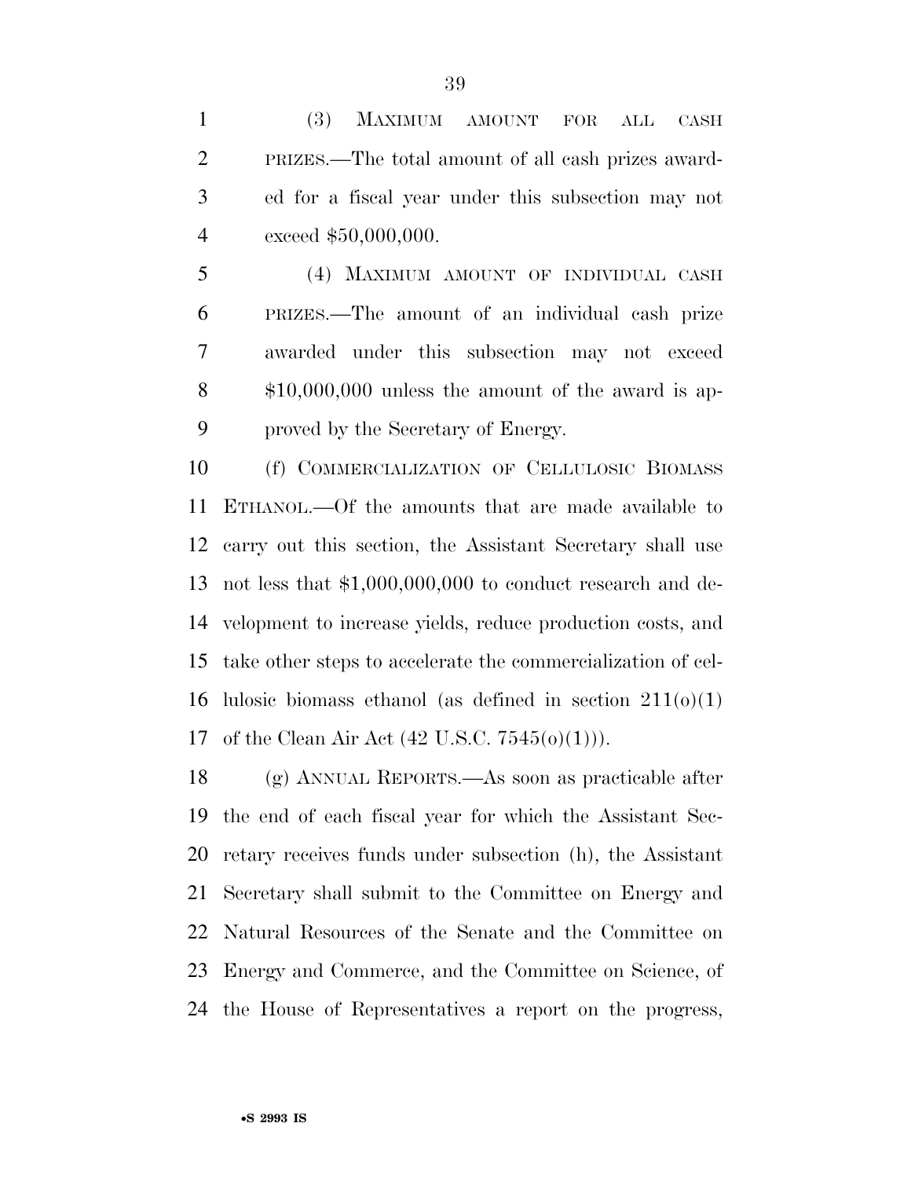(3) MAXIMUM AMOUNT FOR ALL CASH PRIZES.—The total amount of all cash prizes awarded for a fiscal year under this subsection may not exceed $50,000,000.

(4) MAXIMUM AMOUNT OF INDIVIDUAL CASH PRIZES.—The amount of an individual cash prize awarded under this subsection may not exceed $10,000,000 unless the amount of the award is approved by the Secretary of Energy.

(f) COMMERCIALIZATION OF CELLULOSIC BIOMASS ETHANOL.—Of the amounts that are made available to carry out this section, the Assistant Secretary shall use not less that $1,000,000,000 to conduct research and development to increase yields, reduce production costs, and take other steps to accelerate the commercialization of cellulosic biomass ethanol (as defined in section 211(o)(1) of the Clean Air Act (42 U.S.C. 7545(o)(1))).

(g) ANNUAL REPORTS.—As soon as practicable after the end of each fiscal year for which the Assistant Secretary receives funds under subsection (h), the Assistant Secretary shall submit to the Committee on Energy and Natural Resources of the Senate and the Committee on Energy and Commerce, and the Committee on Science, of the House of Representatives a report on the progress,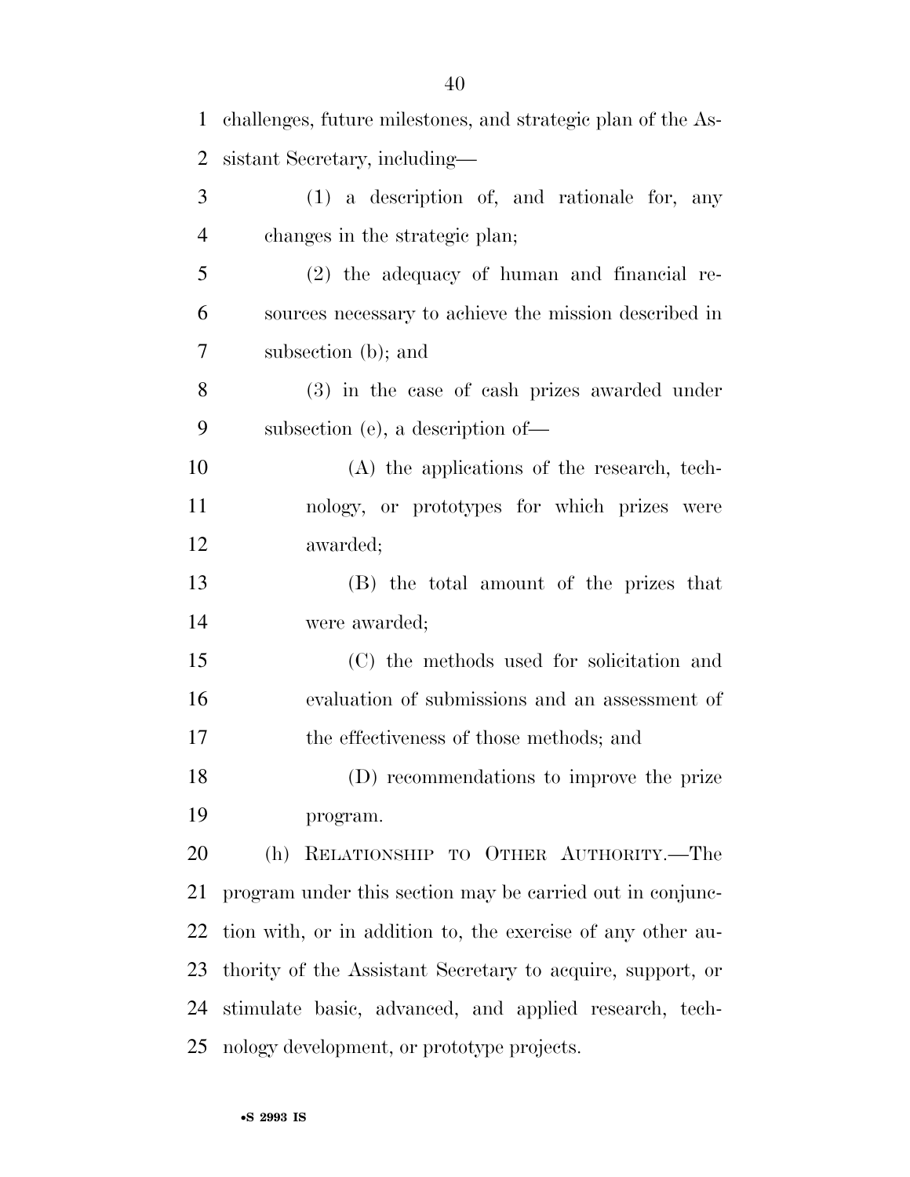challenges, future milestones, and strategic plan of the Assistant Secretary, including—

(1) a description of, and rationale for, any changes in the strategic plan;

(2) the adequacy of human and financial resources necessary to achieve the mission described in subsection (b); and

(3) in the case of cash prizes awarded under subsection (e), a description of—

(A) the applications of the research, technology, or prototypes for which prizes were awarded;

(B) the total amount of the prizes that were awarded;

(C) the methods used for solicitation and evaluation of submissions and an assessment of the effectiveness of those methods; and

(D) recommendations to improve the prize program.

(h) RELATIONSHIP TO OTHER AUTHORITY.—The program under this section may be carried out in conjunction with, or in addition to, the exercise of any other authority of the Assistant Secretary to acquire, support, or stimulate basic, advanced, and applied research, technology development, or prototype projects.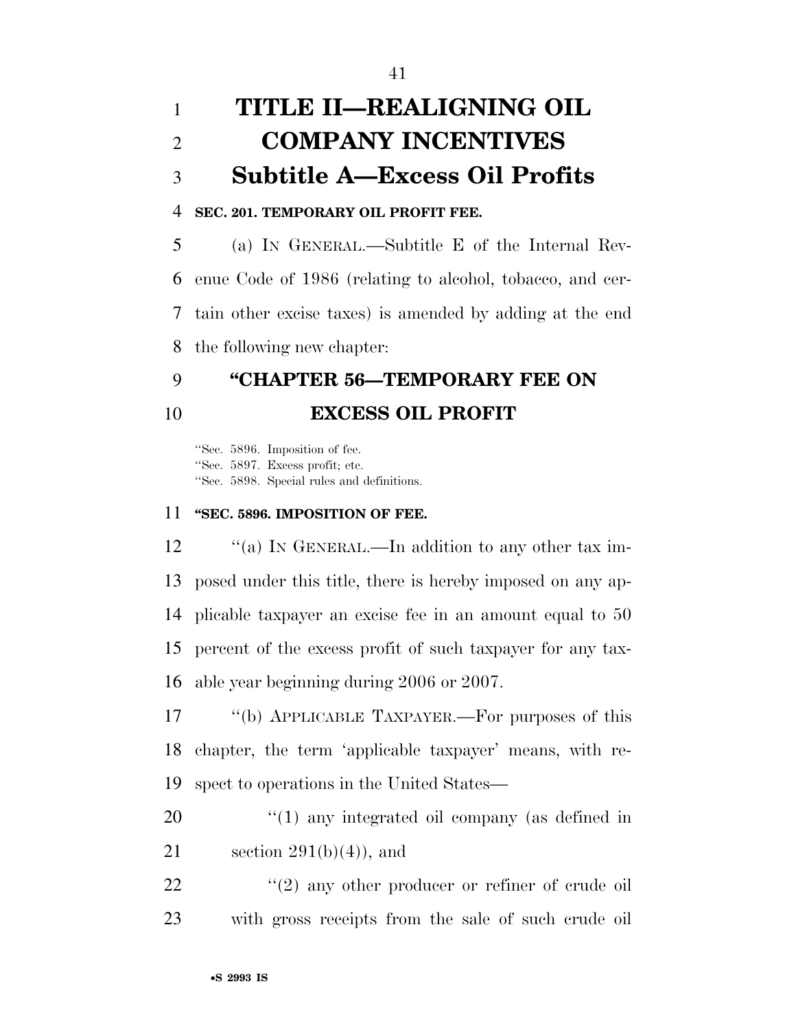# TITLE II—REALIGNING OIL COMPANY INCENTIVES

## Subtitle A—Excess Oil Profits

**SEC. 201. TEMPORARY OIL PROFIT FEE.**

(a) IN GENERAL.—Subtitle E of the Internal Revenue Code of 1986 (relating to alcohol, tobacco, and certain other excise taxes) is amended by adding at the end the following new chapter:

## "CHAPTER 56—TEMPORARY FEE ON EXCESS OIL PROFIT

"Sec. 5896. Imposition of fee.
"Sec. 5897. Excess profit; etc.
"Sec. 5898. Special rules and definitions.

**"SEC. 5896. IMPOSITION OF FEE.**

"(a) IN GENERAL.—In addition to any other tax imposed under this title, there is hereby imposed on any applicable taxpayer an excise fee in an amount equal to 50 percent of the excess profit of such taxpayer for any taxable year beginning during 2006 or 2007.

"(b) APPLICABLE TAXPAYER.—For purposes of this chapter, the term 'applicable taxpayer' means, with respect to operations in the United States—

"(1) any integrated oil company (as defined in section 291(b)(4)), and

"(2) any other producer or refiner of crude oil with gross receipts from the sale of such crude oil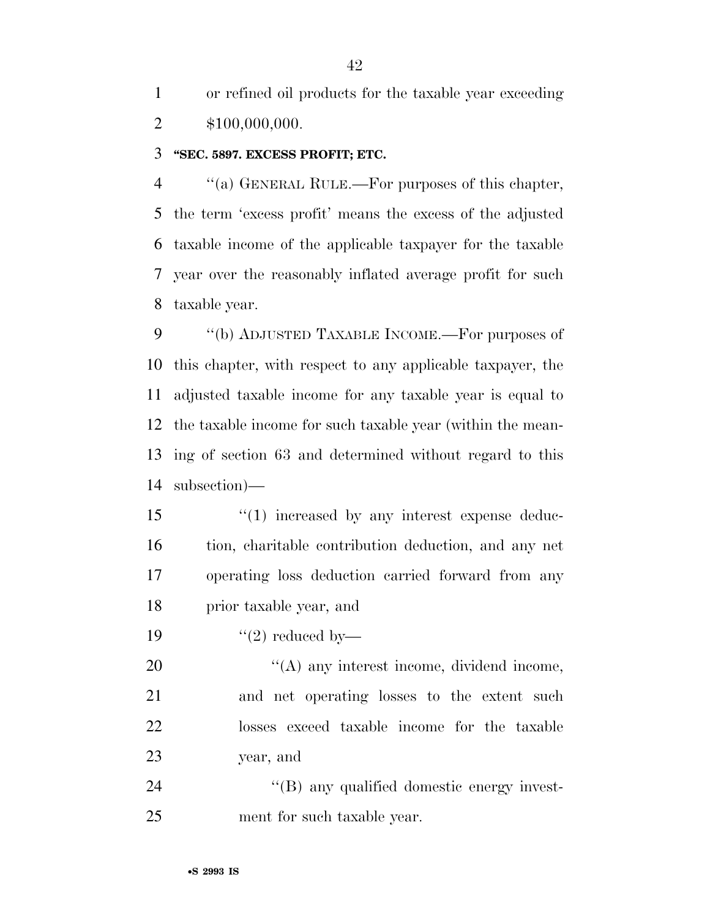or refined oil products for the taxable year exceeding $100,000,000.

**"SEC. 5897. EXCESS PROFIT; ETC.**

"(a) GENERAL RULE.—For purposes of this chapter, the term 'excess profit' means the excess of the adjusted taxable income of the applicable taxpayer for the taxable year over the reasonably inflated average profit for such taxable year.

"(b) ADJUSTED TAXABLE INCOME.—For purposes of this chapter, with respect to any applicable taxpayer, the adjusted taxable income for any taxable year is equal to the taxable income for such taxable year (within the meaning of section 63 and determined without regard to this subsection)—

"(1) increased by any interest expense deduction, charitable contribution deduction, and any net operating loss deduction carried forward from any prior taxable year, and

"(2) reduced by—

"(A) any interest income, dividend income, and net operating losses to the extent such losses exceed taxable income for the taxable year, and

"(B) any qualified domestic energy investment for such taxable year.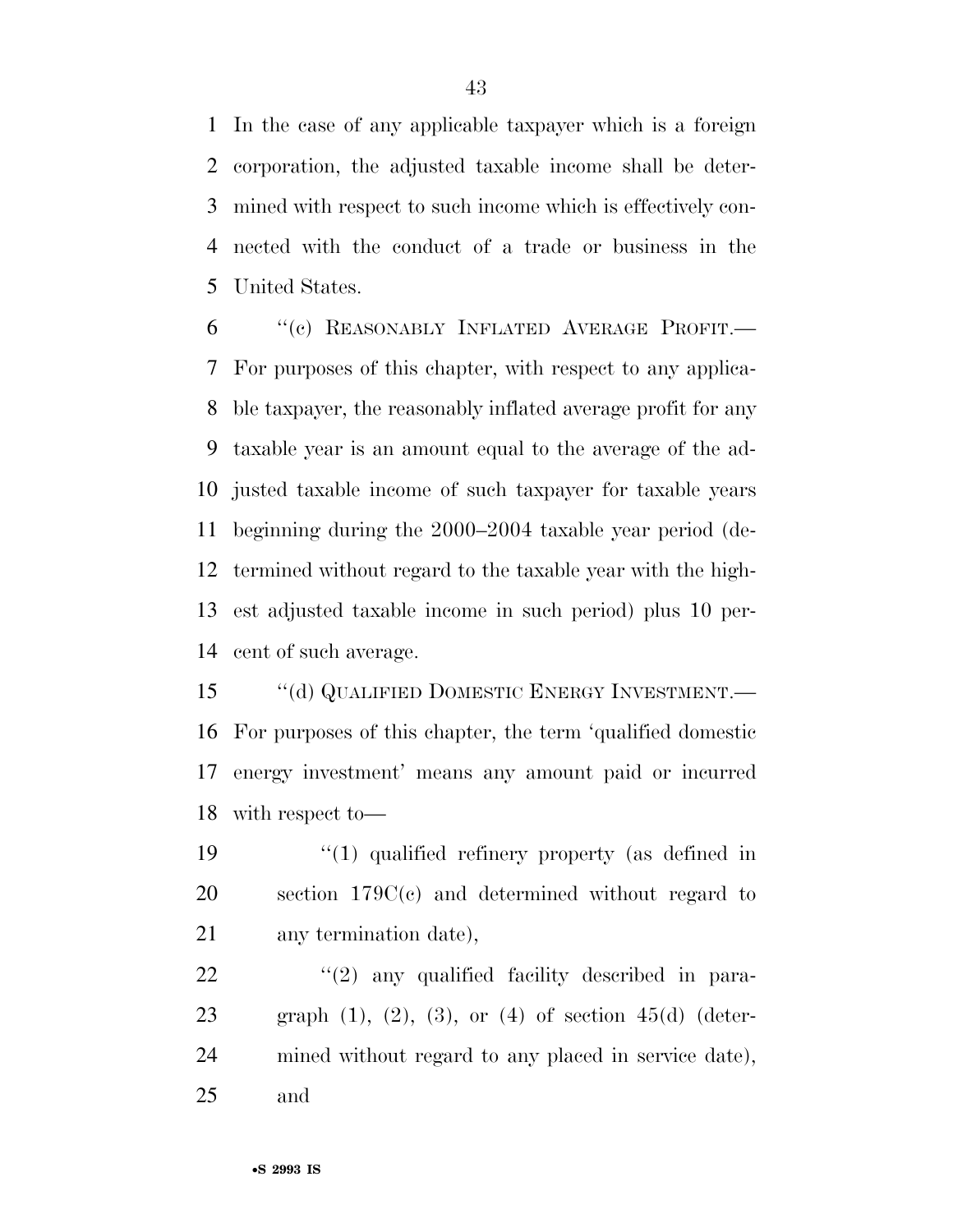In the case of any applicable taxpayer which is a foreign corporation, the adjusted taxable income shall be determined with respect to such income which is effectively connected with the conduct of a trade or business in the United States.

"(c) REASONABLY INFLATED AVERAGE PROFIT.— For purposes of this chapter, with respect to any applicable taxpayer, the reasonably inflated average profit for any taxable year is an amount equal to the average of the adjusted taxable income of such taxpayer for taxable years beginning during the 2000–2004 taxable year period (determined without regard to the taxable year with the highest adjusted taxable income in such period) plus 10 percent of such average.

"(d) QUALIFIED DOMESTIC ENERGY INVESTMENT.— For purposes of this chapter, the term 'qualified domestic energy investment' means any amount paid or incurred with respect to—

"(1) qualified refinery property (as defined in section 179C(c) and determined without regard to any termination date),

"(2) any qualified facility described in paragraph (1), (2), (3), or (4) of section 45(d) (determined without regard to any placed in service date), and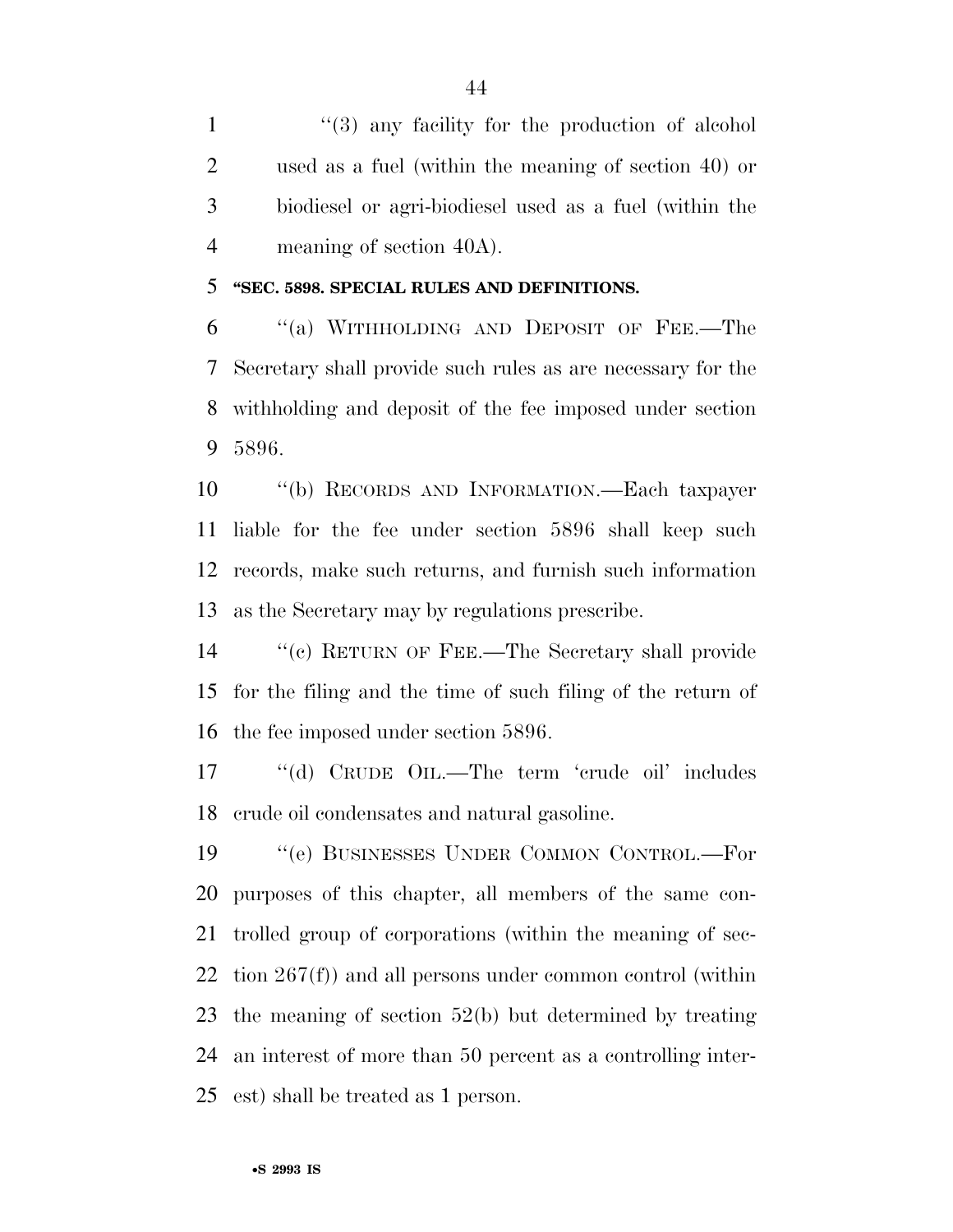"(3) any facility for the production of alcohol used as a fuel (within the meaning of section 40) or biodiesel or agri-biodiesel used as a fuel (within the meaning of section 40A).

**"SEC. 5898. SPECIAL RULES AND DEFINITIONS.**

"(a) WITHHOLDING AND DEPOSIT OF FEE.—The Secretary shall provide such rules as are necessary for the withholding and deposit of the fee imposed under section 5896.

"(b) RECORDS AND INFORMATION.—Each taxpayer liable for the fee under section 5896 shall keep such records, make such returns, and furnish such information as the Secretary may by regulations prescribe.

"(c) RETURN OF FEE.—The Secretary shall provide for the filing and the time of such filing of the return of the fee imposed under section 5896.

"(d) CRUDE OIL.—The term 'crude oil' includes crude oil condensates and natural gasoline.

"(e) BUSINESSES UNDER COMMON CONTROL.—For purposes of this chapter, all members of the same controlled group of corporations (within the meaning of section 267(f)) and all persons under common control (within the meaning of section 52(b) but determined by treating an interest of more than 50 percent as a controlling interest) shall be treated as 1 person.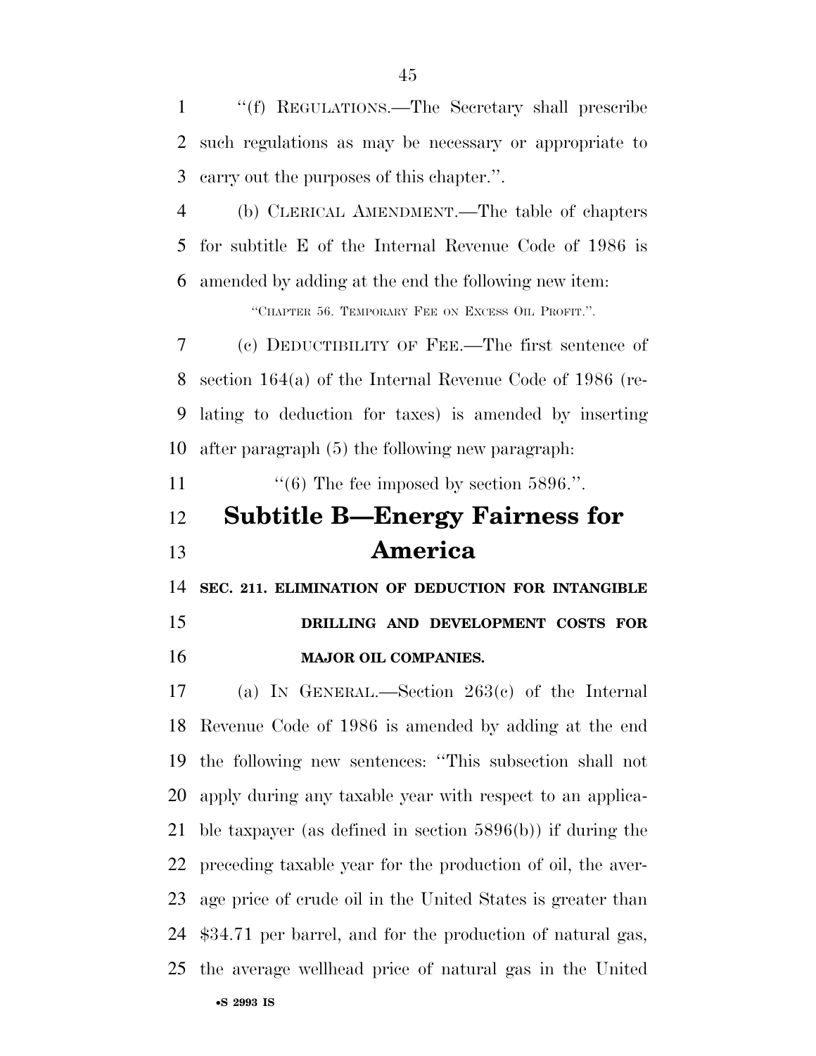"(f) REGULATIONS.—The Secretary shall prescribe such regulations as may be necessary or appropriate to carry out the purposes of this chapter.".

(b) CLERICAL AMENDMENT.—The table of chapters for subtitle E of the Internal Revenue Code of 1986 is amended by adding at the end the following new item:

"CHAPTER 56. TEMPORARY FEE ON EXCESS OIL PROFIT.".

(c) DEDUCTIBILITY OF FEE.—The first sentence of section 164(a) of the Internal Revenue Code of 1986 (relating to deduction for taxes) is amended by inserting after paragraph (5) the following new paragraph:

"(6) The fee imposed by section 5896.".

## Subtitle B—Energy Fairness for America

**SEC. 211. ELIMINATION OF DEDUCTION FOR INTANGIBLE DRILLING AND DEVELOPMENT COSTS FOR MAJOR OIL COMPANIES.**

(a) IN GENERAL.—Section 263(c) of the Internal Revenue Code of 1986 is amended by adding at the end the following new sentences: "This subsection shall not apply during any taxable year with respect to an applicable taxpayer (as defined in section 5896(b)) if during the preceding taxable year for the production of oil, the average price of crude oil in the United States is greater than $34.71 per barrel, and for the production of natural gas, the average wellhead price of natural gas in the United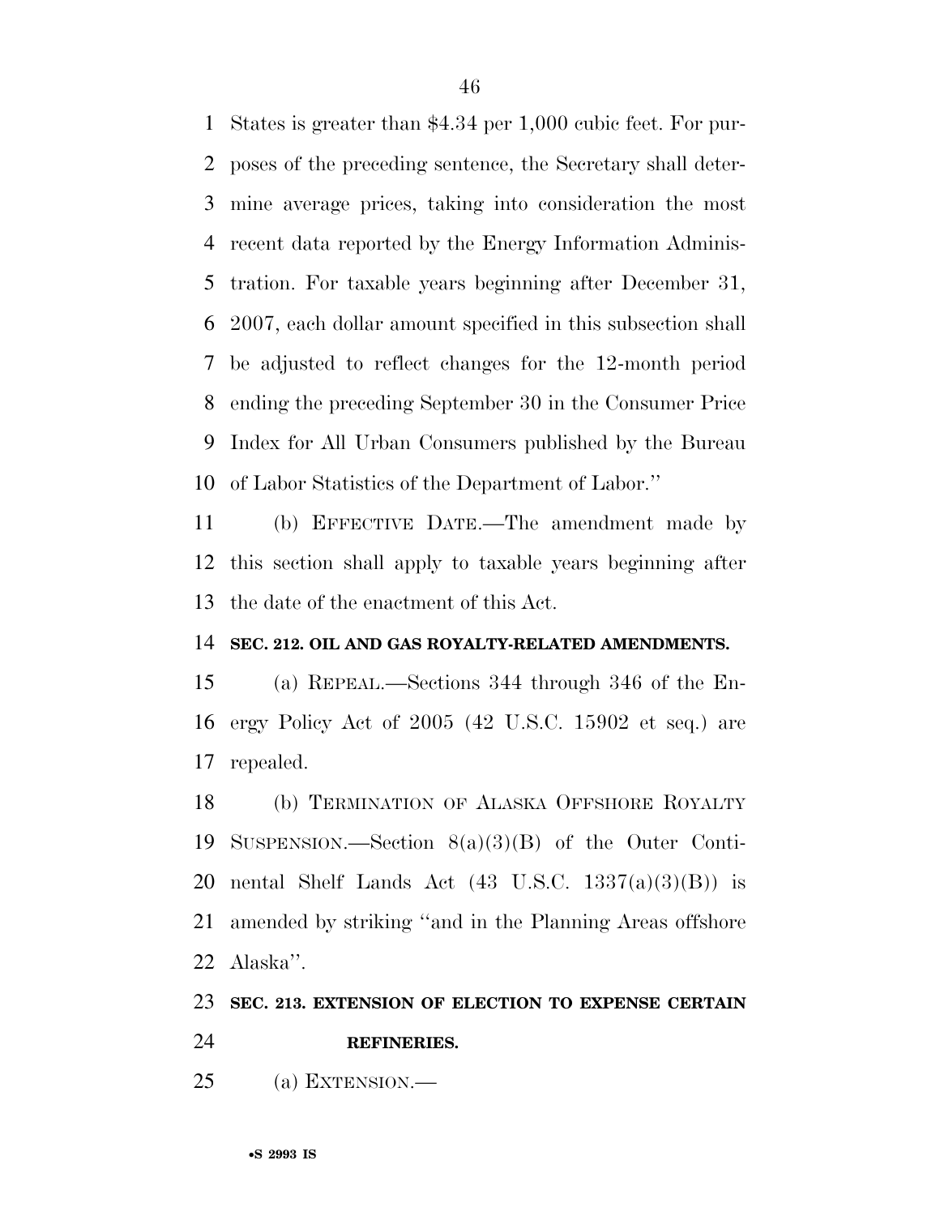States is greater than $4.34 per 1,000 cubic feet. For purposes of the preceding sentence, the Secretary shall determine average prices, taking into consideration the most recent data reported by the Energy Information Administration. For taxable years beginning after December 31, 2007, each dollar amount specified in this subsection shall be adjusted to reflect changes for the 12-month period ending the preceding September 30 in the Consumer Price Index for All Urban Consumers published by the Bureau of Labor Statistics of the Department of Labor.''

(b) EFFECTIVE DATE.—The amendment made by this section shall apply to taxable years beginning after the date of the enactment of this Act.

**SEC. 212. OIL AND GAS ROYALTY-RELATED AMENDMENTS.**

(a) REPEAL.—Sections 344 through 346 of the Energy Policy Act of 2005 (42 U.S.C. 15902 et seq.) are repealed.

(b) TERMINATION OF ALASKA OFFSHORE ROYALTY SUSPENSION.—Section 8(a)(3)(B) of the Outer Continental Shelf Lands Act (43 U.S.C. 1337(a)(3)(B)) is amended by striking ''and in the Planning Areas offshore Alaska''.

**SEC. 213. EXTENSION OF ELECTION TO EXPENSE CERTAIN REFINERIES.**

(a) EXTENSION.—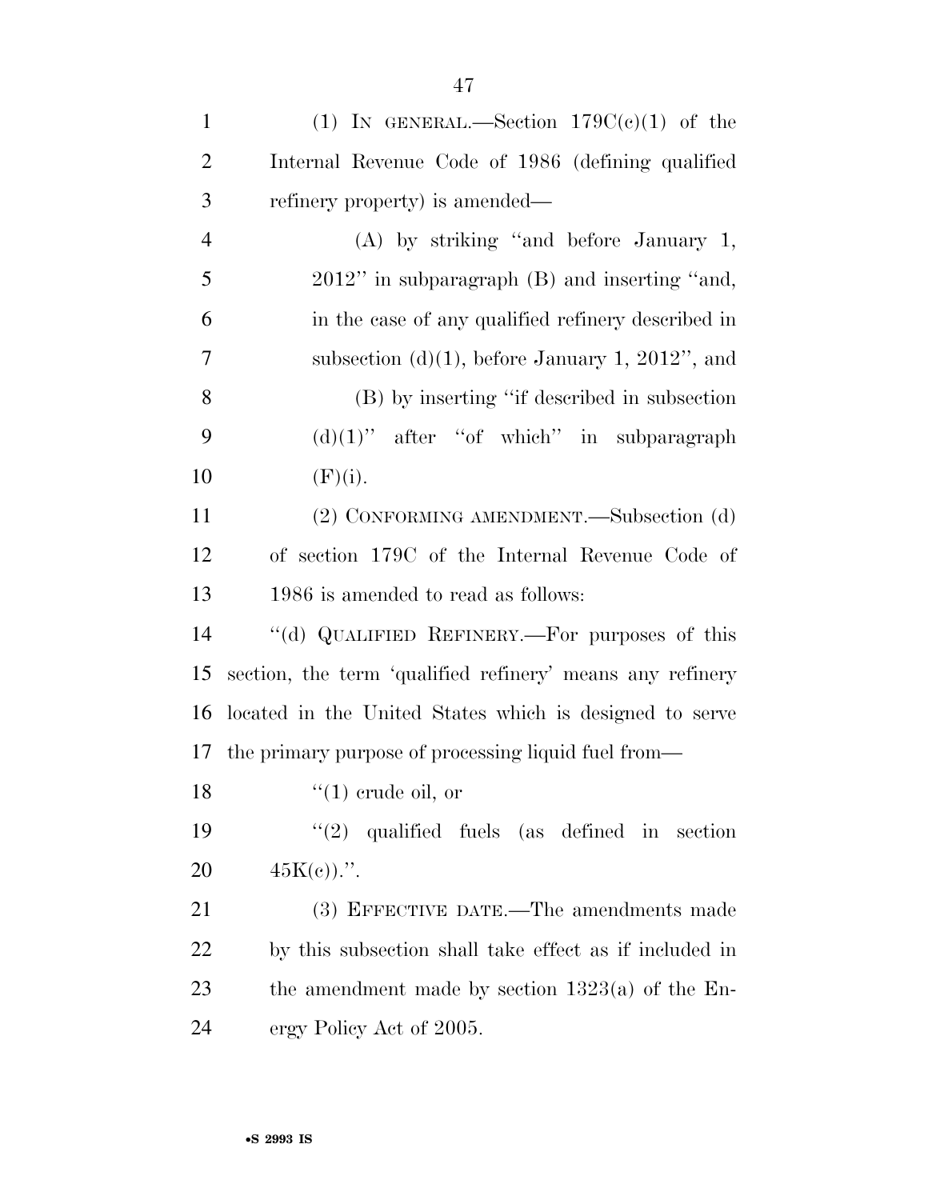(1) IN GENERAL.—Section 179C(c)(1) of the Internal Revenue Code of 1986 (defining qualified refinery property) is amended—

(A) by striking "and before January 1, 2012" in subparagraph (B) and inserting "and, in the case of any qualified refinery described in subsection (d)(1), before January 1, 2012", and

(B) by inserting "if described in subsection (d)(1)" after "of which" in subparagraph (F)(i).

(2) CONFORMING AMENDMENT.—Subsection (d) of section 179C of the Internal Revenue Code of 1986 is amended to read as follows:

"(d) QUALIFIED REFINERY.—For purposes of this section, the term 'qualified refinery' means any refinery located in the United States which is designed to serve the primary purpose of processing liquid fuel from—

"(1) crude oil, or

"(2) qualified fuels (as defined in section 45K(c)).".

(3) EFFECTIVE DATE.—The amendments made by this subsection shall take effect as if included in the amendment made by section 1323(a) of the Energy Policy Act of 2005.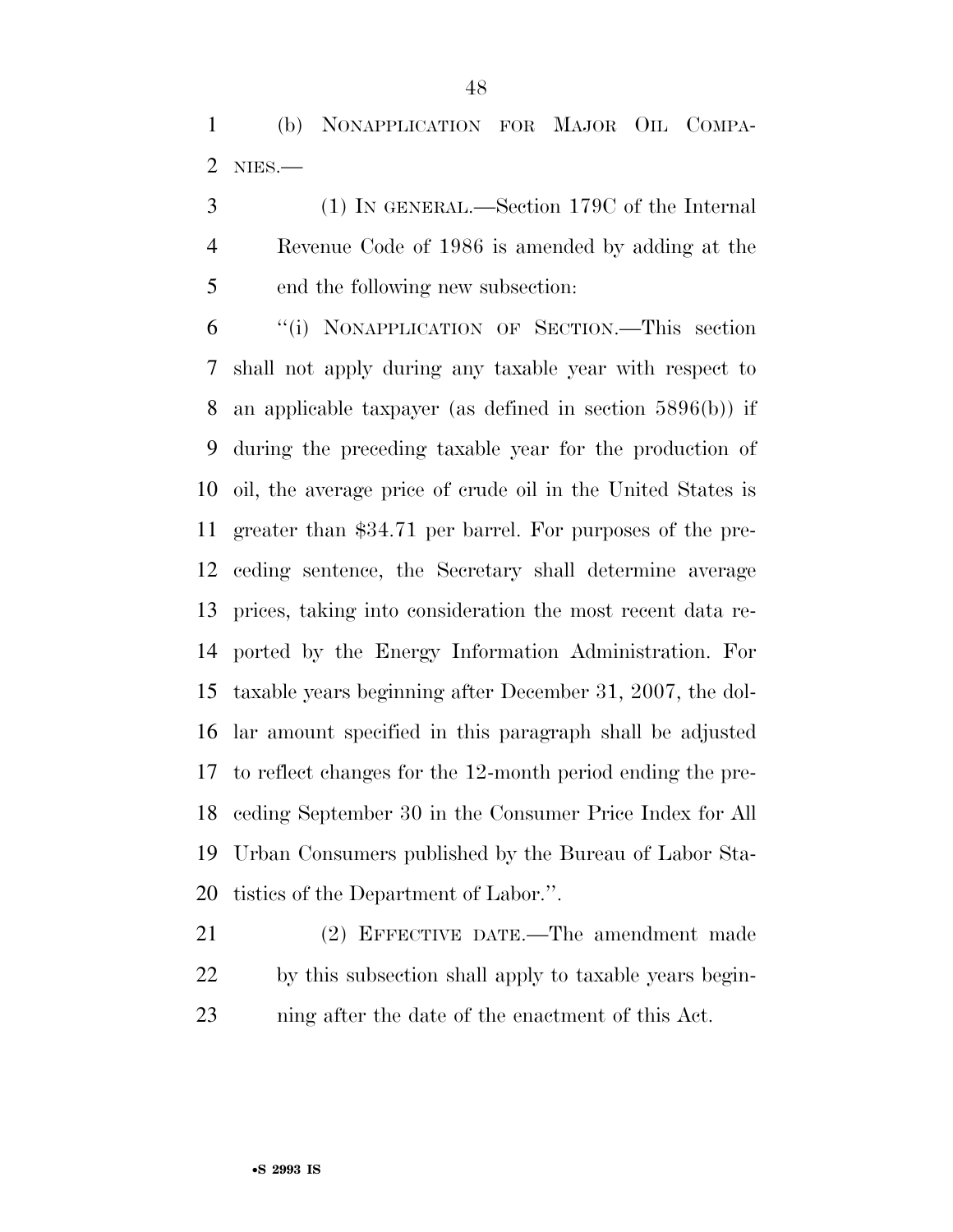(b) NONAPPLICATION FOR MAJOR OIL COMPANIES.—

(1) IN GENERAL.—Section 179C of the Internal Revenue Code of 1986 is amended by adding at the end the following new subsection:

"(i) NONAPPLICATION OF SECTION.—This section shall not apply during any taxable year with respect to an applicable taxpayer (as defined in section 5896(b)) if during the preceding taxable year for the production of oil, the average price of crude oil in the United States is greater than $34.71 per barrel. For purposes of the preceding sentence, the Secretary shall determine average prices, taking into consideration the most recent data reported by the Energy Information Administration. For taxable years beginning after December 31, 2007, the dollar amount specified in this paragraph shall be adjusted to reflect changes for the 12-month period ending the preceding September 30 in the Consumer Price Index for All Urban Consumers published by the Bureau of Labor Statistics of the Department of Labor.".

(2) EFFECTIVE DATE.—The amendment made by this subsection shall apply to taxable years beginning after the date of the enactment of this Act.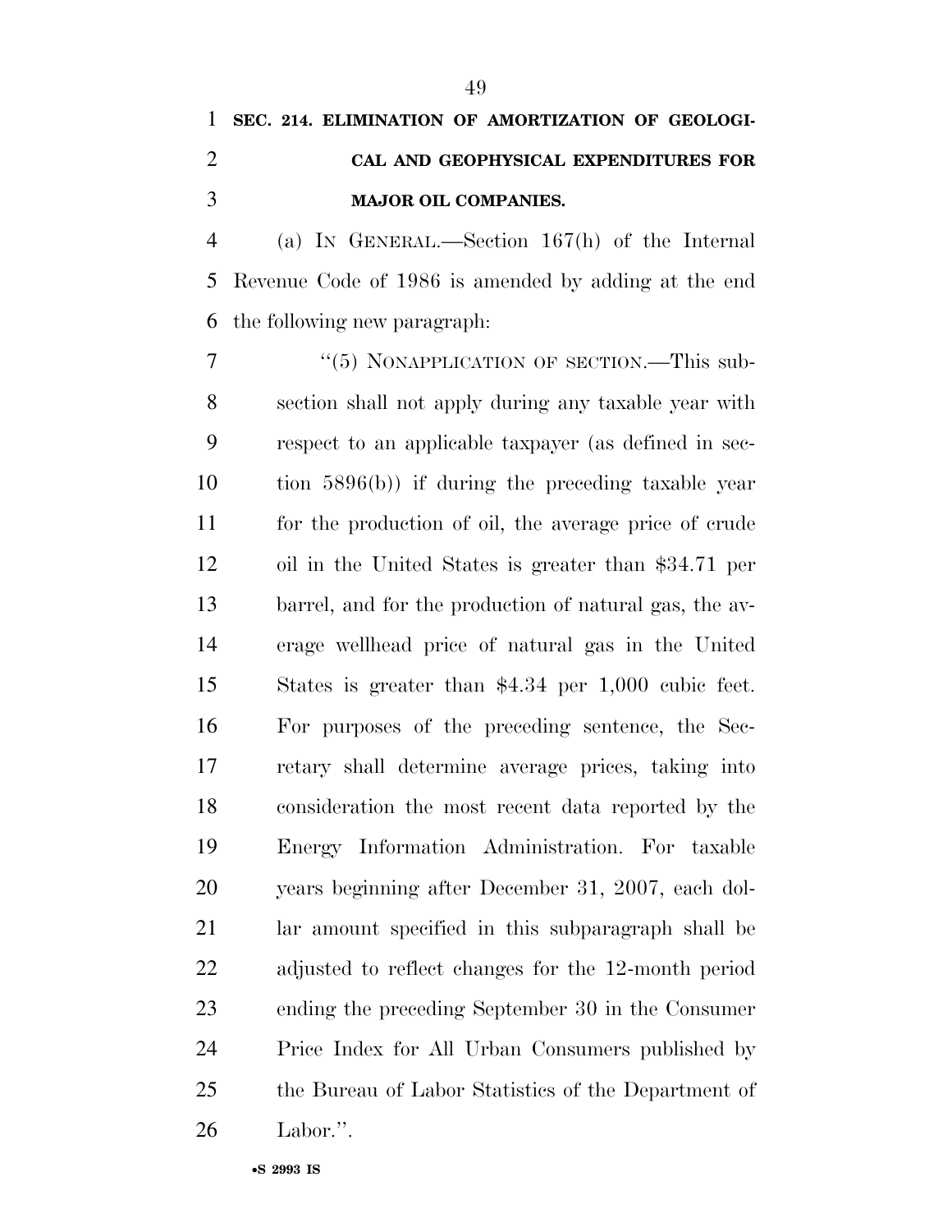**SEC. 214. ELIMINATION OF AMORTIZATION OF GEOLOGICAL AND GEOPHYSICAL EXPENDITURES FOR MAJOR OIL COMPANIES.**

(a) IN GENERAL.—Section 167(h) of the Internal Revenue Code of 1986 is amended by adding at the end the following new paragraph:

"(5) NONAPPLICATION OF SECTION.—This subsection shall not apply during any taxable year with respect to an applicable taxpayer (as defined in section 5896(b)) if during the preceding taxable year for the production of oil, the average price of crude oil in the United States is greater than $34.71 per barrel, and for the production of natural gas, the average wellhead price of natural gas in the United States is greater than $4.34 per 1,000 cubic feet. For purposes of the preceding sentence, the Secretary shall determine average prices, taking into consideration the most recent data reported by the Energy Information Administration. For taxable years beginning after December 31, 2007, each dollar amount specified in this subparagraph shall be adjusted to reflect changes for the 12-month period ending the preceding September 30 in the Consumer Price Index for All Urban Consumers published by the Bureau of Labor Statistics of the Department of Labor.".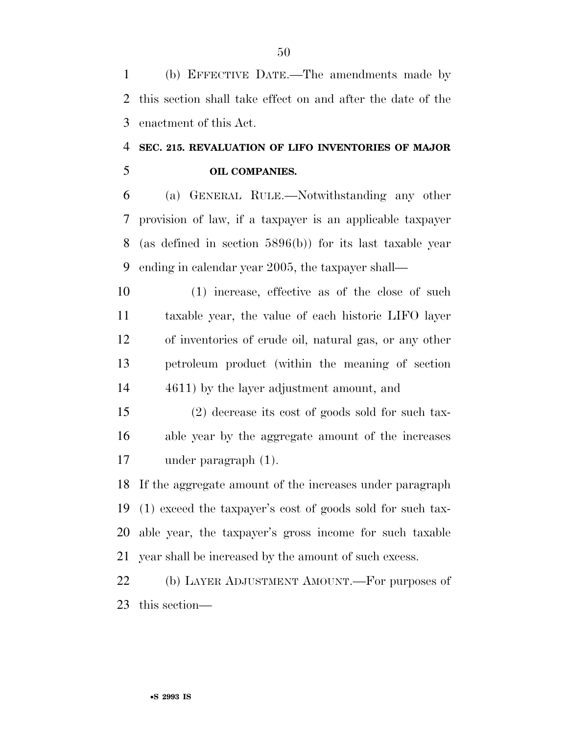(b) EFFECTIVE DATE.—The amendments made by this section shall take effect on and after the date of the enactment of this Act.

**SEC. 215. REVALUATION OF LIFO INVENTORIES OF MAJOR OIL COMPANIES.**

(a) GENERAL RULE.—Notwithstanding any other provision of law, if a taxpayer is an applicable taxpayer (as defined in section 5896(b)) for its last taxable year ending in calendar year 2005, the taxpayer shall—

(1) increase, effective as of the close of such taxable year, the value of each historic LIFO layer of inventories of crude oil, natural gas, or any other petroleum product (within the meaning of section 4611) by the layer adjustment amount, and

(2) decrease its cost of goods sold for such taxable year by the aggregate amount of the increases under paragraph (1).

If the aggregate amount of the increases under paragraph (1) exceed the taxpayer's cost of goods sold for such taxable year, the taxpayer's gross income for such taxable year shall be increased by the amount of such excess.

(b) LAYER ADJUSTMENT AMOUNT.—For purposes of this section—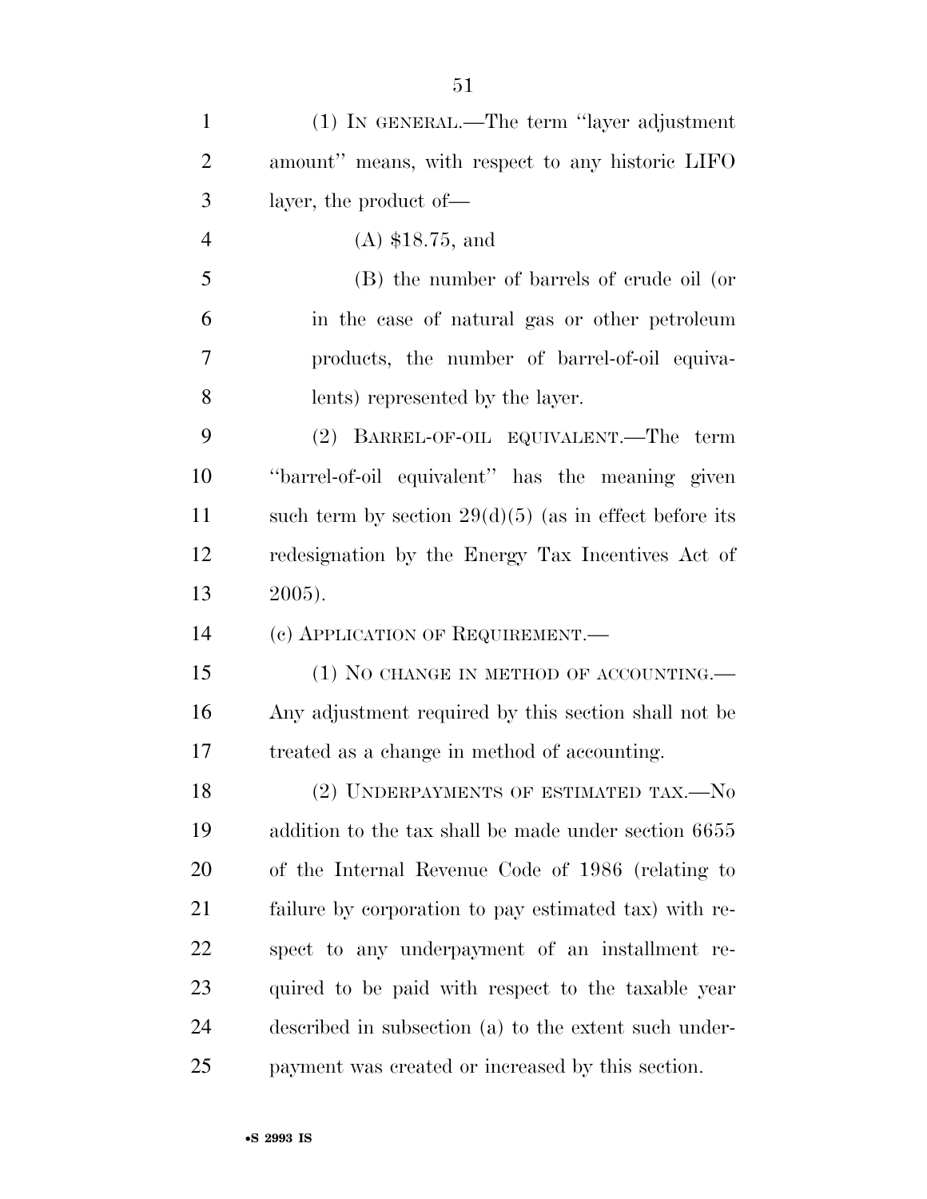(1) IN GENERAL.—The term "layer adjustment amount" means, with respect to any historic LIFO layer, the product of—

(A) $18.75, and

(B) the number of barrels of crude oil (or in the case of natural gas or other petroleum products, the number of barrel-of-oil equivalents) represented by the layer.

(2) BARREL-OF-OIL EQUIVALENT.—The term "barrel-of-oil equivalent" has the meaning given such term by section 29(d)(5) (as in effect before its redesignation by the Energy Tax Incentives Act of 2005).

(c) APPLICATION OF REQUIREMENT.—

(1) NO CHANGE IN METHOD OF ACCOUNTING.— Any adjustment required by this section shall not be treated as a change in method of accounting.

(2) UNDERPAYMENTS OF ESTIMATED TAX.—No addition to the tax shall be made under section 6655 of the Internal Revenue Code of 1986 (relating to failure by corporation to pay estimated tax) with respect to any underpayment of an installment required to be paid with respect to the taxable year described in subsection (a) to the extent such underpayment was created or increased by this section.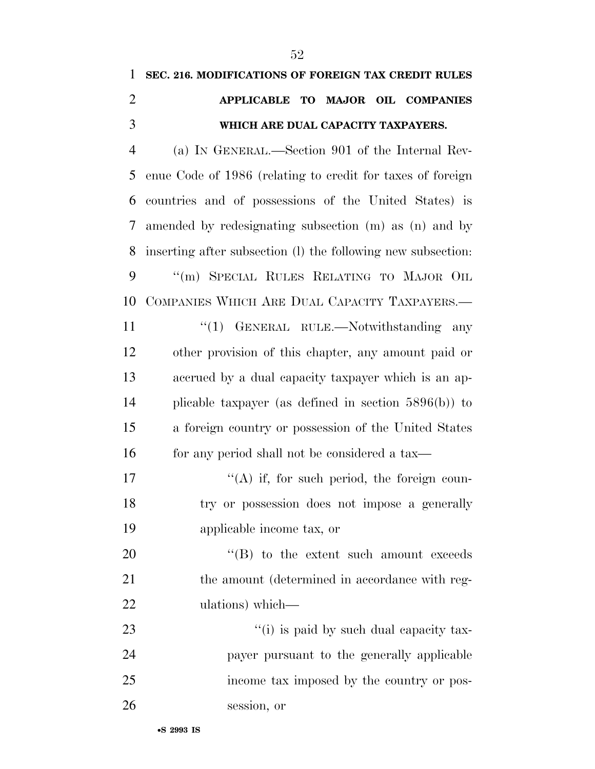**SEC. 216. MODIFICATIONS OF FOREIGN TAX CREDIT RULES APPLICABLE TO MAJOR OIL COMPANIES WHICH ARE DUAL CAPACITY TAXPAYERS.**

(a) IN GENERAL.—Section 901 of the Internal Revenue Code of 1986 (relating to credit for taxes of foreign countries and of possessions of the United States) is amended by redesignating subsection (m) as (n) and by inserting after subsection (l) the following new subsection:

"(m) SPECIAL RULES RELATING TO MAJOR OIL COMPANIES WHICH ARE DUAL CAPACITY TAXPAYERS.—

"(1) GENERAL RULE.—Notwithstanding any other provision of this chapter, any amount paid or accrued by a dual capacity taxpayer which is an applicable taxpayer (as defined in section 5896(b)) to a foreign country or possession of the United States for any period shall not be considered a tax—

"(A) if, for such period, the foreign country or possession does not impose a generally applicable income tax, or

"(B) to the extent such amount exceeds the amount (determined in accordance with regulations) which—

"(i) is paid by such dual capacity taxpayer pursuant to the generally applicable income tax imposed by the country or possession, or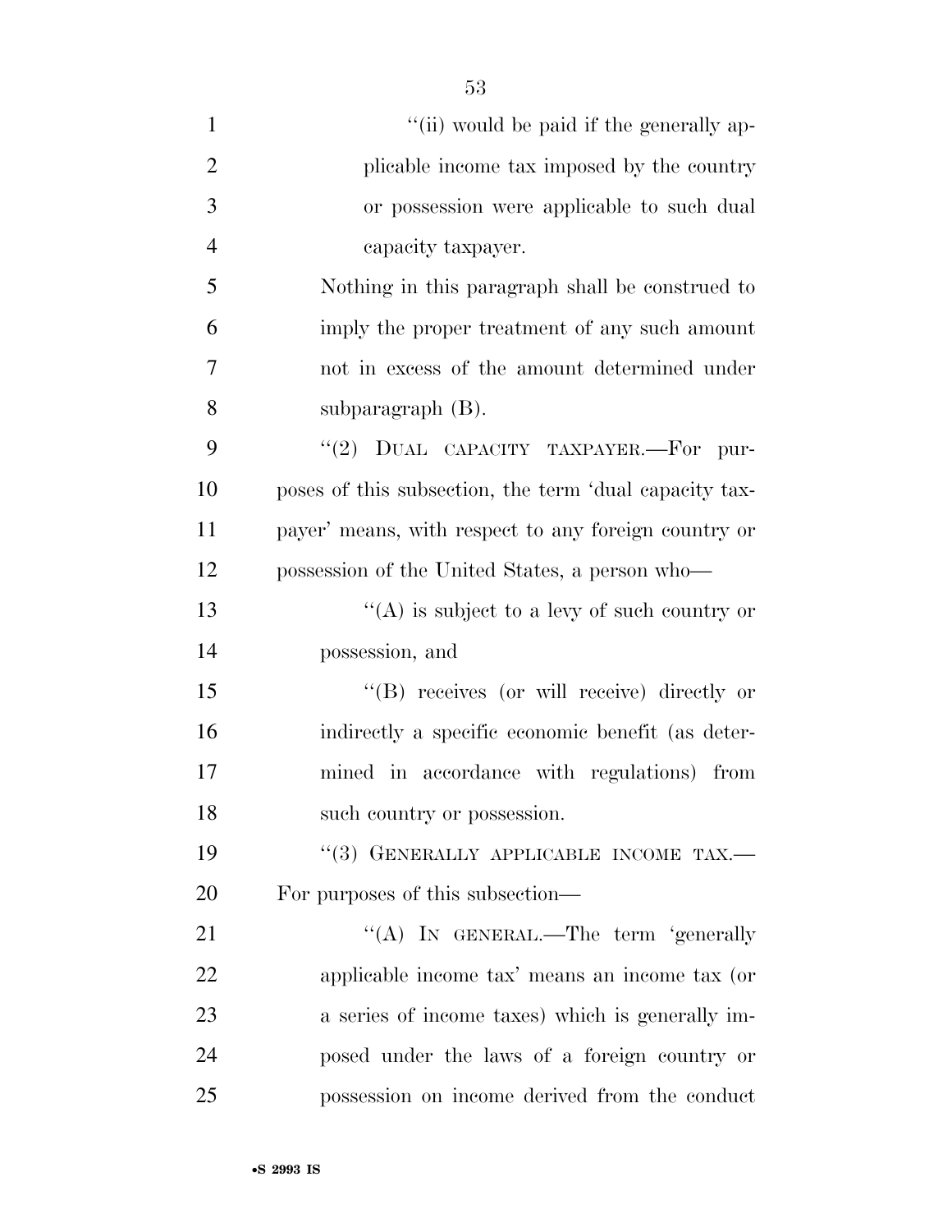"(ii) would be paid if the generally applicable income tax imposed by the country or possession were applicable to such dual capacity taxpayer.

Nothing in this paragraph shall be construed to imply the proper treatment of any such amount not in excess of the amount determined under subparagraph (B).

"(2) DUAL CAPACITY TAXPAYER.—For purposes of this subsection, the term 'dual capacity taxpayer' means, with respect to any foreign country or possession of the United States, a person who—

"(A) is subject to a levy of such country or possession, and

"(B) receives (or will receive) directly or indirectly a specific economic benefit (as determined in accordance with regulations) from such country or possession.

"(3) GENERALLY APPLICABLE INCOME TAX.—For purposes of this subsection—

"(A) IN GENERAL.—The term 'generally applicable income tax' means an income tax (or a series of income taxes) which is generally imposed under the laws of a foreign country or possession on income derived from the conduct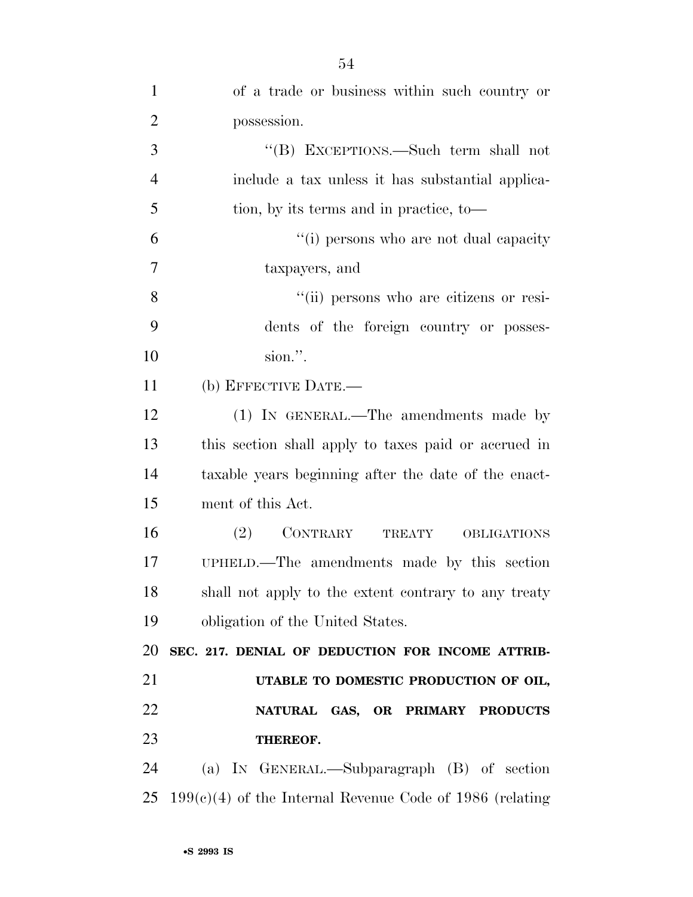of a trade or business within such country or possession.

"(B) EXCEPTIONS.—Such term shall not include a tax unless it has substantial application, by its terms and in practice, to—

"(i) persons who are not dual capacity taxpayers, and

"(ii) persons who are citizens or residents of the foreign country or possession.".

(b) EFFECTIVE DATE.—

(1) IN GENERAL.—The amendments made by this section shall apply to taxes paid or accrued in taxable years beginning after the date of the enactment of this Act.

(2) CONTRARY TREATY OBLIGATIONS UPHELD.—The amendments made by this section shall not apply to the extent contrary to any treaty obligation of the United States.

**SEC. 217. DENIAL OF DEDUCTION FOR INCOME ATTRIBUTABLE TO DOMESTIC PRODUCTION OF OIL, NATURAL GAS, OR PRIMARY PRODUCTS THEREOF.**

(a) IN GENERAL.—Subparagraph (B) of section 199(c)(4) of the Internal Revenue Code of 1986 (relating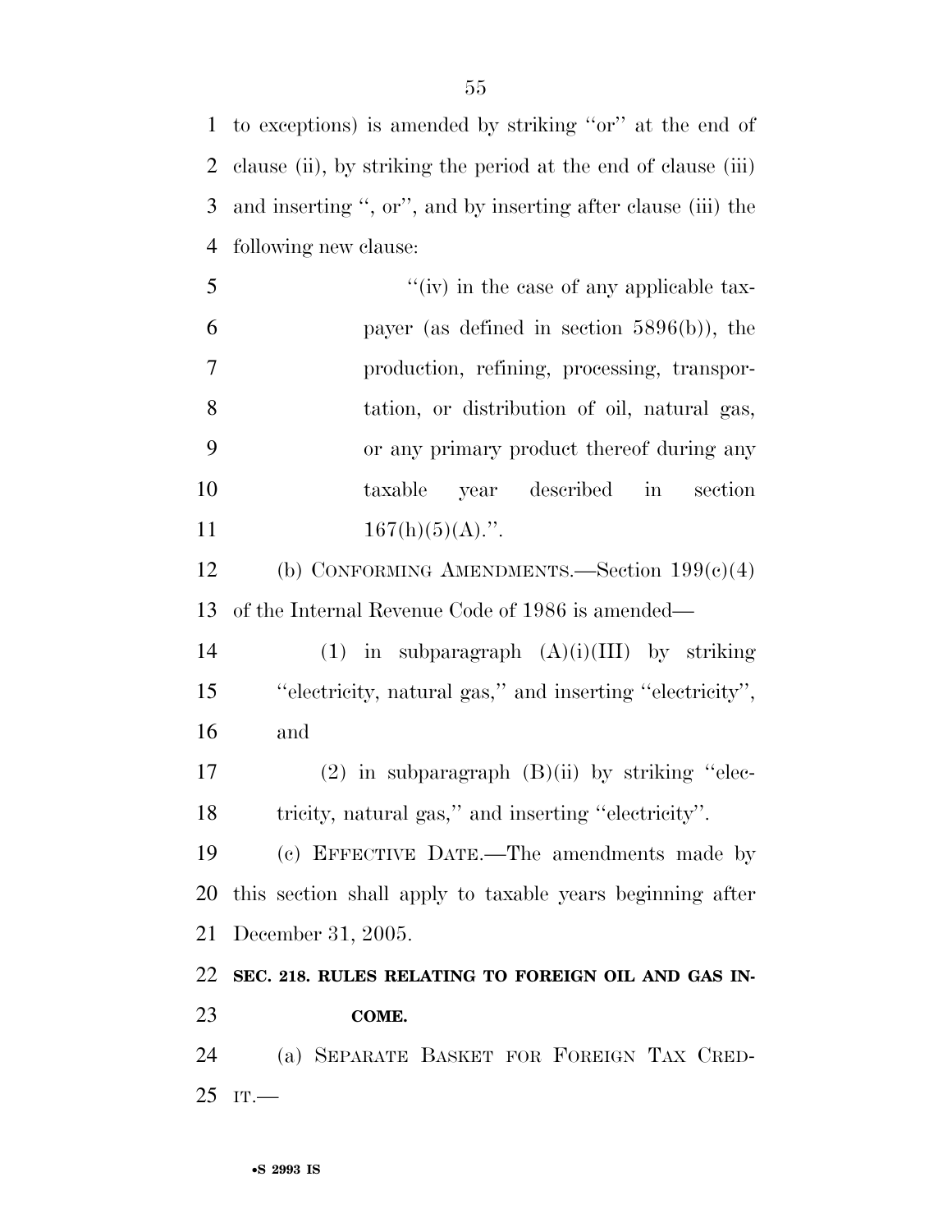to exceptions) is amended by striking ''or'' at the end of clause (ii), by striking the period at the end of clause (iii) and inserting '', or'', and by inserting after clause (iii) the following new clause:

> ''(iv) in the case of any applicable taxpayer (as defined in section 5896(b)), the production, refining, processing, transportation, or distribution of oil, natural gas, or any primary product thereof during any taxable year described in section 167(h)(5)(A).''.

(b) CONFORMING AMENDMENTS.—Section 199(c)(4) of the Internal Revenue Code of 1986 is amended—

(1) in subparagraph (A)(i)(III) by striking ''electricity, natural gas,'' and inserting ''electricity'', and

(2) in subparagraph (B)(ii) by striking ''electricity, natural gas,'' and inserting ''electricity''.

(c) EFFECTIVE DATE.—The amendments made by this section shall apply to taxable years beginning after December 31, 2005.

**SEC. 218. RULES RELATING TO FOREIGN OIL AND GAS INCOME.**

(a) SEPARATE BASKET FOR FOREIGN TAX CREDIT.—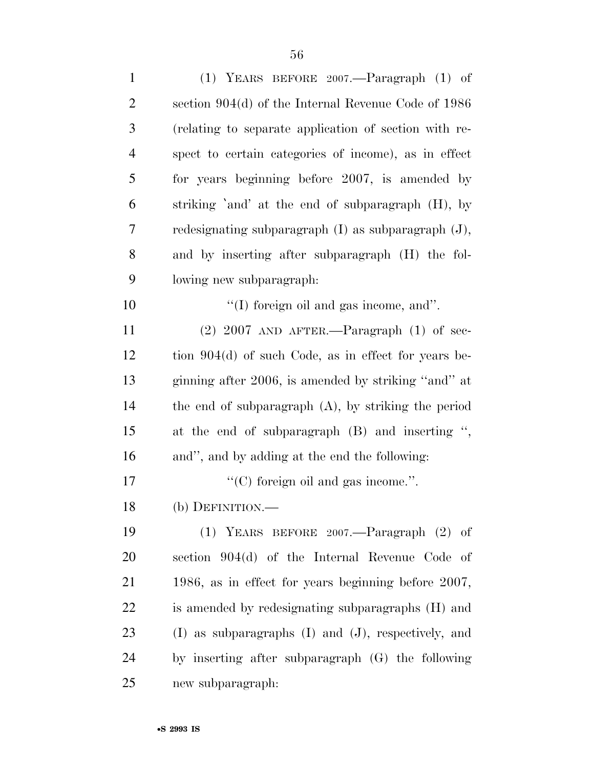(1) YEARS BEFORE 2007.—Paragraph (1) of section 904(d) of the Internal Revenue Code of 1986 (relating to separate application of section with respect to certain categories of income), as in effect for years beginning before 2007, is amended by striking `and' at the end of subparagraph (H), by redesignating subparagraph (I) as subparagraph (J), and by inserting after subparagraph (H) the following new subparagraph:

''(I) foreign oil and gas income, and''.

(2) 2007 AND AFTER.—Paragraph (1) of section 904(d) of such Code, as in effect for years beginning after 2006, is amended by striking ''and'' at the end of subparagraph (A), by striking the period at the end of subparagraph (B) and inserting '', and'', and by adding at the end the following:

''(C) foreign oil and gas income.''.

(b) DEFINITION.—

(1) YEARS BEFORE 2007.—Paragraph (2) of section 904(d) of the Internal Revenue Code of 1986, as in effect for years beginning before 2007, is amended by redesignating subparagraphs (H) and (I) as subparagraphs (I) and (J), respectively, and by inserting after subparagraph (G) the following new subparagraph: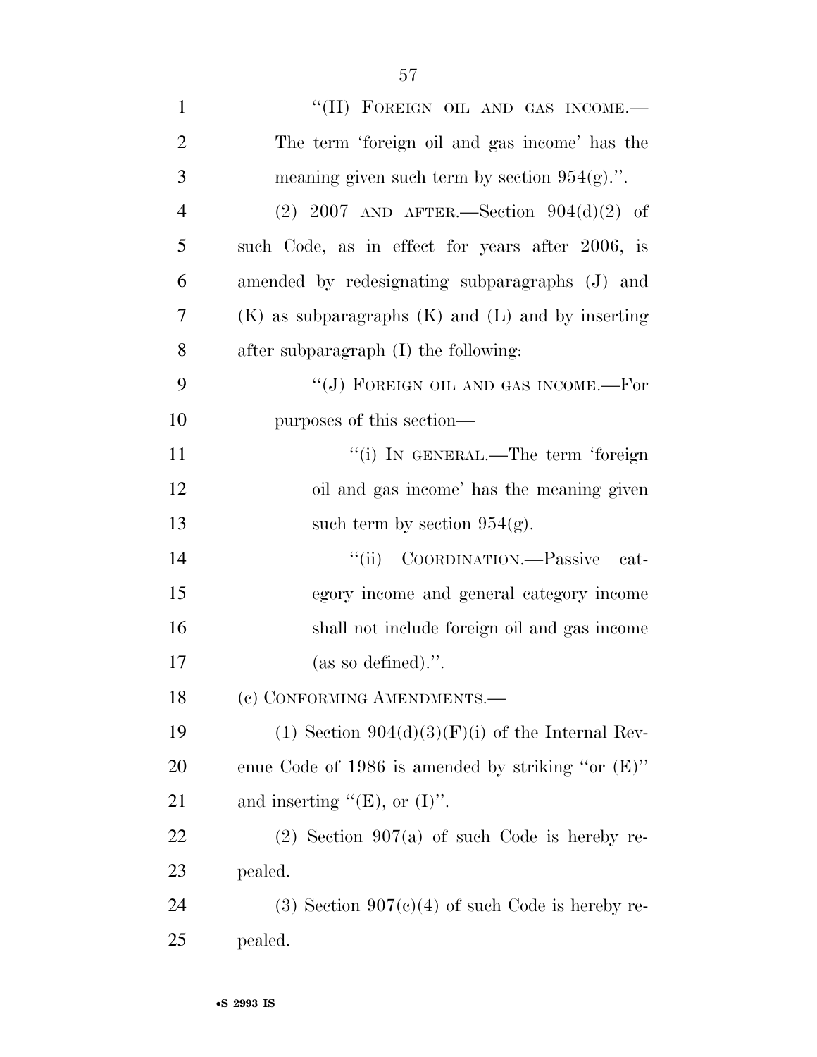"(H) FOREIGN OIL AND GAS INCOME.—The term 'foreign oil and gas income' has the meaning given such term by section 954(g).".

(2) 2007 AND AFTER.—Section 904(d)(2) of such Code, as in effect for years after 2006, is amended by redesignating subparagraphs (J) and (K) as subparagraphs (K) and (L) and by inserting after subparagraph (I) the following:

"(J) FOREIGN OIL AND GAS INCOME.—For purposes of this section—

"(i) IN GENERAL.—The term 'foreign oil and gas income' has the meaning given such term by section 954(g).

"(ii) COORDINATION.—Passive category income and general category income shall not include foreign oil and gas income (as so defined).".

(c) CONFORMING AMENDMENTS.—

(1) Section 904(d)(3)(F)(i) of the Internal Revenue Code of 1986 is amended by striking "or (E)" and inserting "(E), or (I)".

(2) Section 907(a) of such Code is hereby repealed.

(3) Section 907(c)(4) of such Code is hereby repealed.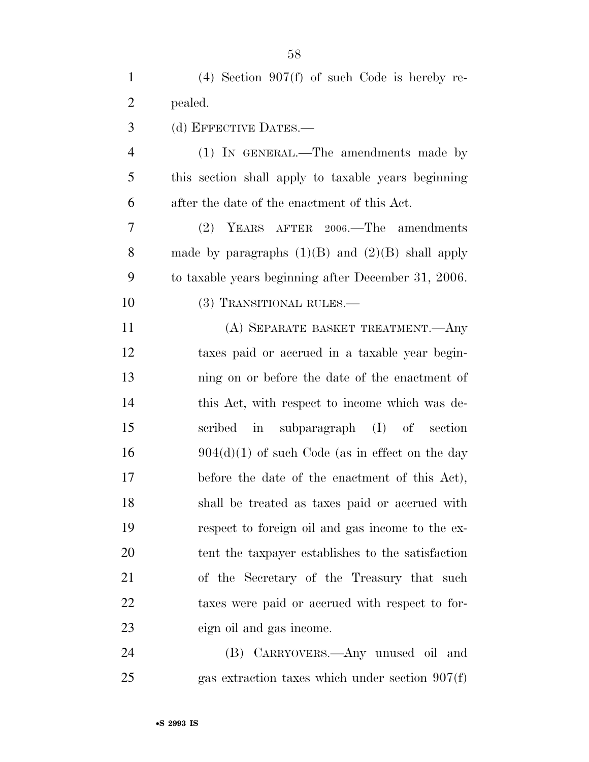(4) Section 907(f) of such Code is hereby repealed.

(d) EFFECTIVE DATES.—

(1) IN GENERAL.—The amendments made by this section shall apply to taxable years beginning after the date of the enactment of this Act.

(2) YEARS AFTER 2006.—The amendments made by paragraphs (1)(B) and (2)(B) shall apply to taxable years beginning after December 31, 2006.

(3) TRANSITIONAL RULES.—

(A) SEPARATE BASKET TREATMENT.—Any taxes paid or accrued in a taxable year beginning on or before the date of the enactment of this Act, with respect to income which was described in subparagraph (I) of section 904(d)(1) of such Code (as in effect on the day before the date of the enactment of this Act), shall be treated as taxes paid or accrued with respect to foreign oil and gas income to the extent the taxpayer establishes to the satisfaction of the Secretary of the Treasury that such taxes were paid or accrued with respect to foreign oil and gas income.

(B) CARRYOVERS.—Any unused oil and gas extraction taxes which under section 907(f)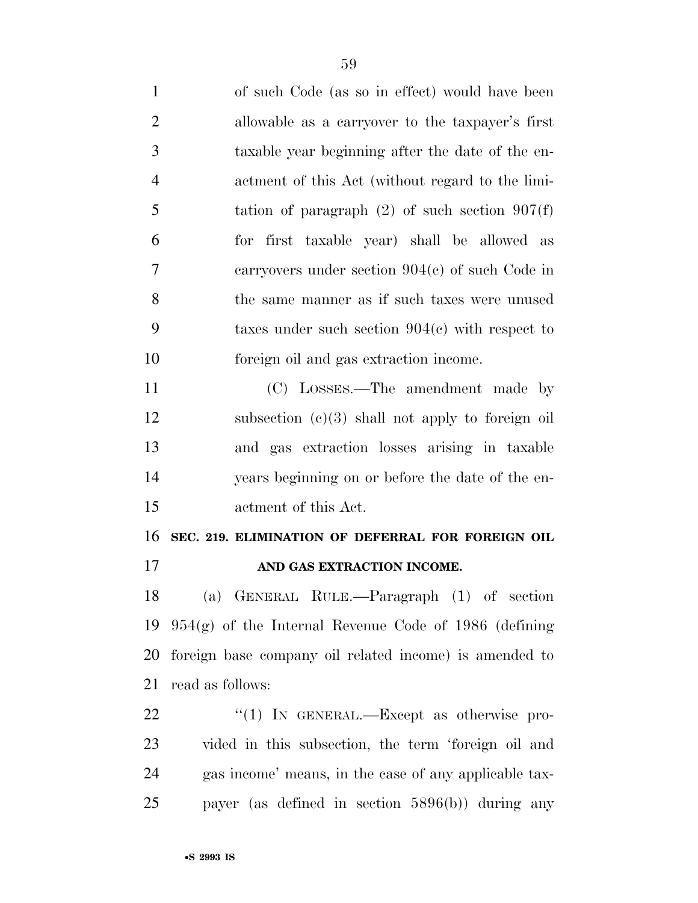of such Code (as so in effect) would have been allowable as a carryover to the taxpayer's first taxable year beginning after the date of the enactment of this Act (without regard to the limitation of paragraph (2) of such section 907(f) for first taxable year) shall be allowed as carryovers under section 904(c) of such Code in the same manner as if such taxes were unused taxes under such section 904(c) with respect to foreign oil and gas extraction income.

(C) LOSSES.—The amendment made by subsection (c)(3) shall not apply to foreign oil and gas extraction losses arising in taxable years beginning on or before the date of the enactment of this Act.

**SEC. 219. ELIMINATION OF DEFERRAL FOR FOREIGN OIL AND GAS EXTRACTION INCOME.**

(a) GENERAL RULE.—Paragraph (1) of section 954(g) of the Internal Revenue Code of 1986 (defining foreign base company oil related income) is amended to read as follows:

"(1) IN GENERAL.—Except as otherwise provided in this subsection, the term 'foreign oil and gas income' means, in the case of any applicable taxpayer (as defined in section 5896(b)) during any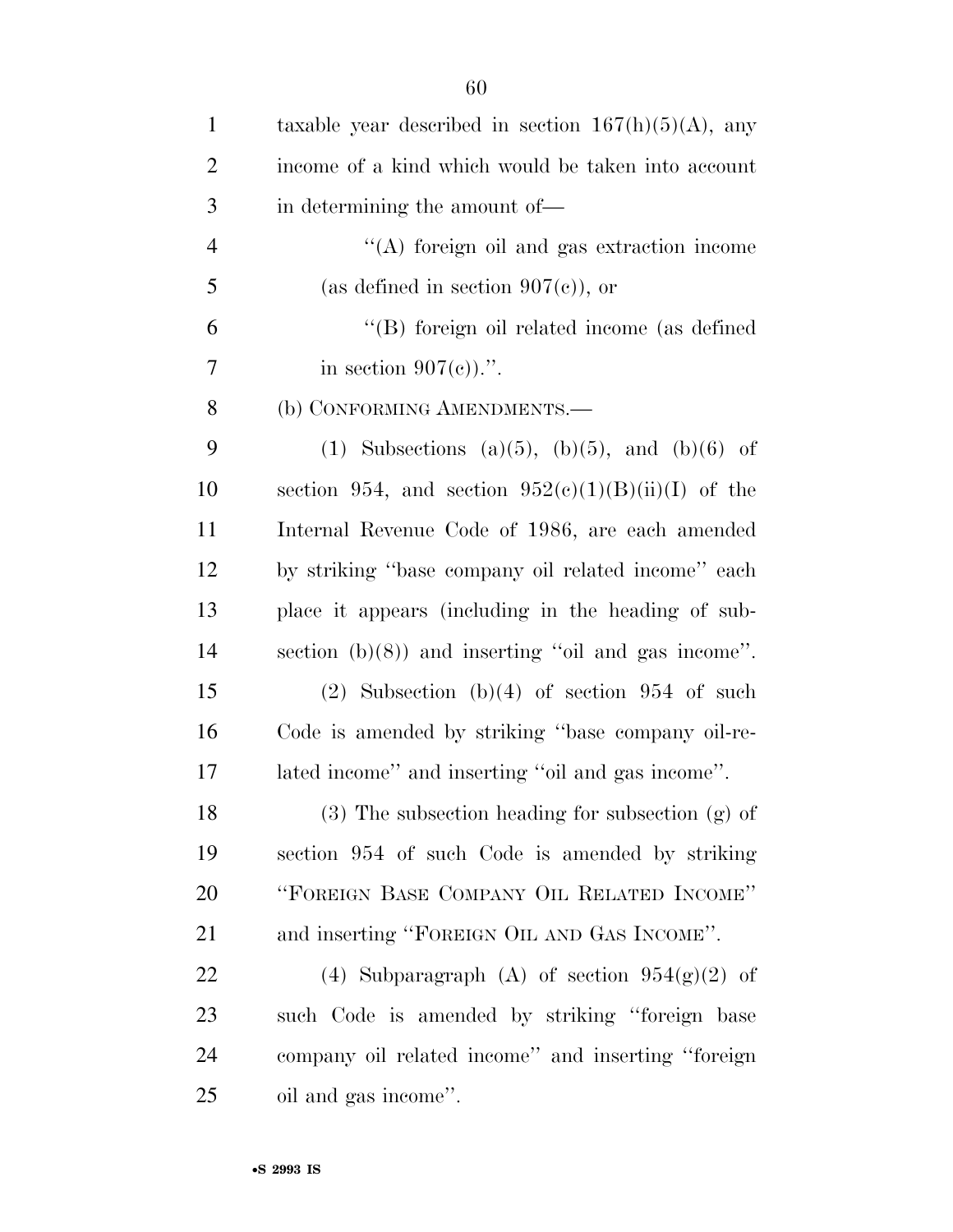taxable year described in section 167(h)(5)(A), any income of a kind which would be taken into account in determining the amount of—

"(A) foreign oil and gas extraction income (as defined in section 907(c)), or

"(B) foreign oil related income (as defined in section 907(c)).".

(b) CONFORMING AMENDMENTS.—

(1) Subsections (a)(5), (b)(5), and (b)(6) of section 954, and section 952(c)(1)(B)(ii)(I) of the Internal Revenue Code of 1986, are each amended by striking "base company oil related income" each place it appears (including in the heading of subsection (b)(8)) and inserting "oil and gas income".

(2) Subsection (b)(4) of section 954 of such Code is amended by striking "base company oil-related income" and inserting "oil and gas income".

(3) The subsection heading for subsection (g) of section 954 of such Code is amended by striking "FOREIGN BASE COMPANY OIL RELATED INCOME" and inserting "FOREIGN OIL AND GAS INCOME".

(4) Subparagraph (A) of section 954(g)(2) of such Code is amended by striking "foreign base company oil related income" and inserting "foreign oil and gas income".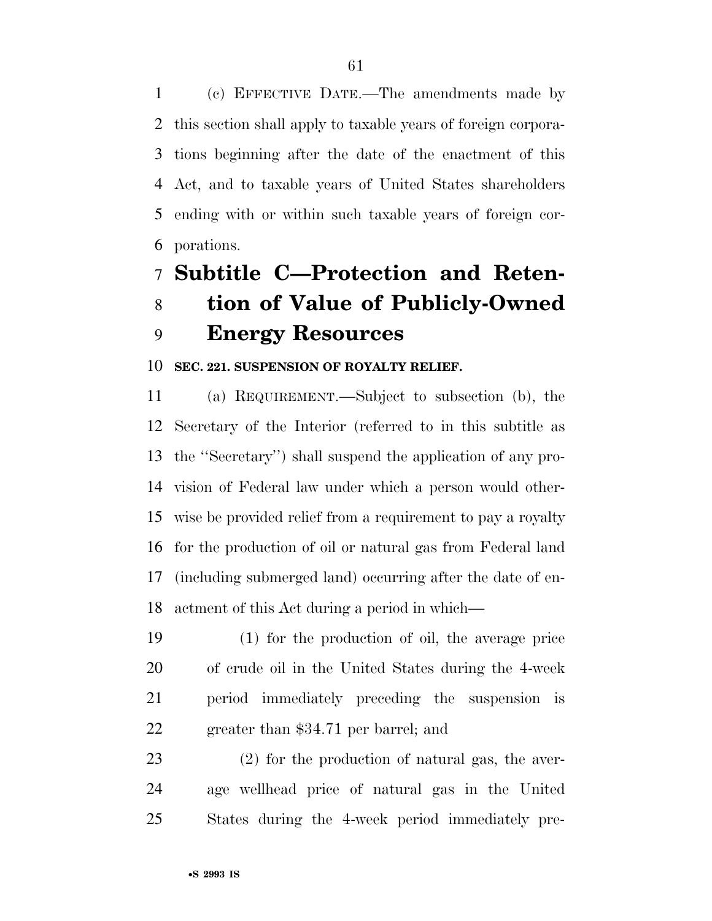(c) EFFECTIVE DATE.—The amendments made by this section shall apply to taxable years of foreign corporations beginning after the date of the enactment of this Act, and to taxable years of United States shareholders ending with or within such taxable years of foreign corporations.

## Subtitle C—Protection and Retention of Value of Publicly-Owned Energy Resources

**SEC. 221. SUSPENSION OF ROYALTY RELIEF.**

(a) REQUIREMENT.—Subject to subsection (b), the Secretary of the Interior (referred to in this subtitle as the ''Secretary'') shall suspend the application of any provision of Federal law under which a person would otherwise be provided relief from a requirement to pay a royalty for the production of oil or natural gas from Federal land (including submerged land) occurring after the date of enactment of this Act during a period in which—

(1) for the production of oil, the average price of crude oil in the United States during the 4-week period immediately preceding the suspension is greater than $34.71 per barrel; and

(2) for the production of natural gas, the average wellhead price of natural gas in the United States during the 4-week period immediately pre-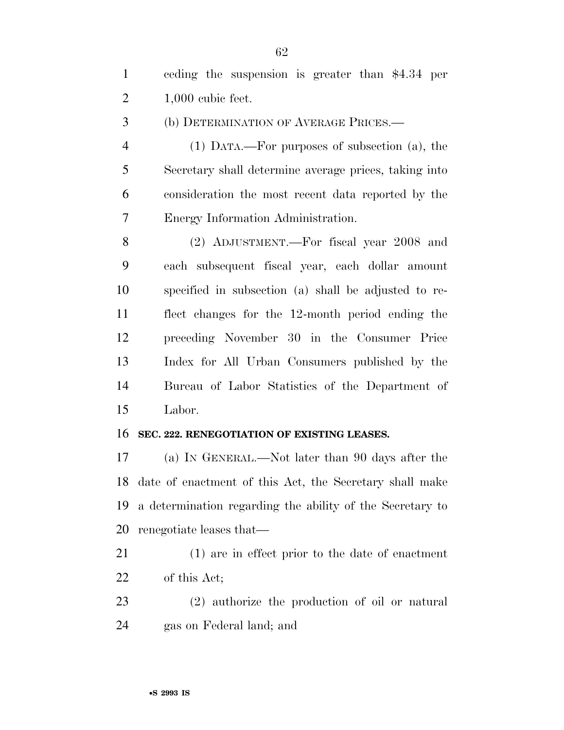ceding the suspension is greater than $4.34 per 1,000 cubic feet.

(b) DETERMINATION OF AVERAGE PRICES.—

(1) DATA.—For purposes of subsection (a), the Secretary shall determine average prices, taking into consideration the most recent data reported by the Energy Information Administration.

(2) ADJUSTMENT.—For fiscal year 2008 and each subsequent fiscal year, each dollar amount specified in subsection (a) shall be adjusted to reflect changes for the 12-month period ending the preceding November 30 in the Consumer Price Index for All Urban Consumers published by the Bureau of Labor Statistics of the Department of Labor.

**SEC. 222. RENEGOTIATION OF EXISTING LEASES.**

(a) IN GENERAL.—Not later than 90 days after the date of enactment of this Act, the Secretary shall make a determination regarding the ability of the Secretary to renegotiate leases that—

(1) are in effect prior to the date of enactment of this Act;

(2) authorize the production of oil or natural gas on Federal land; and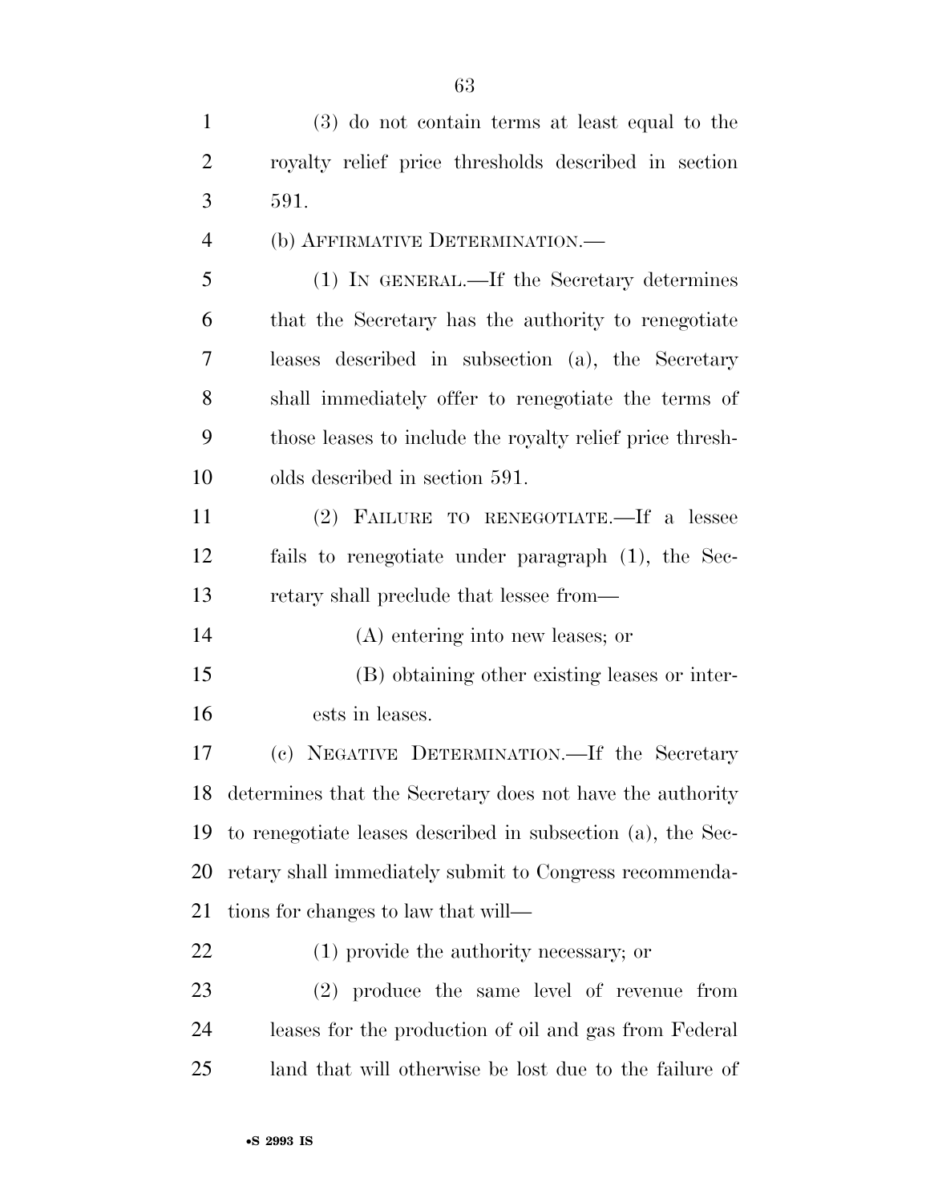(3) do not contain terms at least equal to the royalty relief price thresholds described in section 591.

(b) AFFIRMATIVE DETERMINATION.—

(1) IN GENERAL.—If the Secretary determines that the Secretary has the authority to renegotiate leases described in subsection (a), the Secretary shall immediately offer to renegotiate the terms of those leases to include the royalty relief price thresholds described in section 591.

(2) FAILURE TO RENEGOTIATE.—If a lessee fails to renegotiate under paragraph (1), the Secretary shall preclude that lessee from—

(A) entering into new leases; or

(B) obtaining other existing leases or interests in leases.

(c) NEGATIVE DETERMINATION.—If the Secretary determines that the Secretary does not have the authority to renegotiate leases described in subsection (a), the Secretary shall immediately submit to Congress recommendations for changes to law that will—

(1) provide the authority necessary; or

(2) produce the same level of revenue from leases for the production of oil and gas from Federal land that will otherwise be lost due to the failure of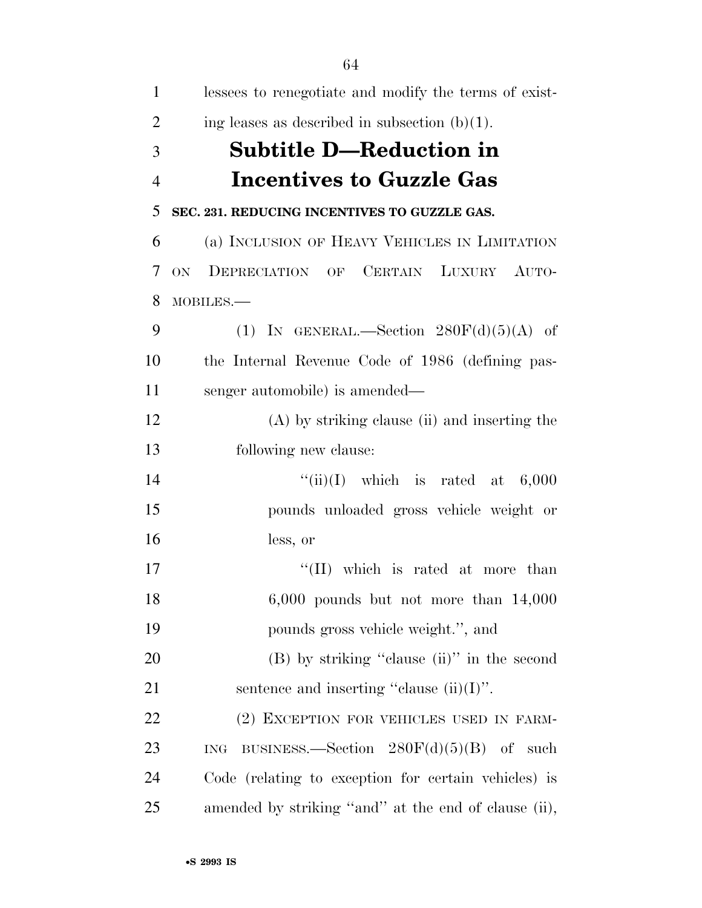lessees to renegotiate and modify the terms of existing leases as described in subsection (b)(1).

## Subtitle D—Reduction in Incentives to Guzzle Gas

### SEC. 231. REDUCING INCENTIVES TO GUZZLE GAS.

(a) INCLUSION OF HEAVY VEHICLES IN LIMITATION ON DEPRECIATION OF CERTAIN LUXURY AUTOMOBILES.—

(1) IN GENERAL.—Section 280F(d)(5)(A) of the Internal Revenue Code of 1986 (defining passenger automobile) is amended—

(A) by striking clause (ii) and inserting the following new clause:

''(ii)(I) which is rated at 6,000 pounds unloaded gross vehicle weight or less, or

''(II) which is rated at more than 6,000 pounds but not more than 14,000 pounds gross vehicle weight.'', and

(B) by striking ''clause (ii)'' in the second sentence and inserting ''clause (ii)(I)''.

(2) EXCEPTION FOR VEHICLES USED IN FARMING BUSINESS.—Section 280F(d)(5)(B) of such Code (relating to exception for certain vehicles) is amended by striking ''and'' at the end of clause (ii),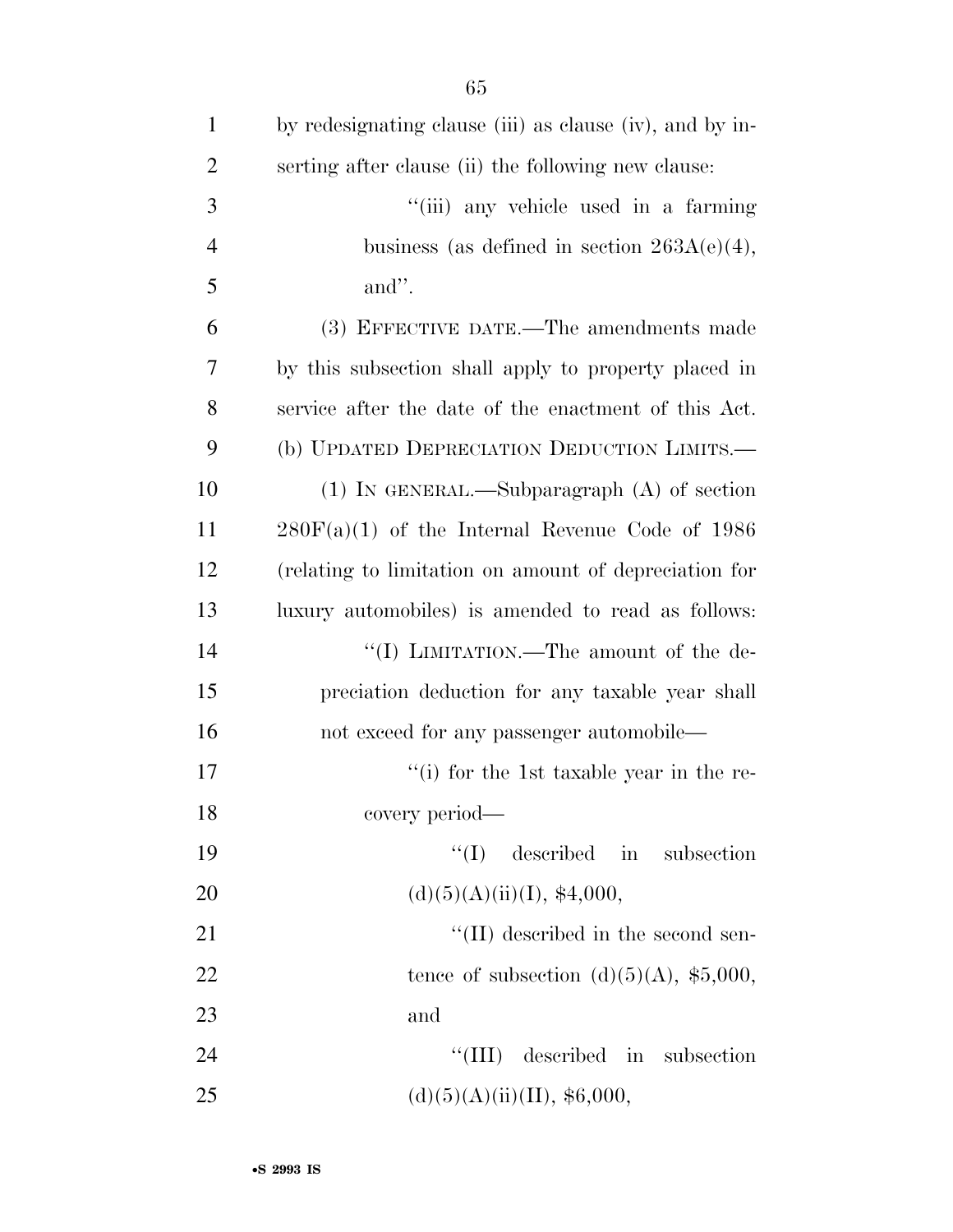by redesignating clause (iii) as clause (iv), and by inserting after clause (ii) the following new clause:

"(iii) any vehicle used in a farming business (as defined in section 263A(e)(4), and".

(3) EFFECTIVE DATE.—The amendments made by this subsection shall apply to property placed in service after the date of the enactment of this Act.

(b) UPDATED DEPRECIATION DEDUCTION LIMITS.—

(1) IN GENERAL.—Subparagraph (A) of section 280F(a)(1) of the Internal Revenue Code of 1986 (relating to limitation on amount of depreciation for luxury automobiles) is amended to read as follows:

"(I) LIMITATION.—The amount of the depreciation deduction for any taxable year shall not exceed for any passenger automobile—

"(i) for the 1st taxable year in the recovery period—

"(I) described in subsection (d)(5)(A)(ii)(I), $4,000,

"(II) described in the second sentence of subsection (d)(5)(A), $5,000, and

"(III) described in subsection (d)(5)(A)(ii)(II), $6,000,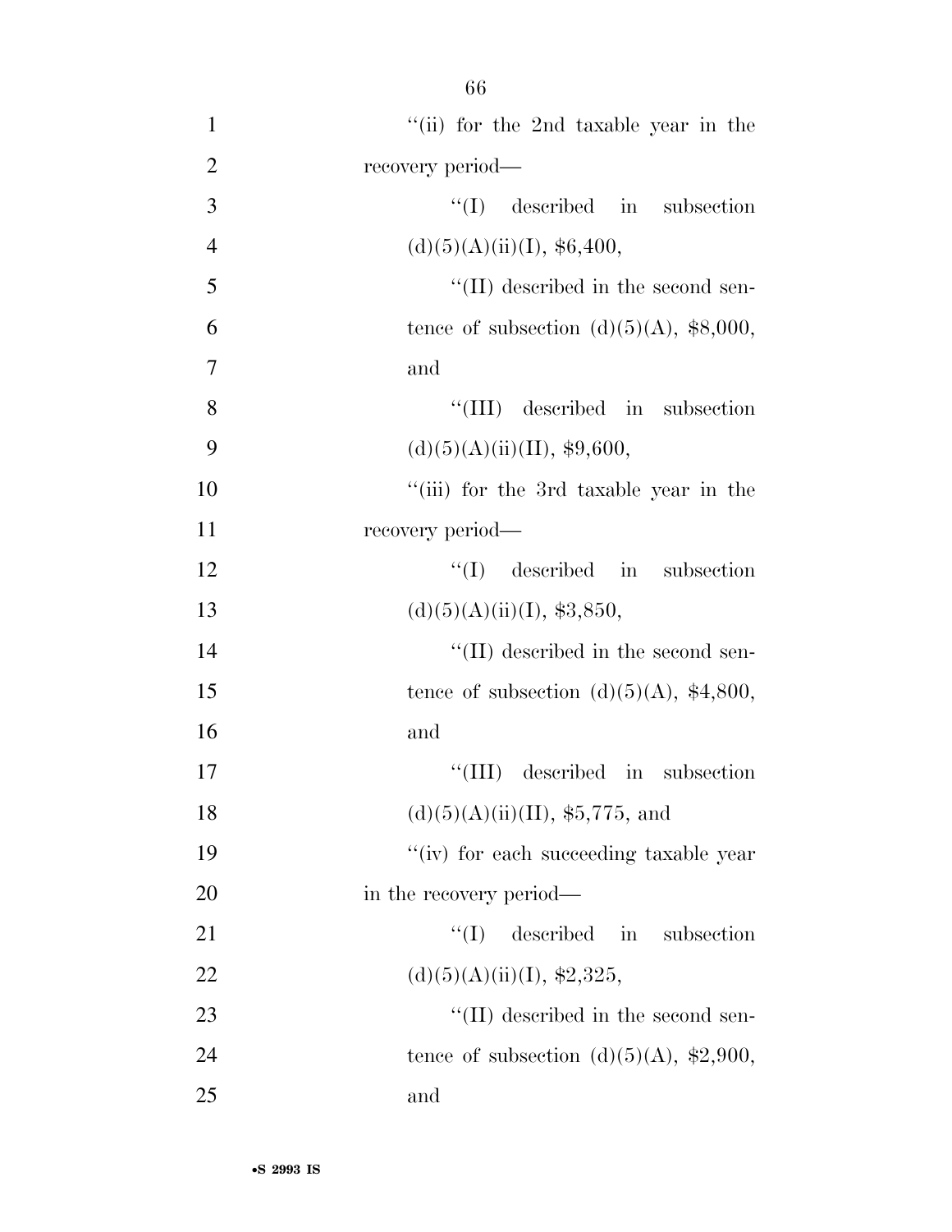"(ii) for the 2nd taxable year in the recovery period—

"(I) described in subsection (d)(5)(A)(ii)(I), $6,400,

"(II) described in the second sentence of subsection (d)(5)(A), $8,000, and

"(III) described in subsection (d)(5)(A)(ii)(II), $9,600,

"(iii) for the 3rd taxable year in the recovery period—

"(I) described in subsection (d)(5)(A)(ii)(I), $3,850,

"(II) described in the second sentence of subsection (d)(5)(A), $4,800, and

"(III) described in subsection (d)(5)(A)(ii)(II), $5,775, and

"(iv) for each succeeding taxable year in the recovery period—

"(I) described in subsection (d)(5)(A)(ii)(I), $2,325,

"(II) described in the second sentence of subsection (d)(5)(A), $2,900, and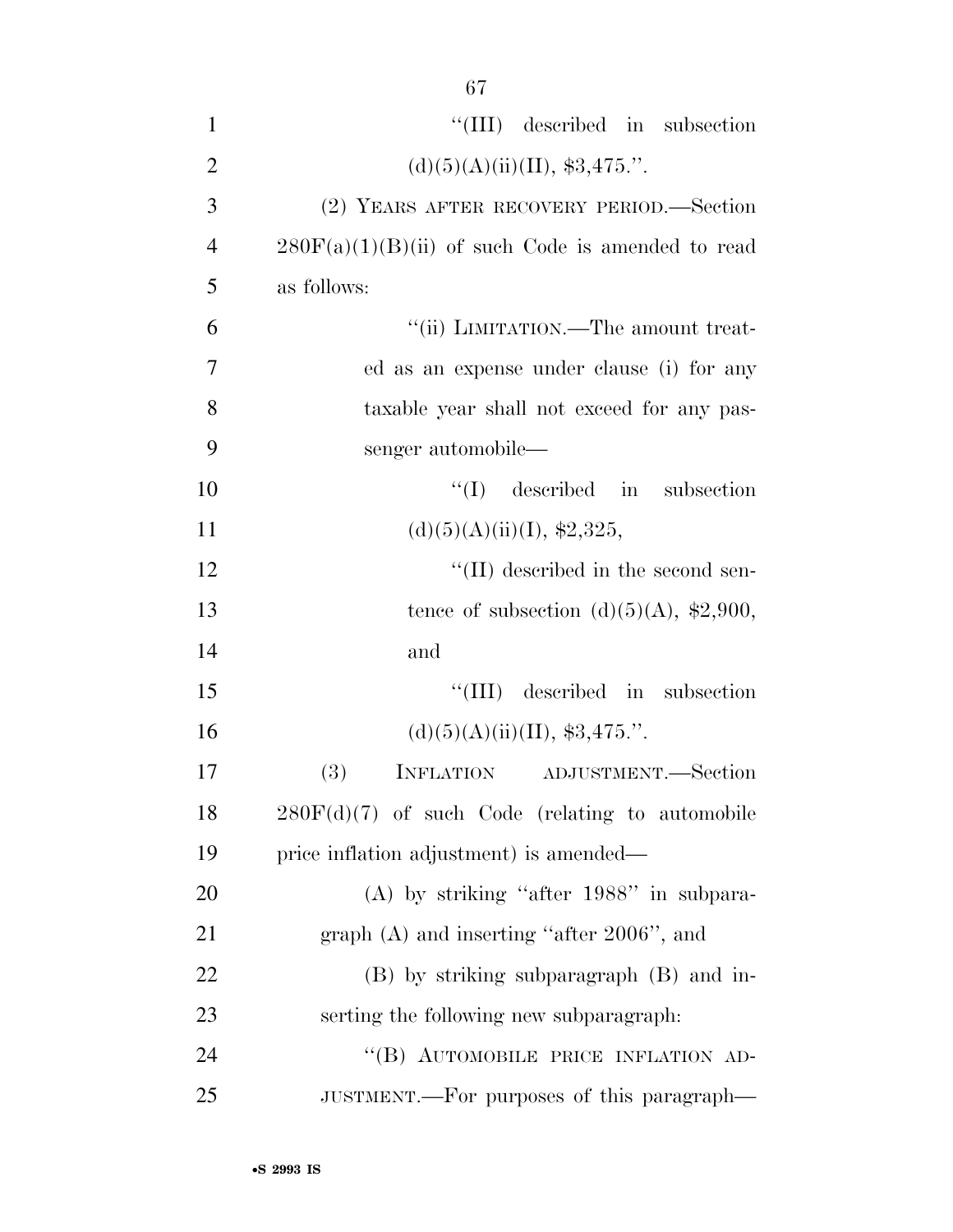''(III) described in subsection (d)(5)(A)(ii)(II), $3,475.''.

(2) YEARS AFTER RECOVERY PERIOD.—Section 280F(a)(1)(B)(ii) of such Code is amended to read as follows:

''(ii) LIMITATION.—The amount treated as an expense under clause (i) for any taxable year shall not exceed for any passenger automobile—

''(I) described in subsection (d)(5)(A)(ii)(I), $2,325,

''(II) described in the second sentence of subsection (d)(5)(A), $2,900, and

''(III) described in subsection (d)(5)(A)(ii)(II), $3,475.''.

(3) INFLATION ADJUSTMENT.—Section 280F(d)(7) of such Code (relating to automobile price inflation adjustment) is amended—

(A) by striking ''after 1988'' in subparagraph (A) and inserting ''after 2006'', and

(B) by striking subparagraph (B) and inserting the following new subparagraph:

''(B) AUTOMOBILE PRICE INFLATION ADJUSTMENT.—For purposes of this paragraph—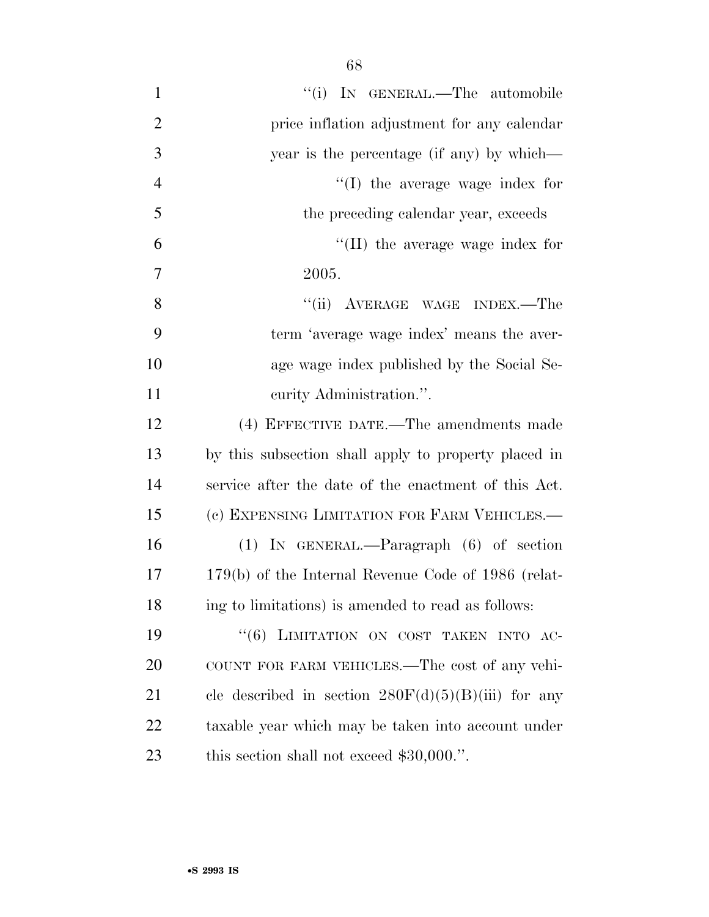"(i) IN GENERAL.—The automobile price inflation adjustment for any calendar year is the percentage (if any) by which—

"(I) the average wage index for the preceding calendar year, exceeds

"(II) the average wage index for 2005.

"(ii) AVERAGE WAGE INDEX.—The term 'average wage index' means the average wage index published by the Social Security Administration.".

(4) EFFECTIVE DATE.—The amendments made by this subsection shall apply to property placed in service after the date of the enactment of this Act.

(c) EXPENSING LIMITATION FOR FARM VEHICLES.—

(1) IN GENERAL.—Paragraph (6) of section 179(b) of the Internal Revenue Code of 1986 (relating to limitations) is amended to read as follows:

"(6) LIMITATION ON COST TAKEN INTO ACCOUNT FOR FARM VEHICLES.—The cost of any vehicle described in section 280F(d)(5)(B)(iii) for any taxable year which may be taken into account under this section shall not exceed $30,000.".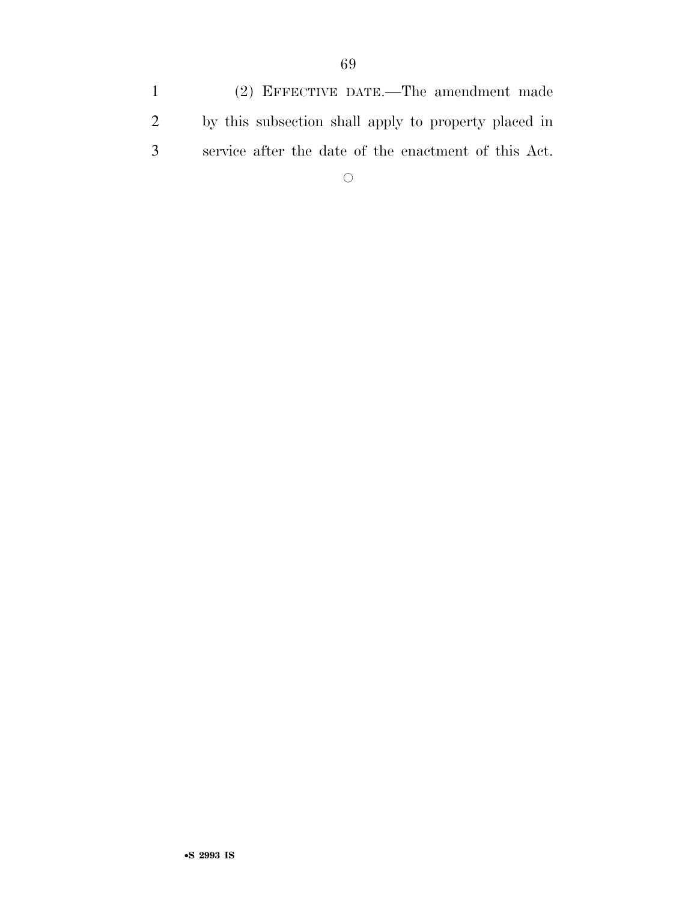(2) EFFECTIVE DATE.—The amendment made by this subsection shall apply to property placed in service after the date of the enactment of this Act.